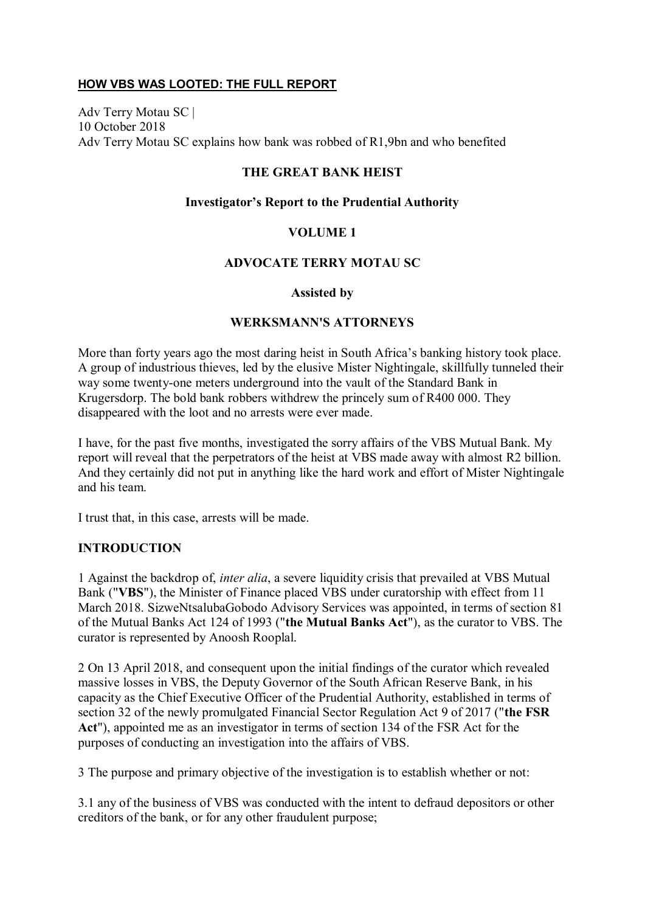**HOW VBS WAS LOOTED: THE FULL REPORT**

Adv Terry Motau SC |
10 October 2018
Adv Terry Motau SC explains how bank was robbed of R1,9bn and who benefited

# THE GREAT BANK HEIST

## Investigator's Report to the Prudential Authority

## VOLUME 1

## ADVOCATE TERRY MOTAU SC

**Assisted by**

## WERKSMANN'S ATTORNEYS

More than forty years ago the most daring heist in South Africa's banking history took place. A group of industrious thieves, led by the elusive Mister Nightingale, skillfully tunneled their way some twenty-one meters underground into the vault of the Standard Bank in Krugersdorp. The bold bank robbers withdrew the princely sum of R400 000. They disappeared with the loot and no arrests were ever made.

I have, for the past five months, investigated the sorry affairs of the VBS Mutual Bank. My report will reveal that the perpetrators of the heist at VBS made away with almost R2 billion. And they certainly did not put in anything like the hard work and effort of Mister Nightingale and his team.

I trust that, in this case, arrests will be made.

## INTRODUCTION

1 Against the backdrop of, *inter alia*, a severe liquidity crisis that prevailed at VBS Mutual Bank ("**VBS**"), the Minister of Finance placed VBS under curatorship with effect from 11 March 2018. SizweNtsalubaGobodo Advisory Services was appointed, in terms of section 81 of the Mutual Banks Act 124 of 1993 ("**the Mutual Banks Act**"), as the curator to VBS. The curator is represented by Anoosh Rooplal.

2 On 13 April 2018, and consequent upon the initial findings of the curator which revealed massive losses in VBS, the Deputy Governor of the South African Reserve Bank, in his capacity as the Chief Executive Officer of the Prudential Authority, established in terms of section 32 of the newly promulgated Financial Sector Regulation Act 9 of 2017 ("**the FSR Act**"), appointed me as an investigator in terms of section 134 of the FSR Act for the purposes of conducting an investigation into the affairs of VBS.

3 The purpose and primary objective of the investigation is to establish whether or not:

3.1 any of the business of VBS was conducted with the intent to defraud depositors or other creditors of the bank, or for any other fraudulent purpose;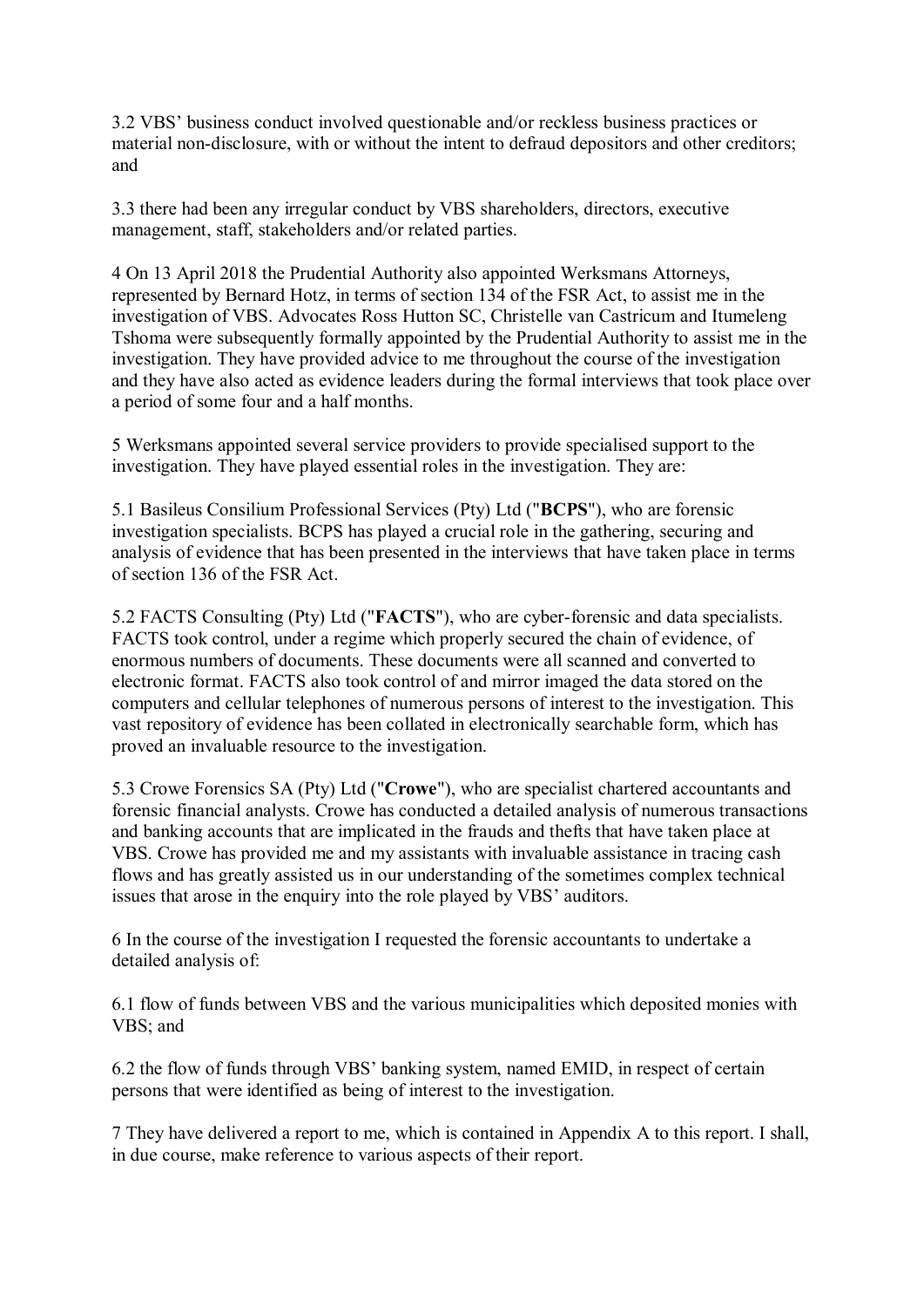3.2 VBS' business conduct involved questionable and/or reckless business practices or material non-disclosure, with or without the intent to defraud depositors and other creditors; and

3.3 there had been any irregular conduct by VBS shareholders, directors, executive management, staff, stakeholders and/or related parties.

4 On 13 April 2018 the Prudential Authority also appointed Werksmans Attorneys, represented by Bernard Hotz, in terms of section 134 of the FSR Act, to assist me in the investigation of VBS. Advocates Ross Hutton SC, Christelle van Castricum and Itumeleng Tshoma were subsequently formally appointed by the Prudential Authority to assist me in the investigation. They have provided advice to me throughout the course of the investigation and they have also acted as evidence leaders during the formal interviews that took place over a period of some four and a half months.

5 Werksmans appointed several service providers to provide specialised support to the investigation. They have played essential roles in the investigation. They are:

5.1 Basileus Consilium Professional Services (Pty) Ltd ("**BCPS**"), who are forensic investigation specialists. BCPS has played a crucial role in the gathering, securing and analysis of evidence that has been presented in the interviews that have taken place in terms of section 136 of the FSR Act.

5.2 FACTS Consulting (Pty) Ltd ("**FACTS**"), who are cyber-forensic and data specialists. FACTS took control, under a regime which properly secured the chain of evidence, of enormous numbers of documents. These documents were all scanned and converted to electronic format. FACTS also took control of and mirror imaged the data stored on the computers and cellular telephones of numerous persons of interest to the investigation. This vast repository of evidence has been collated in electronically searchable form, which has proved an invaluable resource to the investigation.

5.3 Crowe Forensics SA (Pty) Ltd ("**Crowe**"), who are specialist chartered accountants and forensic financial analysts. Crowe has conducted a detailed analysis of numerous transactions and banking accounts that are implicated in the frauds and thefts that have taken place at VBS. Crowe has provided me and my assistants with invaluable assistance in tracing cash flows and has greatly assisted us in our understanding of the sometimes complex technical issues that arose in the enquiry into the role played by VBS' auditors.

6 In the course of the investigation I requested the forensic accountants to undertake a detailed analysis of:

6.1 flow of funds between VBS and the various municipalities which deposited monies with VBS; and

6.2 the flow of funds through VBS' banking system, named EMID, in respect of certain persons that were identified as being of interest to the investigation.

7 They have delivered a report to me, which is contained in Appendix A to this report. I shall, in due course, make reference to various aspects of their report.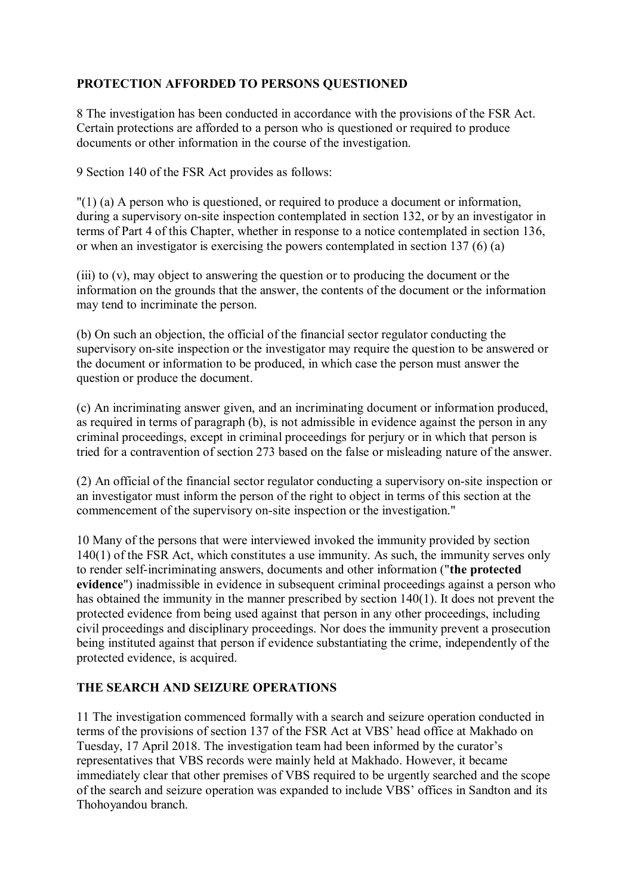## PROTECTION AFFORDED TO PERSONS QUESTIONED

8 The investigation has been conducted in accordance with the provisions of the FSR Act. Certain protections are afforded to a person who is questioned or required to produce documents or other information in the course of the investigation.

9 Section 140 of the FSR Act provides as follows:

"(1) (a) A person who is questioned, or required to produce a document or information, during a supervisory on-site inspection contemplated in section 132, or by an investigator in terms of Part 4 of this Chapter, whether in response to a notice contemplated in section 136, or when an investigator is exercising the powers contemplated in section 137 (6) (a)

(iii) to (v), may object to answering the question or to producing the document or the information on the grounds that the answer, the contents of the document or the information may tend to incriminate the person.

(b) On such an objection, the official of the financial sector regulator conducting the supervisory on-site inspection or the investigator may require the question to be answered or the document or information to be produced, in which case the person must answer the question or produce the document.

(c) An incriminating answer given, and an incriminating document or information produced, as required in terms of paragraph (b), is not admissible in evidence against the person in any criminal proceedings, except in criminal proceedings for perjury or in which that person is tried for a contravention of section 273 based on the false or misleading nature of the answer.

(2) An official of the financial sector regulator conducting a supervisory on-site inspection or an investigator must inform the person of the right to object in terms of this section at the commencement of the supervisory on-site inspection or the investigation."

10 Many of the persons that were interviewed invoked the immunity provided by section 140(1) of the FSR Act, which constitutes a use immunity. As such, the immunity serves only to render self-incriminating answers, documents and other information ("**the protected evidence**") inadmissible in evidence in subsequent criminal proceedings against a person who has obtained the immunity in the manner prescribed by section 140(1). It does not prevent the protected evidence from being used against that person in any other proceedings, including civil proceedings and disciplinary proceedings. Nor does the immunity prevent a prosecution being instituted against that person if evidence substantiating the crime, independently of the protected evidence, is acquired.

## THE SEARCH AND SEIZURE OPERATIONS

11 The investigation commenced formally with a search and seizure operation conducted in terms of the provisions of section 137 of the FSR Act at VBS' head office at Makhado on Tuesday, 17 April 2018. The investigation team had been informed by the curator's representatives that VBS records were mainly held at Makhado. However, it became immediately clear that other premises of VBS required to be urgently searched and the scope of the search and seizure operation was expanded to include VBS' offices in Sandton and its Thohoyandou branch.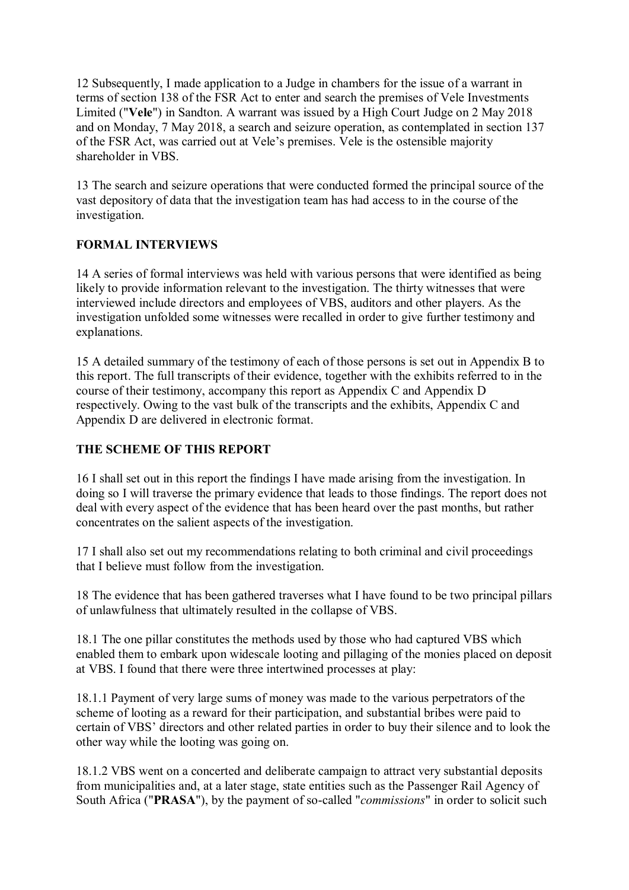12 Subsequently, I made application to a Judge in chambers for the issue of a warrant in terms of section 138 of the FSR Act to enter and search the premises of Vele Investments Limited ("**Vele**") in Sandton. A warrant was issued by a High Court Judge on 2 May 2018 and on Monday, 7 May 2018, a search and seizure operation, as contemplated in section 137 of the FSR Act, was carried out at Vele's premises. Vele is the ostensible majority shareholder in VBS.

13 The search and seizure operations that were conducted formed the principal source of the vast depository of data that the investigation team has had access to in the course of the investigation.

## FORMAL INTERVIEWS

14 A series of formal interviews was held with various persons that were identified as being likely to provide information relevant to the investigation. The thirty witnesses that were interviewed include directors and employees of VBS, auditors and other players. As the investigation unfolded some witnesses were recalled in order to give further testimony and explanations.

15 A detailed summary of the testimony of each of those persons is set out in Appendix B to this report. The full transcripts of their evidence, together with the exhibits referred to in the course of their testimony, accompany this report as Appendix C and Appendix D respectively. Owing to the vast bulk of the transcripts and the exhibits, Appendix C and Appendix D are delivered in electronic format.

## THE SCHEME OF THIS REPORT

16 I shall set out in this report the findings I have made arising from the investigation. In doing so I will traverse the primary evidence that leads to those findings. The report does not deal with every aspect of the evidence that has been heard over the past months, but rather concentrates on the salient aspects of the investigation.

17 I shall also set out my recommendations relating to both criminal and civil proceedings that I believe must follow from the investigation.

18 The evidence that has been gathered traverses what I have found to be two principal pillars of unlawfulness that ultimately resulted in the collapse of VBS.

18.1 The one pillar constitutes the methods used by those who had captured VBS which enabled them to embark upon widescale looting and pillaging of the monies placed on deposit at VBS. I found that there were three intertwined processes at play:

18.1.1 Payment of very large sums of money was made to the various perpetrators of the scheme of looting as a reward for their participation, and substantial bribes were paid to certain of VBS' directors and other related parties in order to buy their silence and to look the other way while the looting was going on.

18.1.2 VBS went on a concerted and deliberate campaign to attract very substantial deposits from municipalities and, at a later stage, state entities such as the Passenger Rail Agency of South Africa ("**PRASA**"), by the payment of so-called "*commissions*" in order to solicit such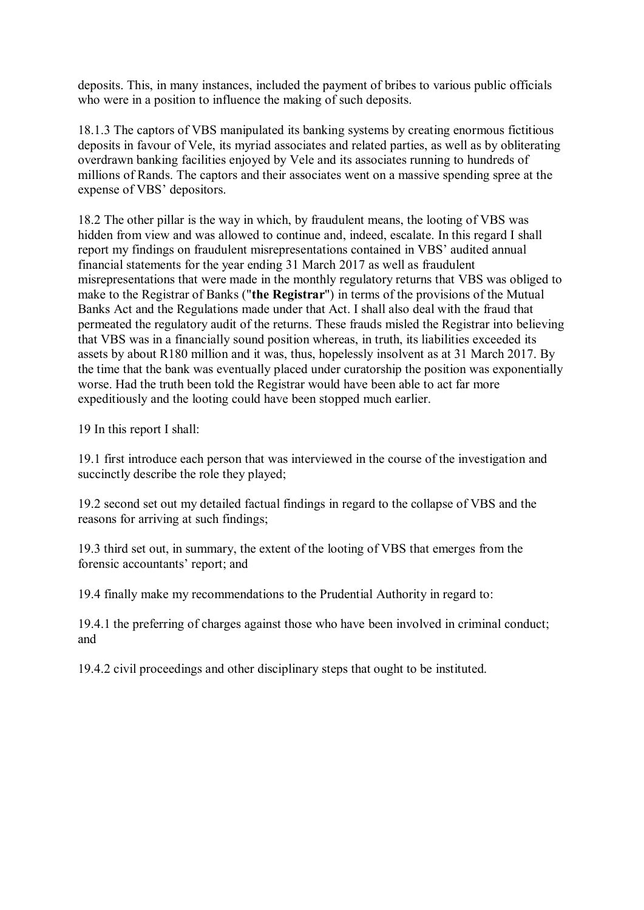deposits. This, in many instances, included the payment of bribes to various public officials who were in a position to influence the making of such deposits.

18.1.3 The captors of VBS manipulated its banking systems by creating enormous fictitious deposits in favour of Vele, its myriad associates and related parties, as well as by obliterating overdrawn banking facilities enjoyed by Vele and its associates running to hundreds of millions of Rands. The captors and their associates went on a massive spending spree at the expense of VBS' depositors.

18.2 The other pillar is the way in which, by fraudulent means, the looting of VBS was hidden from view and was allowed to continue and, indeed, escalate. In this regard I shall report my findings on fraudulent misrepresentations contained in VBS' audited annual financial statements for the year ending 31 March 2017 as well as fraudulent misrepresentations that were made in the monthly regulatory returns that VBS was obliged to make to the Registrar of Banks ("**the Registrar**") in terms of the provisions of the Mutual Banks Act and the Regulations made under that Act. I shall also deal with the fraud that permeated the regulatory audit of the returns. These frauds misled the Registrar into believing that VBS was in a financially sound position whereas, in truth, its liabilities exceeded its assets by about R180 million and it was, thus, hopelessly insolvent as at 31 March 2017. By the time that the bank was eventually placed under curatorship the position was exponentially worse. Had the truth been told the Registrar would have been able to act far more expeditiously and the looting could have been stopped much earlier.

19 In this report I shall:

19.1 first introduce each person that was interviewed in the course of the investigation and succinctly describe the role they played;

19.2 second set out my detailed factual findings in regard to the collapse of VBS and the reasons for arriving at such findings;

19.3 third set out, in summary, the extent of the looting of VBS that emerges from the forensic accountants' report; and

19.4 finally make my recommendations to the Prudential Authority in regard to:

19.4.1 the preferring of charges against those who have been involved in criminal conduct; and

19.4.2 civil proceedings and other disciplinary steps that ought to be instituted.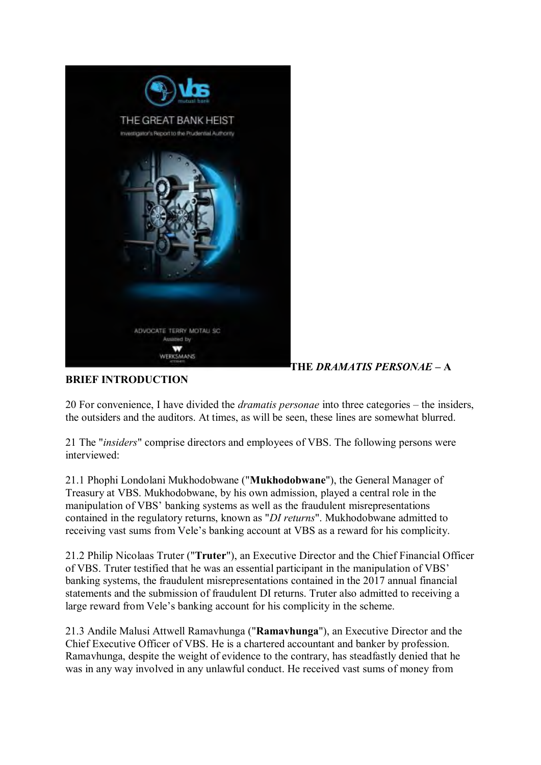## THE *DRAMATIS PERSONAE* – A BRIEF INTRODUCTION

20 For convenience, I have divided the *dramatis personae* into three categories – the insiders, the outsiders and the auditors. At times, as will be seen, these lines are somewhat blurred.

21 The "*insiders*" comprise directors and employees of VBS. The following persons were interviewed:

21.1 Phophi Londolani Mukhodobwane ("**Mukhodobwane**"), the General Manager of Treasury at VBS. Mukhodobwane, by his own admission, played a central role in the manipulation of VBS' banking systems as well as the fraudulent misrepresentations contained in the regulatory returns, known as "*DI returns*". Mukhodobwane admitted to receiving vast sums from Vele's banking account at VBS as a reward for his complicity.

21.2 Philip Nicolaas Truter ("**Truter**"), an Executive Director and the Chief Financial Officer of VBS. Truter testified that he was an essential participant in the manipulation of VBS' banking systems, the fraudulent misrepresentations contained in the 2017 annual financial statements and the submission of fraudulent DI returns. Truter also admitted to receiving a large reward from Vele's banking account for his complicity in the scheme.

21.3 Andile Malusi Attwell Ramavhunga ("**Ramavhunga**"), an Executive Director and the Chief Executive Officer of VBS. He is a chartered accountant and banker by profession. Ramavhunga, despite the weight of evidence to the contrary, has steadfastly denied that he was in any way involved in any unlawful conduct. He received vast sums of money from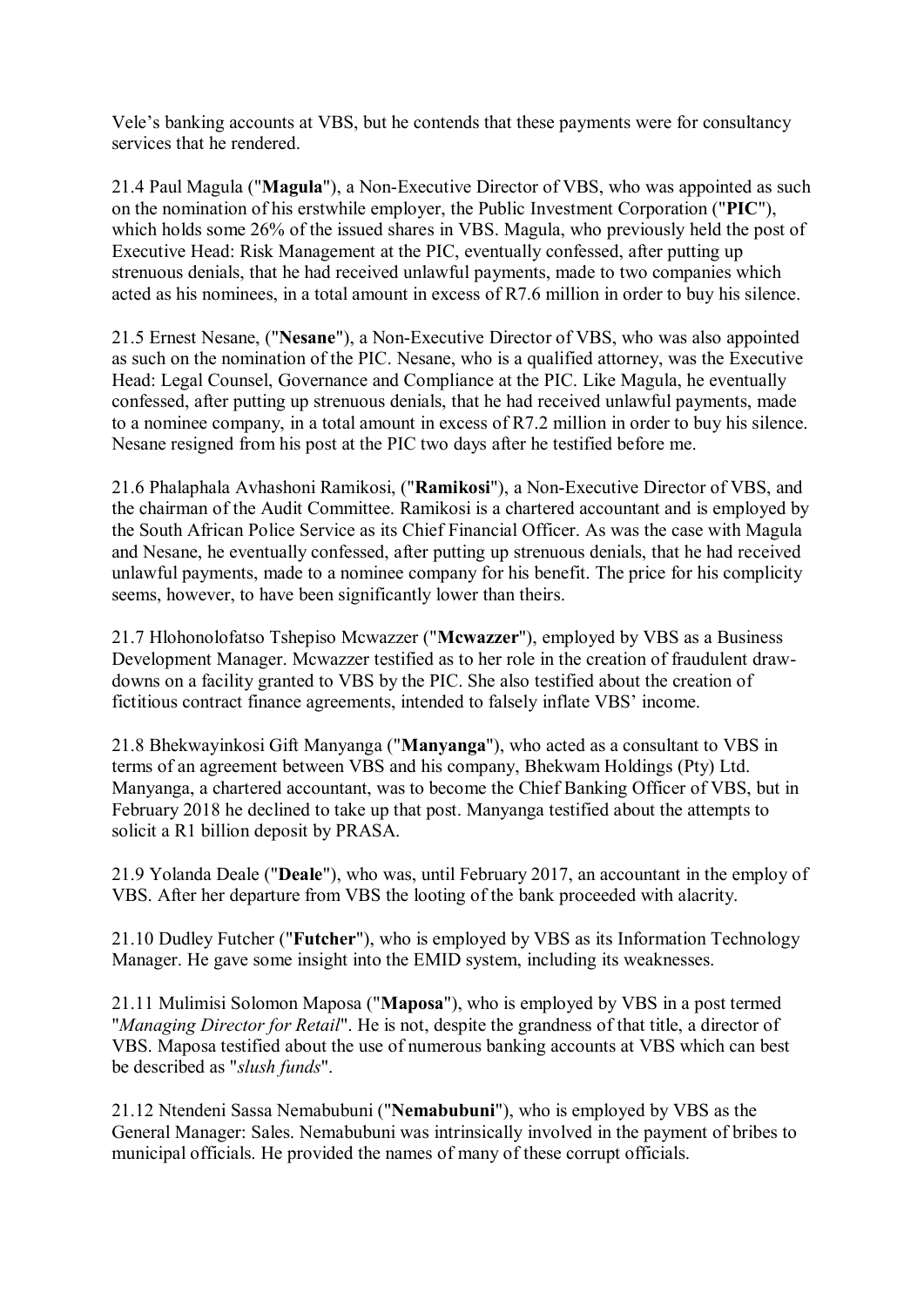Vele's banking accounts at VBS, but he contends that these payments were for consultancy services that he rendered.

21.4 Paul Magula ("**Magula**"), a Non-Executive Director of VBS, who was appointed as such on the nomination of his erstwhile employer, the Public Investment Corporation ("**PIC**"), which holds some 26% of the issued shares in VBS. Magula, who previously held the post of Executive Head: Risk Management at the PIC, eventually confessed, after putting up strenuous denials, that he had received unlawful payments, made to two companies which acted as his nominees, in a total amount in excess of R7.6 million in order to buy his silence.

21.5 Ernest Nesane, ("**Nesane**"), a Non-Executive Director of VBS, who was also appointed as such on the nomination of the PIC. Nesane, who is a qualified attorney, was the Executive Head: Legal Counsel, Governance and Compliance at the PIC. Like Magula, he eventually confessed, after putting up strenuous denials, that he had received unlawful payments, made to a nominee company, in a total amount in excess of R7.2 million in order to buy his silence. Nesane resigned from his post at the PIC two days after he testified before me.

21.6 Phalaphala Avhashoni Ramikosi, ("**Ramikosi**"), a Non-Executive Director of VBS, and the chairman of the Audit Committee. Ramikosi is a chartered accountant and is employed by the South African Police Service as its Chief Financial Officer. As was the case with Magula and Nesane, he eventually confessed, after putting up strenuous denials, that he had received unlawful payments, made to a nominee company for his benefit. The price for his complicity seems, however, to have been significantly lower than theirs.

21.7 Hlohonolofatso Tshepiso Mcwazzer ("**Mcwazzer**"), employed by VBS as a Business Development Manager. Mcwazzer testified as to her role in the creation of fraudulent draw-downs on a facility granted to VBS by the PIC. She also testified about the creation of fictitious contract finance agreements, intended to falsely inflate VBS' income.

21.8 Bhekwayinkosi Gift Manyanga ("**Manyanga**"), who acted as a consultant to VBS in terms of an agreement between VBS and his company, Bhekwam Holdings (Pty) Ltd. Manyanga, a chartered accountant, was to become the Chief Banking Officer of VBS, but in February 2018 he declined to take up that post. Manyanga testified about the attempts to solicit a R1 billion deposit by PRASA.

21.9 Yolanda Deale ("**Deale**"), who was, until February 2017, an accountant in the employ of VBS. After her departure from VBS the looting of the bank proceeded with alacrity.

21.10 Dudley Futcher ("**Futcher**"), who is employed by VBS as its Information Technology Manager. He gave some insight into the EMID system, including its weaknesses.

21.11 Mulimisi Solomon Maposa ("**Maposa**"), who is employed by VBS in a post termed "*Managing Director for Retail*". He is not, despite the grandness of that title, a director of VBS. Maposa testified about the use of numerous banking accounts at VBS which can best be described as "*slush funds*".

21.12 Ntendeni Sassa Nemabubuni ("**Nemabubuni**"), who is employed by VBS as the General Manager: Sales. Nemabubuni was intrinsically involved in the payment of bribes to municipal officials. He provided the names of many of these corrupt officials.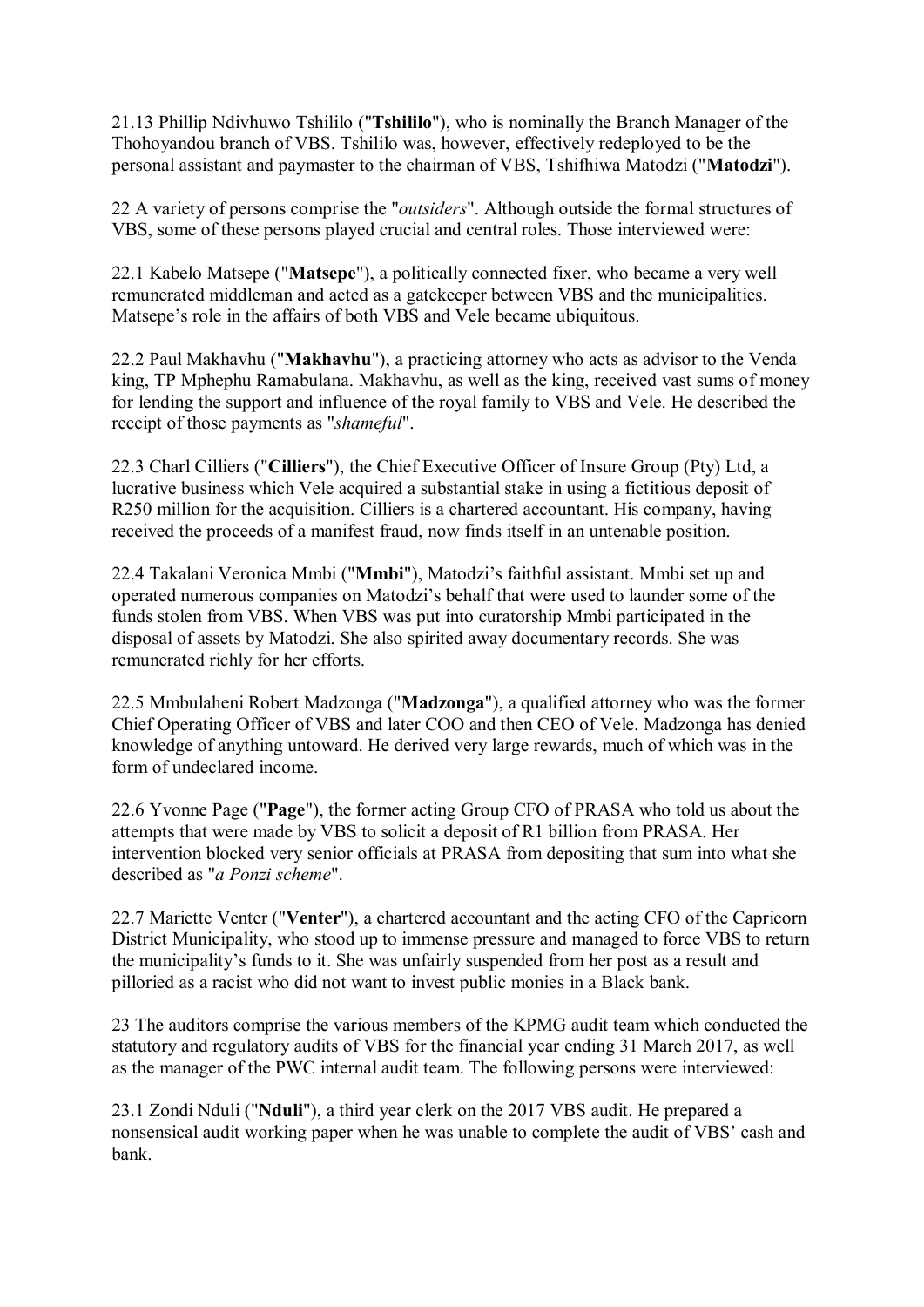21.13 Phillip Ndivhuwo Tshililo ("**Tshililo**"), who is nominally the Branch Manager of the Thohoyandou branch of VBS. Tshililo was, however, effectively redeployed to be the personal assistant and paymaster to the chairman of VBS, Tshifhiwa Matodzi ("**Matodzi**").

22 A variety of persons comprise the "*outsiders*". Although outside the formal structures of VBS, some of these persons played crucial and central roles. Those interviewed were:

22.1 Kabelo Matsepe ("**Matsepe**"), a politically connected fixer, who became a very well remunerated middleman and acted as a gatekeeper between VBS and the municipalities. Matsepe's role in the affairs of both VBS and Vele became ubiquitous.

22.2 Paul Makhavhu ("**Makhavhu**"), a practicing attorney who acts as advisor to the Venda king, TP Mphephu Ramabulana. Makhavhu, as well as the king, received vast sums of money for lending the support and influence of the royal family to VBS and Vele. He described the receipt of those payments as "*shameful*".

22.3 Charl Cilliers ("**Cilliers**"), the Chief Executive Officer of Insure Group (Pty) Ltd, a lucrative business which Vele acquired a substantial stake in using a fictitious deposit of R250 million for the acquisition. Cilliers is a chartered accountant. His company, having received the proceeds of a manifest fraud, now finds itself in an untenable position.

22.4 Takalani Veronica Mmbi ("**Mmbi**"), Matodzi's faithful assistant. Mmbi set up and operated numerous companies on Matodzi's behalf that were used to launder some of the funds stolen from VBS. When VBS was put into curatorship Mmbi participated in the disposal of assets by Matodzi. She also spirited away documentary records. She was remunerated richly for her efforts.

22.5 Mmbulaheni Robert Madzonga ("**Madzonga**"), a qualified attorney who was the former Chief Operating Officer of VBS and later COO and then CEO of Vele. Madzonga has denied knowledge of anything untoward. He derived very large rewards, much of which was in the form of undeclared income.

22.6 Yvonne Page ("**Page**"), the former acting Group CFO of PRASA who told us about the attempts that were made by VBS to solicit a deposit of R1 billion from PRASA. Her intervention blocked very senior officials at PRASA from depositing that sum into what she described as "*a Ponzi scheme*".

22.7 Mariette Venter ("**Venter**"), a chartered accountant and the acting CFO of the Capricorn District Municipality, who stood up to immense pressure and managed to force VBS to return the municipality's funds to it. She was unfairly suspended from her post as a result and pilloried as a racist who did not want to invest public monies in a Black bank.

23 The auditors comprise the various members of the KPMG audit team which conducted the statutory and regulatory audits of VBS for the financial year ending 31 March 2017, as well as the manager of the PWC internal audit team. The following persons were interviewed:

23.1 Zondi Nduli ("**Nduli**"), a third year clerk on the 2017 VBS audit. He prepared a nonsensical audit working paper when he was unable to complete the audit of VBS' cash and bank.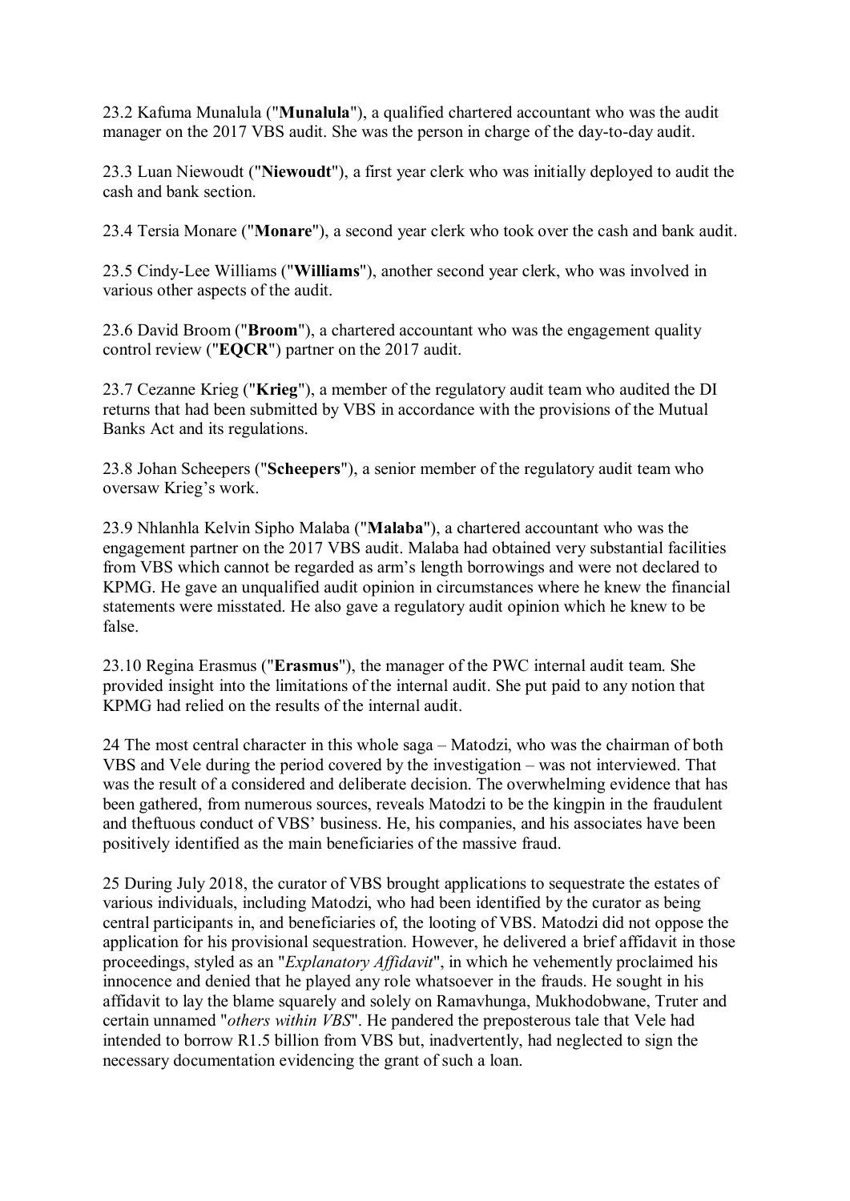23.2 Kafuma Munalula ("**Munalula**"), a qualified chartered accountant who was the audit manager on the 2017 VBS audit. She was the person in charge of the day-to-day audit.

23.3 Luan Niewoudt ("**Niewoudt**"), a first year clerk who was initially deployed to audit the cash and bank section.

23.4 Tersia Monare ("**Monare**"), a second year clerk who took over the cash and bank audit.

23.5 Cindy-Lee Williams ("**Williams**"), another second year clerk, who was involved in various other aspects of the audit.

23.6 David Broom ("**Broom**"), a chartered accountant who was the engagement quality control review ("**EQCR**") partner on the 2017 audit.

23.7 Cezanne Krieg ("**Krieg**"), a member of the regulatory audit team who audited the DI returns that had been submitted by VBS in accordance with the provisions of the Mutual Banks Act and its regulations.

23.8 Johan Scheepers ("**Scheepers**"), a senior member of the regulatory audit team who oversaw Krieg's work.

23.9 Nhlanhla Kelvin Sipho Malaba ("**Malaba**"), a chartered accountant who was the engagement partner on the 2017 VBS audit. Malaba had obtained very substantial facilities from VBS which cannot be regarded as arm's length borrowings and were not declared to KPMG. He gave an unqualified audit opinion in circumstances where he knew the financial statements were misstated. He also gave a regulatory audit opinion which he knew to be false.

23.10 Regina Erasmus ("**Erasmus**"), the manager of the PWC internal audit team. She provided insight into the limitations of the internal audit. She put paid to any notion that KPMG had relied on the results of the internal audit.

24 The most central character in this whole saga – Matodzi, who was the chairman of both VBS and Vele during the period covered by the investigation – was not interviewed. That was the result of a considered and deliberate decision. The overwhelming evidence that has been gathered, from numerous sources, reveals Matodzi to be the kingpin in the fraudulent and theftuous conduct of VBS' business. He, his companies, and his associates have been positively identified as the main beneficiaries of the massive fraud.

25 During July 2018, the curator of VBS brought applications to sequestrate the estates of various individuals, including Matodzi, who had been identified by the curator as being central participants in, and beneficiaries of, the looting of VBS. Matodzi did not oppose the application for his provisional sequestration. However, he delivered a brief affidavit in those proceedings, styled as an "*Explanatory Affidavit*", in which he vehemently proclaimed his innocence and denied that he played any role whatsoever in the frauds. He sought in his affidavit to lay the blame squarely and solely on Ramavhunga, Mukhodobwane, Truter and certain unnamed "*others within VBS*". He pandered the preposterous tale that Vele had intended to borrow R1.5 billion from VBS but, inadvertently, had neglected to sign the necessary documentation evidencing the grant of such a loan.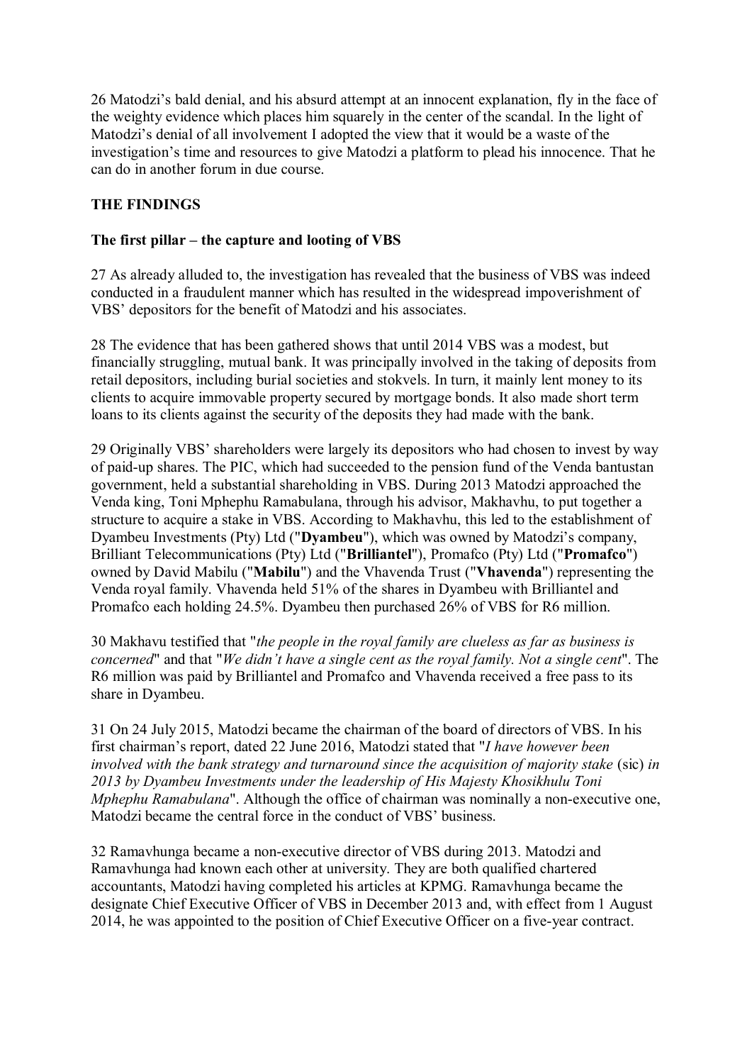26 Matodzi's bald denial, and his absurd attempt at an innocent explanation, fly in the face of the weighty evidence which places him squarely in the center of the scandal. In the light of Matodzi's denial of all involvement I adopted the view that it would be a waste of the investigation's time and resources to give Matodzi a platform to plead his innocence. That he can do in another forum in due course.

## THE FINDINGS

### The first pillar – the capture and looting of VBS

27 As already alluded to, the investigation has revealed that the business of VBS was indeed conducted in a fraudulent manner which has resulted in the widespread impoverishment of VBS' depositors for the benefit of Matodzi and his associates.

28 The evidence that has been gathered shows that until 2014 VBS was a modest, but financially struggling, mutual bank. It was principally involved in the taking of deposits from retail depositors, including burial societies and stokvels. In turn, it mainly lent money to its clients to acquire immovable property secured by mortgage bonds. It also made short term loans to its clients against the security of the deposits they had made with the bank.

29 Originally VBS' shareholders were largely its depositors who had chosen to invest by way of paid-up shares. The PIC, which had succeeded to the pension fund of the Venda bantustan government, held a substantial shareholding in VBS. During 2013 Matodzi approached the Venda king, Toni Mphephu Ramabulana, through his advisor, Makhavhu, to put together a structure to acquire a stake in VBS. According to Makhavhu, this led to the establishment of Dyambeu Investments (Pty) Ltd ("**Dyambeu**"), which was owned by Matodzi's company, Brilliant Telecommunications (Pty) Ltd ("**Brilliantel**"), Promafco (Pty) Ltd ("**Promafco**") owned by David Mabilu ("**Mabilu**") and the Vhavenda Trust ("**Vhavenda**") representing the Venda royal family. Vhavenda held 51% of the shares in Dyambeu with Brilliantel and Promafco each holding 24.5%. Dyambeu then purchased 26% of VBS for R6 million.

30 Makhavu testified that "*the people in the royal family are clueless as far as business is concerned*" and that "*We didn't have a single cent as the royal family. Not a single cent*". The R6 million was paid by Brilliantel and Promafco and Vhavenda received a free pass to its share in Dyambeu.

31 On 24 July 2015, Matodzi became the chairman of the board of directors of VBS. In his first chairman's report, dated 22 June 2016, Matodzi stated that "*I have however been involved with the bank strategy and turnaround since the acquisition of majority stake* (sic) *in 2013 by Dyambeu Investments under the leadership of His Majesty Khosikhulu Toni Mphephu Ramabulana*". Although the office of chairman was nominally a non-executive one, Matodzi became the central force in the conduct of VBS' business.

32 Ramavhunga became a non-executive director of VBS during 2013. Matodzi and Ramavhunga had known each other at university. They are both qualified chartered accountants, Matodzi having completed his articles at KPMG. Ramavhunga became the designate Chief Executive Officer of VBS in December 2013 and, with effect from 1 August 2014, he was appointed to the position of Chief Executive Officer on a five-year contract.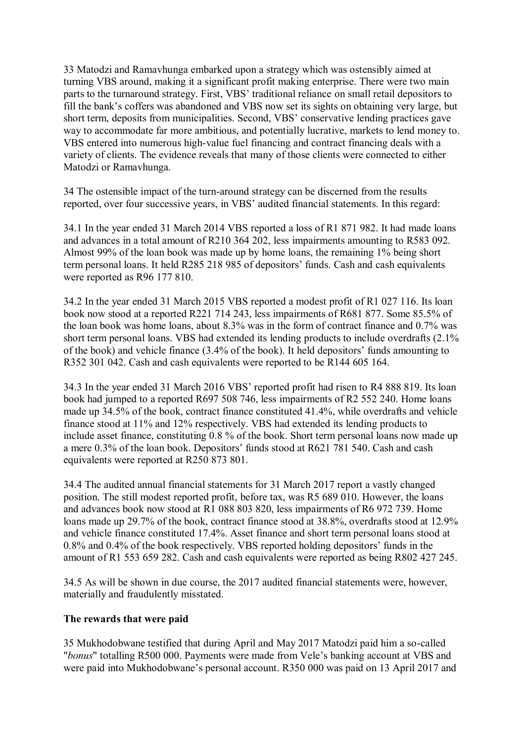33 Matodzi and Ramavhunga embarked upon a strategy which was ostensibly aimed at turning VBS around, making it a significant profit making enterprise. There were two main parts to the turnaround strategy. First, VBS' traditional reliance on small retail depositors to fill the bank's coffers was abandoned and VBS now set its sights on obtaining very large, but short term, deposits from municipalities. Second, VBS' conservative lending practices gave way to accommodate far more ambitious, and potentially lucrative, markets to lend money to. VBS entered into numerous high-value fuel financing and contract financing deals with a variety of clients. The evidence reveals that many of those clients were connected to either Matodzi or Ramavhunga.

34 The ostensible impact of the turn-around strategy can be discerned from the results reported, over four successive years, in VBS' audited financial statements. In this regard:

34.1 In the year ended 31 March 2014 VBS reported a loss of R1 871 982. It had made loans and advances in a total amount of R210 364 202, less impairments amounting to R583 092. Almost 99% of the loan book was made up by home loans, the remaining 1% being short term personal loans. It held R285 218 985 of depositors' funds. Cash and cash equivalents were reported as R96 177 810.

34.2 In the year ended 31 March 2015 VBS reported a modest profit of R1 027 116. Its loan book now stood at a reported R221 714 243, less impairments of R681 877. Some 85.5% of the loan book was home loans, about 8.3% was in the form of contract finance and 0.7% was short term personal loans. VBS had extended its lending products to include overdrafts (2.1% of the book) and vehicle finance (3.4% of the book). It held depositors' funds amounting to R352 301 042. Cash and cash equivalents were reported to be R144 605 164.

34.3 In the year ended 31 March 2016 VBS' reported profit had risen to R4 888 819. Its loan book had jumped to a reported R697 508 746, less impairments of R2 552 240. Home loans made up 34.5% of the book, contract finance constituted 41.4%, while overdrafts and vehicle finance stood at 11% and 12% respectively. VBS had extended its lending products to include asset finance, constituting 0.8 % of the book. Short term personal loans now made up a mere 0.3% of the loan book. Depositors' funds stood at R621 781 540. Cash and cash equivalents were reported at R250 873 801.

34.4 The audited annual financial statements for 31 March 2017 report a vastly changed position. The still modest reported profit, before tax, was R5 689 010. However, the loans and advances book now stood at R1 088 803 820, less impairments of R6 972 739. Home loans made up 29.7% of the book, contract finance stood at 38.8%, overdrafts stood at 12.9% and vehicle finance constituted 17.4%. Asset finance and short term personal loans stood at 0.8% and 0.4% of the book respectively. VBS reported holding depositors' funds in the amount of R1 553 659 282. Cash and cash equivalents were reported as being R802 427 245.

34.5 As will be shown in due course, the 2017 audited financial statements were, however, materially and fraudulently misstated.

**The rewards that were paid**

35 Mukhodobwane testified that during April and May 2017 Matodzi paid him a so-called "*bonus*" totalling R500 000. Payments were made from Vele's banking account at VBS and were paid into Mukhodobwane's personal account. R350 000 was paid on 13 April 2017 and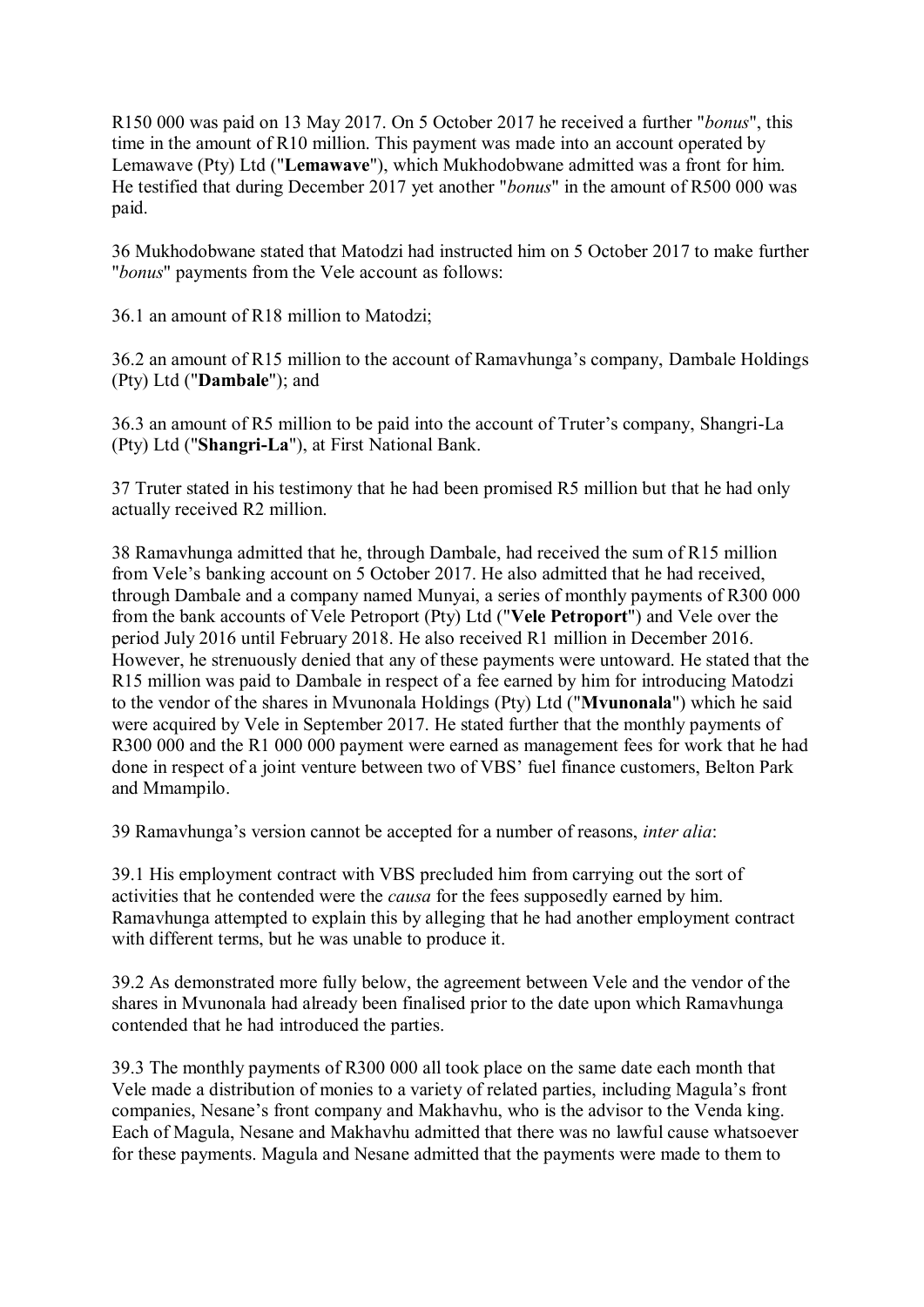R150 000 was paid on 13 May 2017. On 5 October 2017 he received a further "*bonus*", this time in the amount of R10 million. This payment was made into an account operated by Lemawave (Pty) Ltd ("**Lemawave**"), which Mukhodobwane admitted was a front for him. He testified that during December 2017 yet another "*bonus*" in the amount of R500 000 was paid.

36 Mukhodobwane stated that Matodzi had instructed him on 5 October 2017 to make further "*bonus*" payments from the Vele account as follows:

36.1 an amount of R18 million to Matodzi;

36.2 an amount of R15 million to the account of Ramavhunga's company, Dambale Holdings (Pty) Ltd ("**Dambale**"); and

36.3 an amount of R5 million to be paid into the account of Truter's company, Shangri-La (Pty) Ltd ("**Shangri-La**"), at First National Bank.

37 Truter stated in his testimony that he had been promised R5 million but that he had only actually received R2 million.

38 Ramavhunga admitted that he, through Dambale, had received the sum of R15 million from Vele's banking account on 5 October 2017. He also admitted that he had received, through Dambale and a company named Munyai, a series of monthly payments of R300 000 from the bank accounts of Vele Petroport (Pty) Ltd ("**Vele Petroport**") and Vele over the period July 2016 until February 2018. He also received R1 million in December 2016. However, he strenuously denied that any of these payments were untoward. He stated that the R15 million was paid to Dambale in respect of a fee earned by him for introducing Matodzi to the vendor of the shares in Mvunonala Holdings (Pty) Ltd ("**Mvunonala**") which he said were acquired by Vele in September 2017. He stated further that the monthly payments of R300 000 and the R1 000 000 payment were earned as management fees for work that he had done in respect of a joint venture between two of VBS' fuel finance customers, Belton Park and Mmampilo.

39 Ramavhunga's version cannot be accepted for a number of reasons, *inter alia*:

39.1 His employment contract with VBS precluded him from carrying out the sort of activities that he contended were the *causa* for the fees supposedly earned by him. Ramavhunga attempted to explain this by alleging that he had another employment contract with different terms, but he was unable to produce it.

39.2 As demonstrated more fully below, the agreement between Vele and the vendor of the shares in Mvunonala had already been finalised prior to the date upon which Ramavhunga contended that he had introduced the parties.

39.3 The monthly payments of R300 000 all took place on the same date each month that Vele made a distribution of monies to a variety of related parties, including Magula's front companies, Nesane's front company and Makhavhu, who is the advisor to the Venda king. Each of Magula, Nesane and Makhavhu admitted that there was no lawful cause whatsoever for these payments. Magula and Nesane admitted that the payments were made to them to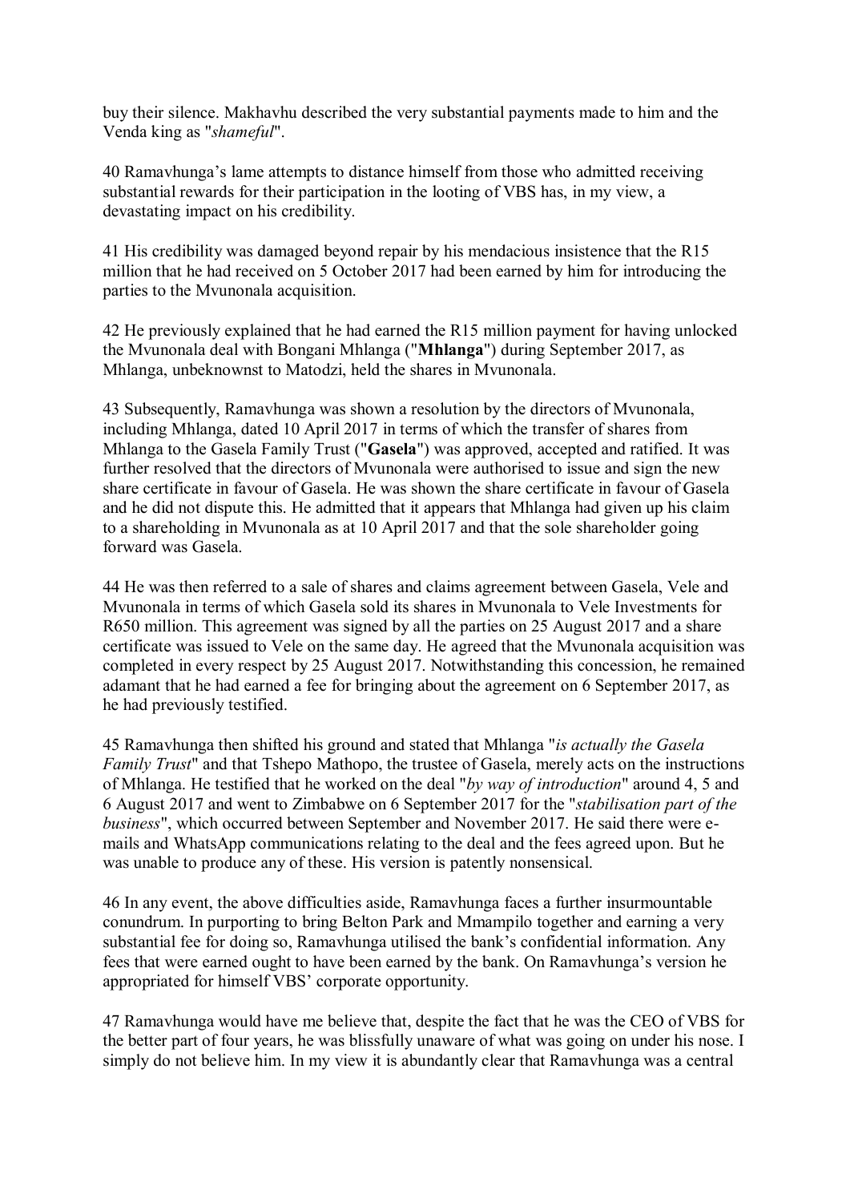buy their silence. Makhavhu described the very substantial payments made to him and the Venda king as "*shameful*".

40 Ramavhunga's lame attempts to distance himself from those who admitted receiving substantial rewards for their participation in the looting of VBS has, in my view, a devastating impact on his credibility.

41 His credibility was damaged beyond repair by his mendacious insistence that the R15 million that he had received on 5 October 2017 had been earned by him for introducing the parties to the Mvunonala acquisition.

42 He previously explained that he had earned the R15 million payment for having unlocked the Mvunonala deal with Bongani Mhlanga ("**Mhlanga**") during September 2017, as Mhlanga, unbeknownst to Matodzi, held the shares in Mvunonala.

43 Subsequently, Ramavhunga was shown a resolution by the directors of Mvunonala, including Mhlanga, dated 10 April 2017 in terms of which the transfer of shares from Mhlanga to the Gasela Family Trust ("**Gasela**") was approved, accepted and ratified. It was further resolved that the directors of Mvunonala were authorised to issue and sign the new share certificate in favour of Gasela. He was shown the share certificate in favour of Gasela and he did not dispute this. He admitted that it appears that Mhlanga had given up his claim to a shareholding in Mvunonala as at 10 April 2017 and that the sole shareholder going forward was Gasela.

44 He was then referred to a sale of shares and claims agreement between Gasela, Vele and Mvunonala in terms of which Gasela sold its shares in Mvunonala to Vele Investments for R650 million. This agreement was signed by all the parties on 25 August 2017 and a share certificate was issued to Vele on the same day. He agreed that the Mvunonala acquisition was completed in every respect by 25 August 2017. Notwithstanding this concession, he remained adamant that he had earned a fee for bringing about the agreement on 6 September 2017, as he had previously testified.

45 Ramavhunga then shifted his ground and stated that Mhlanga "*is actually the Gasela Family Trust*" and that Tshepo Mathopo, the trustee of Gasela, merely acts on the instructions of Mhlanga. He testified that he worked on the deal "*by way of introduction*" around 4, 5 and 6 August 2017 and went to Zimbabwe on 6 September 2017 for the "*stabilisation part of the business*", which occurred between September and November 2017. He said there were e-mails and WhatsApp communications relating to the deal and the fees agreed upon. But he was unable to produce any of these. His version is patently nonsensical.

46 In any event, the above difficulties aside, Ramavhunga faces a further insurmountable conundrum. In purporting to bring Belton Park and Mmampilo together and earning a very substantial fee for doing so, Ramavhunga utilised the bank's confidential information. Any fees that were earned ought to have been earned by the bank. On Ramavhunga's version he appropriated for himself VBS' corporate opportunity.

47 Ramavhunga would have me believe that, despite the fact that he was the CEO of VBS for the better part of four years, he was blissfully unaware of what was going on under his nose. I simply do not believe him. In my view it is abundantly clear that Ramavhunga was a central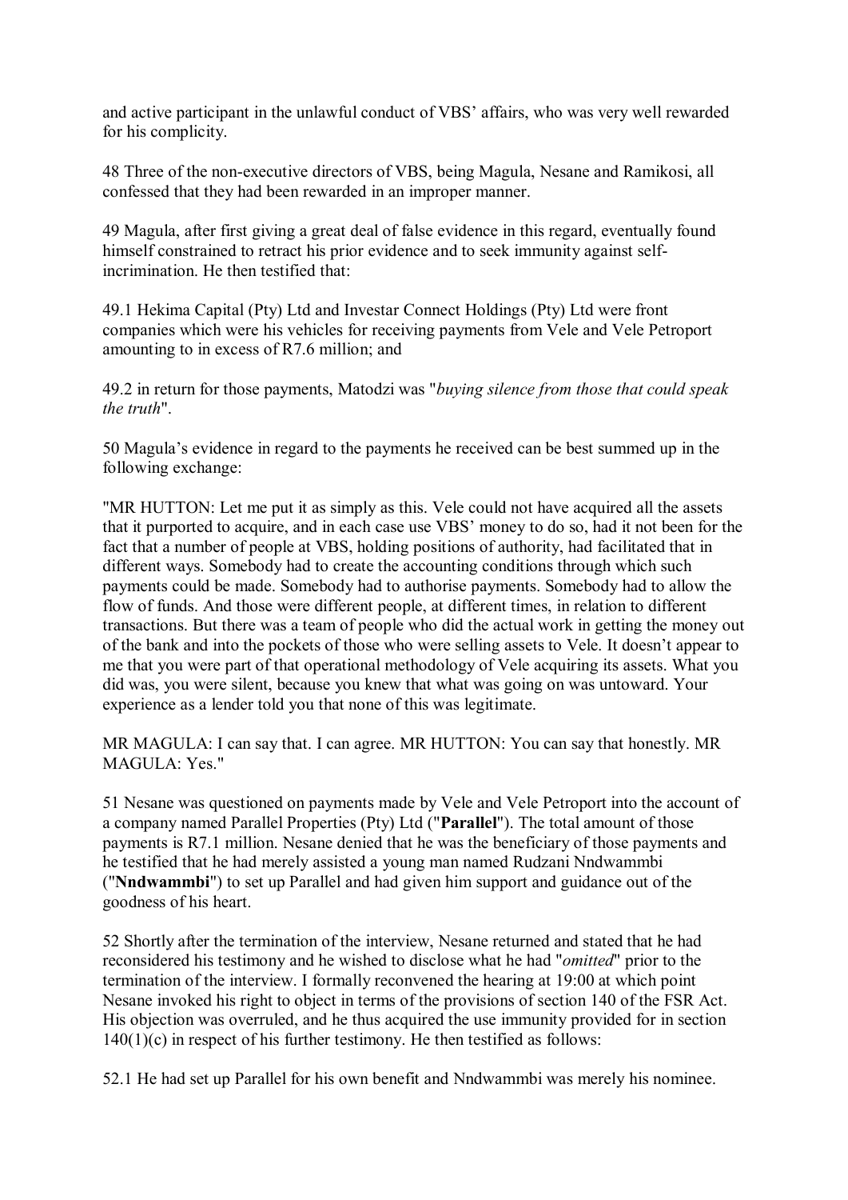and active participant in the unlawful conduct of VBS' affairs, who was very well rewarded for his complicity.

48 Three of the non-executive directors of VBS, being Magula, Nesane and Ramikosi, all confessed that they had been rewarded in an improper manner.

49 Magula, after first giving a great deal of false evidence in this regard, eventually found himself constrained to retract his prior evidence and to seek immunity against self-incrimination. He then testified that:

49.1 Hekima Capital (Pty) Ltd and Investar Connect Holdings (Pty) Ltd were front companies which were his vehicles for receiving payments from Vele and Vele Petroport amounting to in excess of R7.6 million; and

49.2 in return for those payments, Matodzi was "*buying silence from those that could speak the truth*".

50 Magula's evidence in regard to the payments he received can be best summed up in the following exchange:

"MR HUTTON: Let me put it as simply as this. Vele could not have acquired all the assets that it purported to acquire, and in each case use VBS' money to do so, had it not been for the fact that a number of people at VBS, holding positions of authority, had facilitated that in different ways. Somebody had to create the accounting conditions through which such payments could be made. Somebody had to authorise payments. Somebody had to allow the flow of funds. And those were different people, at different times, in relation to different transactions. But there was a team of people who did the actual work in getting the money out of the bank and into the pockets of those who were selling assets to Vele. It doesn't appear to me that you were part of that operational methodology of Vele acquiring its assets. What you did was, you were silent, because you knew that what was going on was untoward. Your experience as a lender told you that none of this was legitimate.

MR MAGULA: I can say that. I can agree. MR HUTTON: You can say that honestly. MR MAGULA: Yes."

51 Nesane was questioned on payments made by Vele and Vele Petroport into the account of a company named Parallel Properties (Pty) Ltd ("**Parallel**"). The total amount of those payments is R7.1 million. Nesane denied that he was the beneficiary of those payments and he testified that he had merely assisted a young man named Rudzani Nndwammbi ("**Nndwammbi**") to set up Parallel and had given him support and guidance out of the goodness of his heart.

52 Shortly after the termination of the interview, Nesane returned and stated that he had reconsidered his testimony and he wished to disclose what he had "*omitted*" prior to the termination of the interview. I formally reconvened the hearing at 19:00 at which point Nesane invoked his right to object in terms of the provisions of section 140 of the FSR Act. His objection was overruled, and he thus acquired the use immunity provided for in section 140(1)(c) in respect of his further testimony. He then testified as follows:

52.1 He had set up Parallel for his own benefit and Nndwammbi was merely his nominee.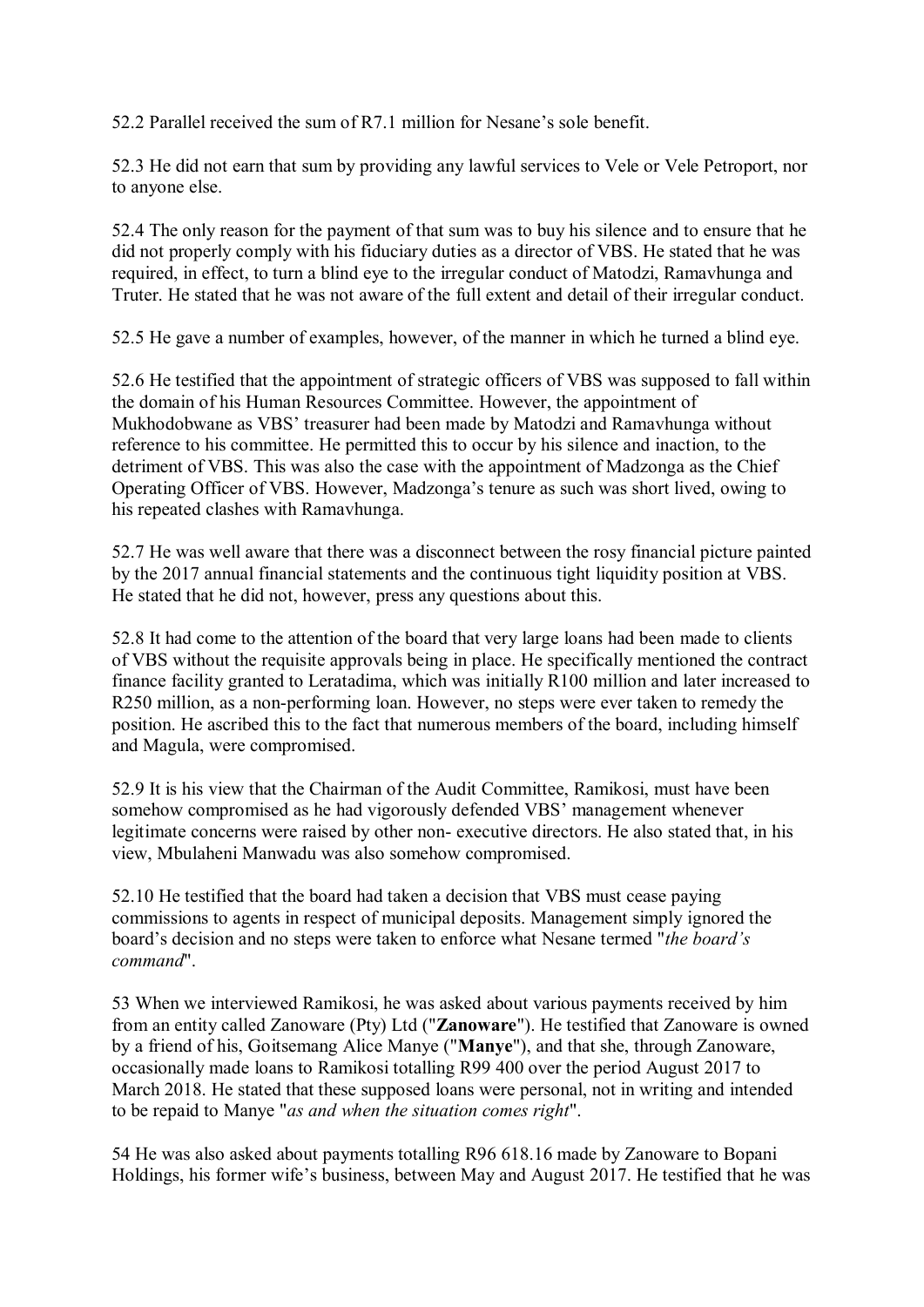52.2 Parallel received the sum of R7.1 million for Nesane's sole benefit.

52.3 He did not earn that sum by providing any lawful services to Vele or Vele Petroport, nor to anyone else.

52.4 The only reason for the payment of that sum was to buy his silence and to ensure that he did not properly comply with his fiduciary duties as a director of VBS. He stated that he was required, in effect, to turn a blind eye to the irregular conduct of Matodzi, Ramavhunga and Truter. He stated that he was not aware of the full extent and detail of their irregular conduct.

52.5 He gave a number of examples, however, of the manner in which he turned a blind eye.

52.6 He testified that the appointment of strategic officers of VBS was supposed to fall within the domain of his Human Resources Committee. However, the appointment of Mukhodobwane as VBS' treasurer had been made by Matodzi and Ramavhunga without reference to his committee. He permitted this to occur by his silence and inaction, to the detriment of VBS. This was also the case with the appointment of Madzonga as the Chief Operating Officer of VBS. However, Madzonga's tenure as such was short lived, owing to his repeated clashes with Ramavhunga.

52.7 He was well aware that there was a disconnect between the rosy financial picture painted by the 2017 annual financial statements and the continuous tight liquidity position at VBS. He stated that he did not, however, press any questions about this.

52.8 It had come to the attention of the board that very large loans had been made to clients of VBS without the requisite approvals being in place. He specifically mentioned the contract finance facility granted to Leratadima, which was initially R100 million and later increased to R250 million, as a non-performing loan. However, no steps were ever taken to remedy the position. He ascribed this to the fact that numerous members of the board, including himself and Magula, were compromised.

52.9 It is his view that the Chairman of the Audit Committee, Ramikosi, must have been somehow compromised as he had vigorously defended VBS' management whenever legitimate concerns were raised by other non- executive directors. He also stated that, in his view, Mbulaheni Manwadu was also somehow compromised.

52.10 He testified that the board had taken a decision that VBS must cease paying commissions to agents in respect of municipal deposits. Management simply ignored the board's decision and no steps were taken to enforce what Nesane termed "*the board's command*".

53 When we interviewed Ramikosi, he was asked about various payments received by him from an entity called Zanoware (Pty) Ltd ("**Zanoware**"). He testified that Zanoware is owned by a friend of his, Goitsemang Alice Manye ("**Manye**"), and that she, through Zanoware, occasionally made loans to Ramikosi totalling R99 400 over the period August 2017 to March 2018. He stated that these supposed loans were personal, not in writing and intended to be repaid to Manye "*as and when the situation comes right*".

54 He was also asked about payments totalling R96 618.16 made by Zanoware to Bopani Holdings, his former wife's business, between May and August 2017. He testified that he was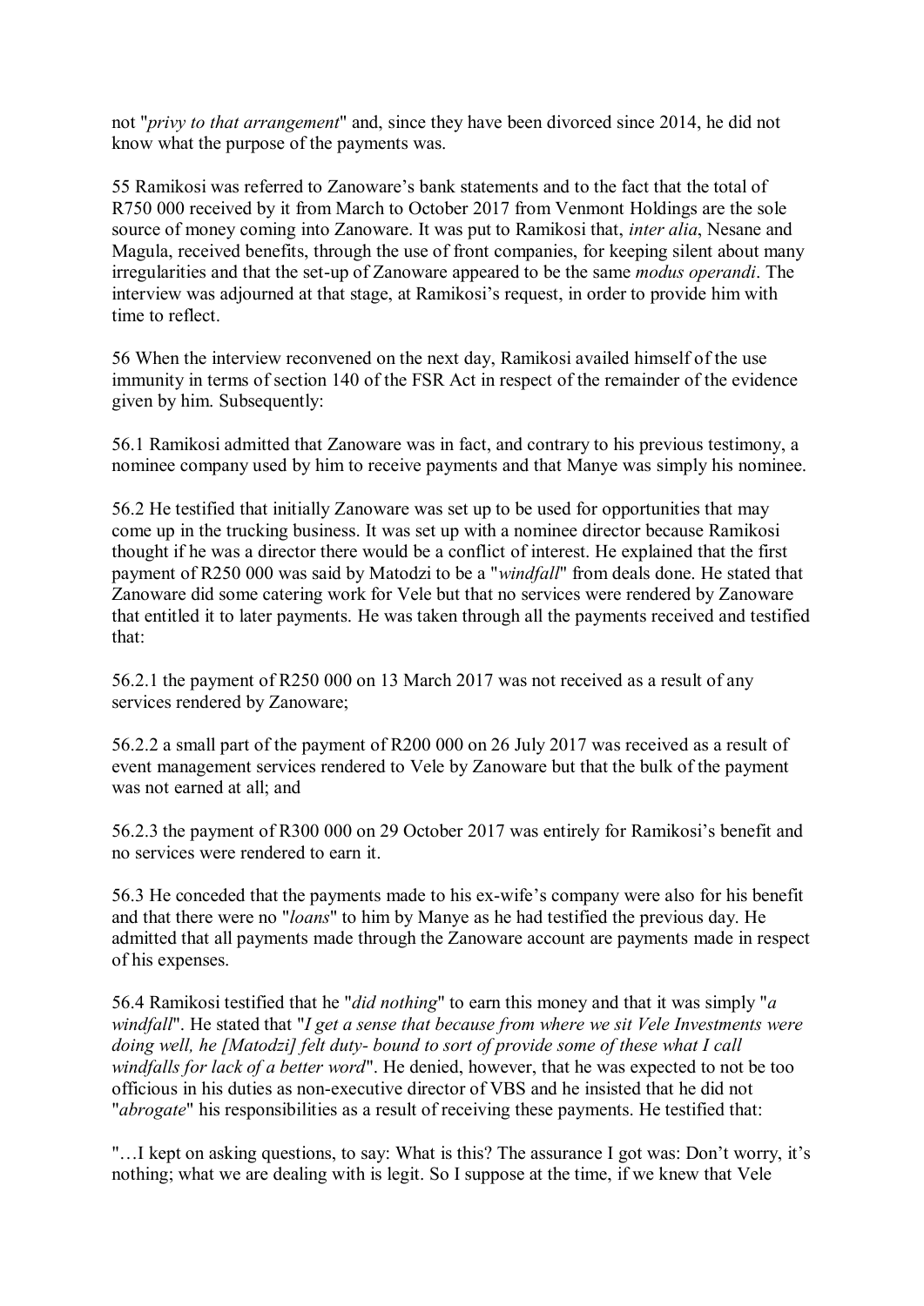not "*privy to that arrangement*" and, since they have been divorced since 2014, he did not know what the purpose of the payments was.

55 Ramikosi was referred to Zanoware's bank statements and to the fact that the total of R750 000 received by it from March to October 2017 from Venmont Holdings are the sole source of money coming into Zanoware. It was put to Ramikosi that, *inter alia*, Nesane and Magula, received benefits, through the use of front companies, for keeping silent about many irregularities and that the set-up of Zanoware appeared to be the same *modus operandi*. The interview was adjourned at that stage, at Ramikosi's request, in order to provide him with time to reflect.

56 When the interview reconvened on the next day, Ramikosi availed himself of the use immunity in terms of section 140 of the FSR Act in respect of the remainder of the evidence given by him. Subsequently:

56.1 Ramikosi admitted that Zanoware was in fact, and contrary to his previous testimony, a nominee company used by him to receive payments and that Manye was simply his nominee.

56.2 He testified that initially Zanoware was set up to be used for opportunities that may come up in the trucking business. It was set up with a nominee director because Ramikosi thought if he was a director there would be a conflict of interest. He explained that the first payment of R250 000 was said by Matodzi to be a "*windfall*" from deals done. He stated that Zanoware did some catering work for Vele but that no services were rendered by Zanoware that entitled it to later payments. He was taken through all the payments received and testified that:

56.2.1 the payment of R250 000 on 13 March 2017 was not received as a result of any services rendered by Zanoware;

56.2.2 a small part of the payment of R200 000 on 26 July 2017 was received as a result of event management services rendered to Vele by Zanoware but that the bulk of the payment was not earned at all; and

56.2.3 the payment of R300 000 on 29 October 2017 was entirely for Ramikosi's benefit and no services were rendered to earn it.

56.3 He conceded that the payments made to his ex-wife's company were also for his benefit and that there were no "*loans*" to him by Manye as he had testified the previous day. He admitted that all payments made through the Zanoware account are payments made in respect of his expenses.

56.4 Ramikosi testified that he "*did nothing*" to earn this money and that it was simply "*a windfall*". He stated that "*I get a sense that because from where we sit Vele Investments were doing well, he [Matodzi] felt duty- bound to sort of provide some of these what I call windfalls for lack of a better word*". He denied, however, that he was expected to not be too officious in his duties as non-executive director of VBS and he insisted that he did not "*abrogate*" his responsibilities as a result of receiving these payments. He testified that:

"…I kept on asking questions, to say: What is this? The assurance I got was: Don't worry, it's nothing; what we are dealing with is legit. So I suppose at the time, if we knew that Vele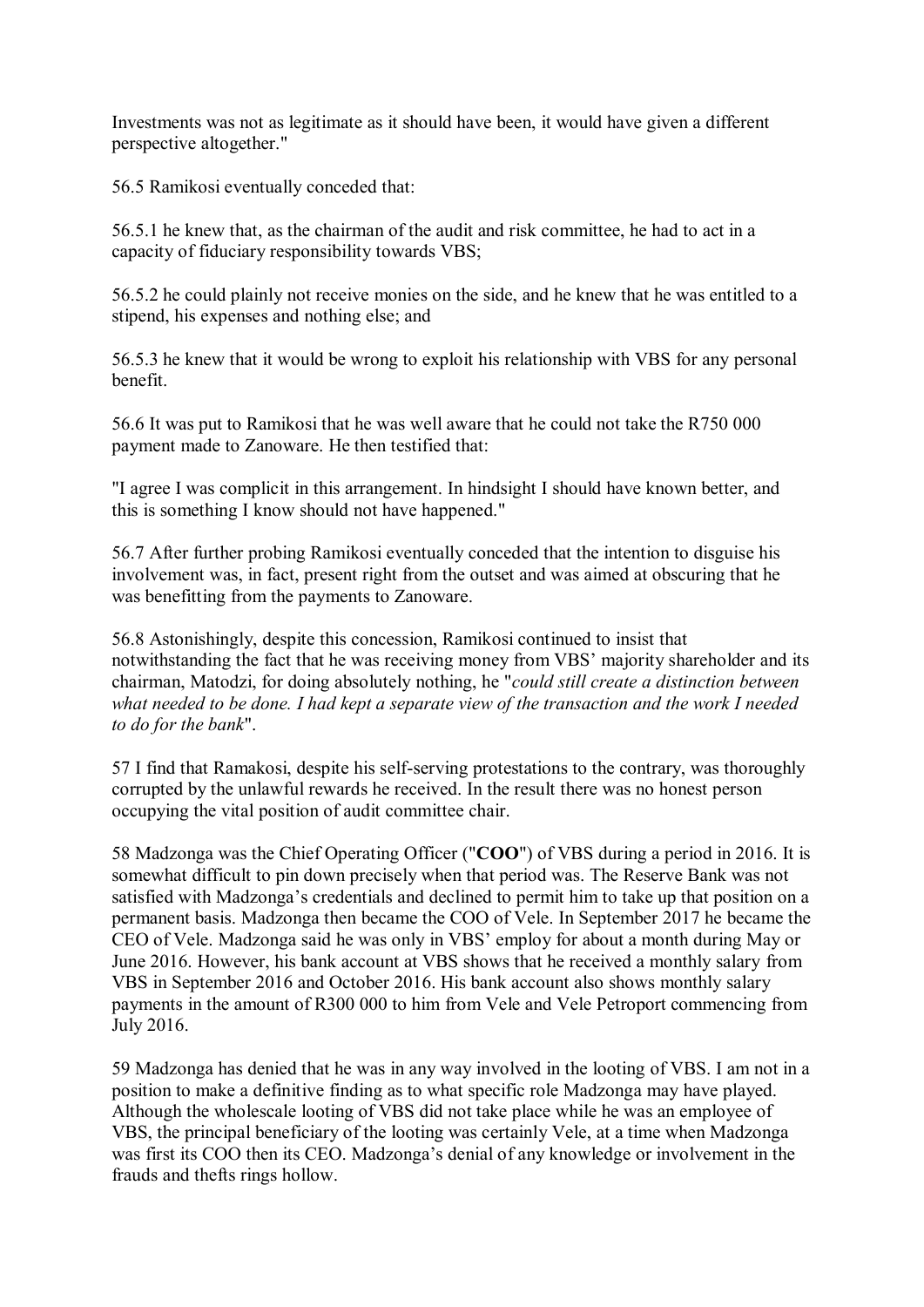Investments was not as legitimate as it should have been, it would have given a different perspective altogether."

56.5 Ramikosi eventually conceded that:

56.5.1 he knew that, as the chairman of the audit and risk committee, he had to act in a capacity of fiduciary responsibility towards VBS;

56.5.2 he could plainly not receive monies on the side, and he knew that he was entitled to a stipend, his expenses and nothing else; and

56.5.3 he knew that it would be wrong to exploit his relationship with VBS for any personal benefit.

56.6 It was put to Ramikosi that he was well aware that he could not take the R750 000 payment made to Zanoware. He then testified that:

"I agree I was complicit in this arrangement. In hindsight I should have known better, and this is something I know should not have happened."

56.7 After further probing Ramikosi eventually conceded that the intention to disguise his involvement was, in fact, present right from the outset and was aimed at obscuring that he was benefitting from the payments to Zanoware.

56.8 Astonishingly, despite this concession, Ramikosi continued to insist that notwithstanding the fact that he was receiving money from VBS' majority shareholder and its chairman, Matodzi, for doing absolutely nothing, he "*could still create a distinction between what needed to be done. I had kept a separate view of the transaction and the work I needed to do for the bank*".

57 I find that Ramakosi, despite his self-serving protestations to the contrary, was thoroughly corrupted by the unlawful rewards he received. In the result there was no honest person occupying the vital position of audit committee chair.

58 Madzonga was the Chief Operating Officer ("**COO**") of VBS during a period in 2016. It is somewhat difficult to pin down precisely when that period was. The Reserve Bank was not satisfied with Madzonga's credentials and declined to permit him to take up that position on a permanent basis. Madzonga then became the COO of Vele. In September 2017 he became the CEO of Vele. Madzonga said he was only in VBS' employ for about a month during May or June 2016. However, his bank account at VBS shows that he received a monthly salary from VBS in September 2016 and October 2016. His bank account also shows monthly salary payments in the amount of R300 000 to him from Vele and Vele Petroport commencing from July 2016.

59 Madzonga has denied that he was in any way involved in the looting of VBS. I am not in a position to make a definitive finding as to what specific role Madzonga may have played. Although the wholescale looting of VBS did not take place while he was an employee of VBS, the principal beneficiary of the looting was certainly Vele, at a time when Madzonga was first its COO then its CEO. Madzonga's denial of any knowledge or involvement in the frauds and thefts rings hollow.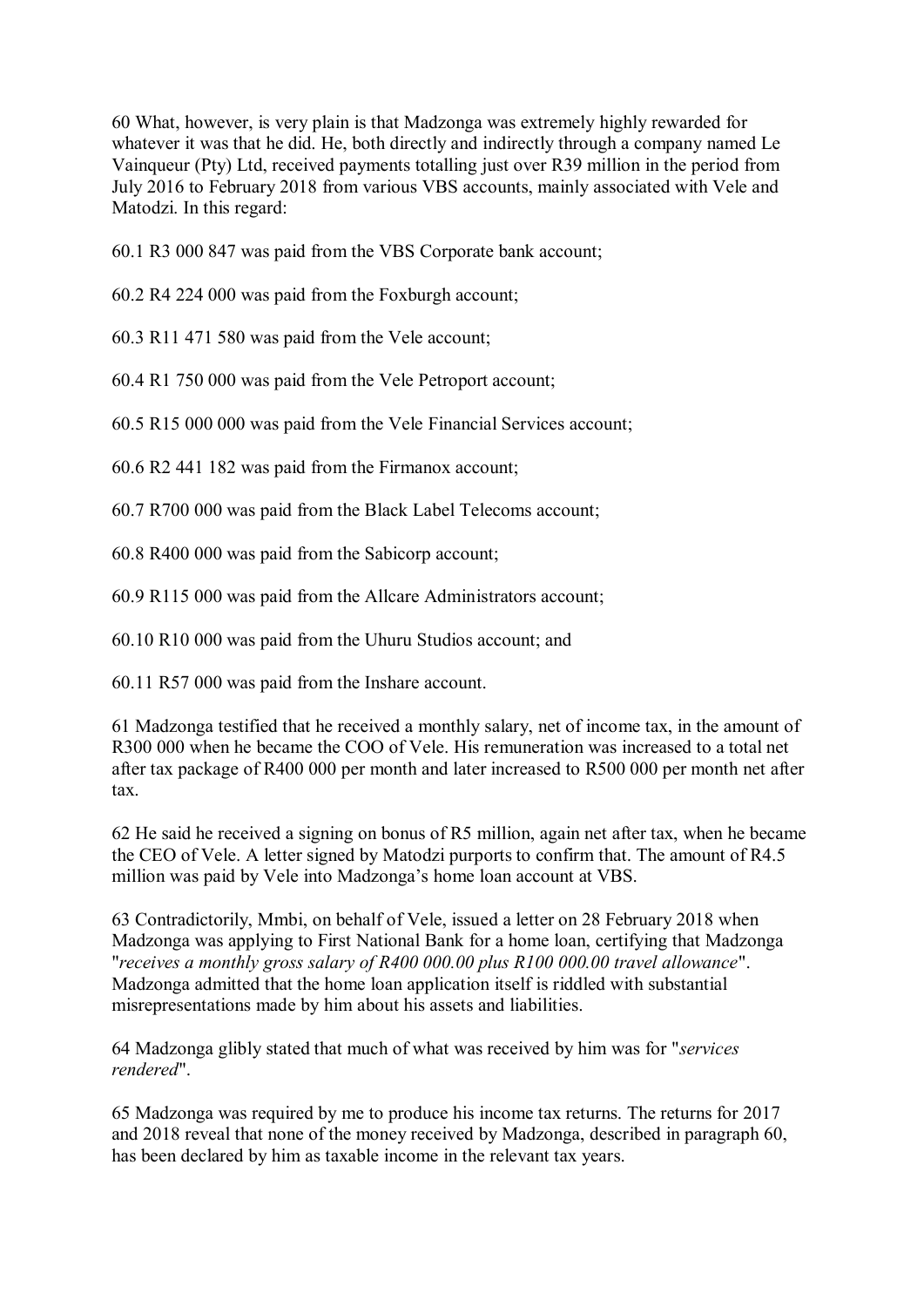60 What, however, is very plain is that Madzonga was extremely highly rewarded for whatever it was that he did. He, both directly and indirectly through a company named Le Vainqueur (Pty) Ltd, received payments totalling just over R39 million in the period from July 2016 to February 2018 from various VBS accounts, mainly associated with Vele and Matodzi. In this regard:

60.1 R3 000 847 was paid from the VBS Corporate bank account;

60.2 R4 224 000 was paid from the Foxburgh account;

60.3 R11 471 580 was paid from the Vele account;

60.4 R1 750 000 was paid from the Vele Petroport account;

60.5 R15 000 000 was paid from the Vele Financial Services account;

60.6 R2 441 182 was paid from the Firmanox account;

60.7 R700 000 was paid from the Black Label Telecoms account;

60.8 R400 000 was paid from the Sabicorp account;

60.9 R115 000 was paid from the Allcare Administrators account;

60.10 R10 000 was paid from the Uhuru Studios account; and

60.11 R57 000 was paid from the Inshare account.

61 Madzonga testified that he received a monthly salary, net of income tax, in the amount of R300 000 when he became the COO of Vele. His remuneration was increased to a total net after tax package of R400 000 per month and later increased to R500 000 per month net after tax.

62 He said he received a signing on bonus of R5 million, again net after tax, when he became the CEO of Vele. A letter signed by Matodzi purports to confirm that. The amount of R4.5 million was paid by Vele into Madzonga's home loan account at VBS.

63 Contradictorily, Mmbi, on behalf of Vele, issued a letter on 28 February 2018 when Madzonga was applying to First National Bank for a home loan, certifying that Madzonga "*receives a monthly gross salary of R400 000.00 plus R100 000.00 travel allowance*". Madzonga admitted that the home loan application itself is riddled with substantial misrepresentations made by him about his assets and liabilities.

64 Madzonga glibly stated that much of what was received by him was for "*services rendered*".

65 Madzonga was required by me to produce his income tax returns. The returns for 2017 and 2018 reveal that none of the money received by Madzonga, described in paragraph 60, has been declared by him as taxable income in the relevant tax years.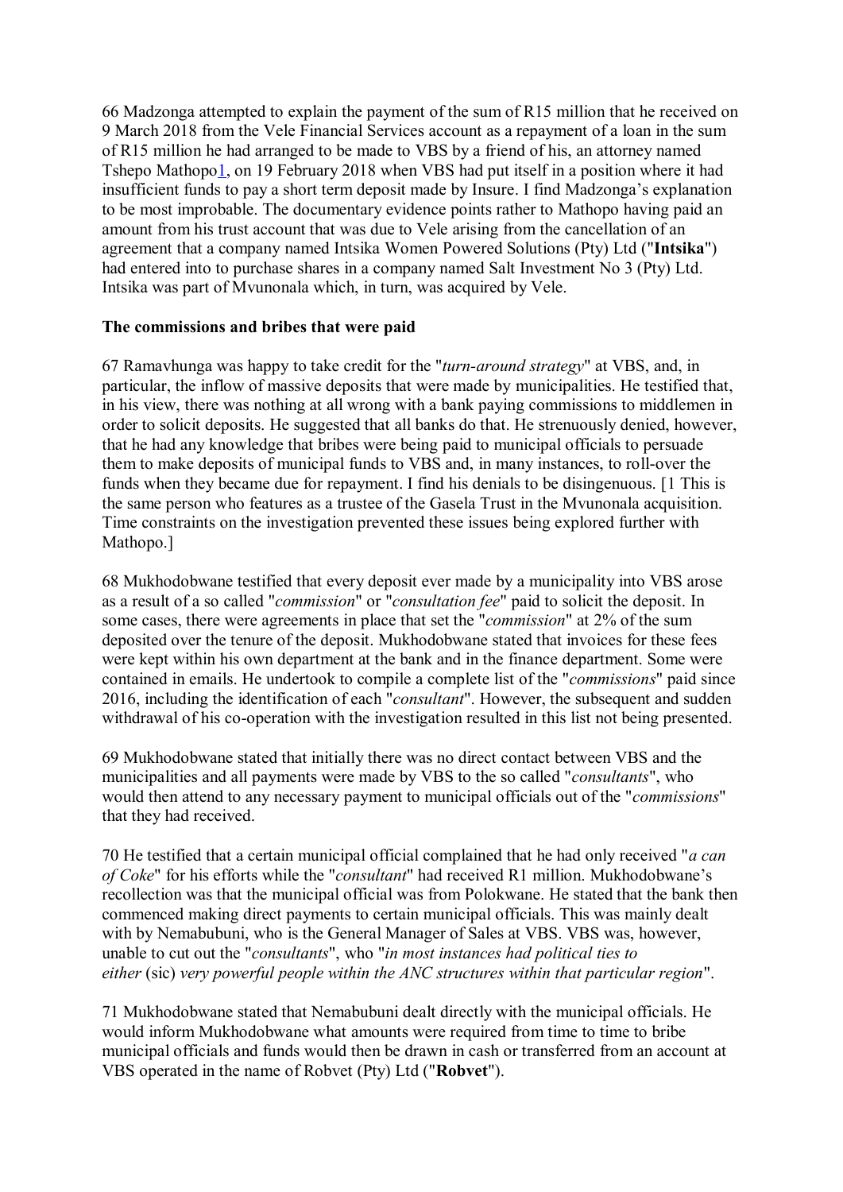66 Madzonga attempted to explain the payment of the sum of R15 million that he received on 9 March 2018 from the Vele Financial Services account as a repayment of a loan in the sum of R15 million he had arranged to be made to VBS by a friend of his, an attorney named Tshepo Mathopo[1], on 19 February 2018 when VBS had put itself in a position where it had insufficient funds to pay a short term deposit made by Insure. I find Madzonga's explanation to be most improbable. The documentary evidence points rather to Mathopo having paid an amount from his trust account that was due to Vele arising from the cancellation of an agreement that a company named Intsika Women Powered Solutions (Pty) Ltd ("**Intsika**") had entered into to purchase shares in a company named Salt Investment No 3 (Pty) Ltd. Intsika was part of Mvunonala which, in turn, was acquired by Vele.

**The commissions and bribes that were paid**

67 Ramavhunga was happy to take credit for the "*turn-around strategy*" at VBS, and, in particular, the inflow of massive deposits that were made by municipalities. He testified that, in his view, there was nothing at all wrong with a bank paying commissions to middlemen in order to solicit deposits. He suggested that all banks do that. He strenuously denied, however, that he had any knowledge that bribes were being paid to municipal officials to persuade them to make deposits of municipal funds to VBS and, in many instances, to roll-over the funds when they became due for repayment. I find his denials to be disingenuous. [1 This is the same person who features as a trustee of the Gasela Trust in the Mvunonala acquisition. Time constraints on the investigation prevented these issues being explored further with Mathopo.]

68 Mukhodobwane testified that every deposit ever made by a municipality into VBS arose as a result of a so called "*commission*" or "*consultation fee*" paid to solicit the deposit. In some cases, there were agreements in place that set the "*commission*" at 2% of the sum deposited over the tenure of the deposit. Mukhodobwane stated that invoices for these fees were kept within his own department at the bank and in the finance department. Some were contained in emails. He undertook to compile a complete list of the "*commissions*" paid since 2016, including the identification of each "*consultant*". However, the subsequent and sudden withdrawal of his co-operation with the investigation resulted in this list not being presented.

69 Mukhodobwane stated that initially there was no direct contact between VBS and the municipalities and all payments were made by VBS to the so called "*consultants*", who would then attend to any necessary payment to municipal officials out of the "*commissions*" that they had received.

70 He testified that a certain municipal official complained that he had only received "*a can of Coke*" for his efforts while the "*consultant*" had received R1 million. Mukhodobwane's recollection was that the municipal official was from Polokwane. He stated that the bank then commenced making direct payments to certain municipal officials. This was mainly dealt with by Nemabubuni, who is the General Manager of Sales at VBS. VBS was, however, unable to cut out the "*consultants*", who "*in most instances had political ties to either* (sic) *very powerful people within the ANC structures within that particular region*".

71 Mukhodobwane stated that Nemabubuni dealt directly with the municipal officials. He would inform Mukhodobwane what amounts were required from time to time to bribe municipal officials and funds would then be drawn in cash or transferred from an account at VBS operated in the name of Robvet (Pty) Ltd ("**Robvet**").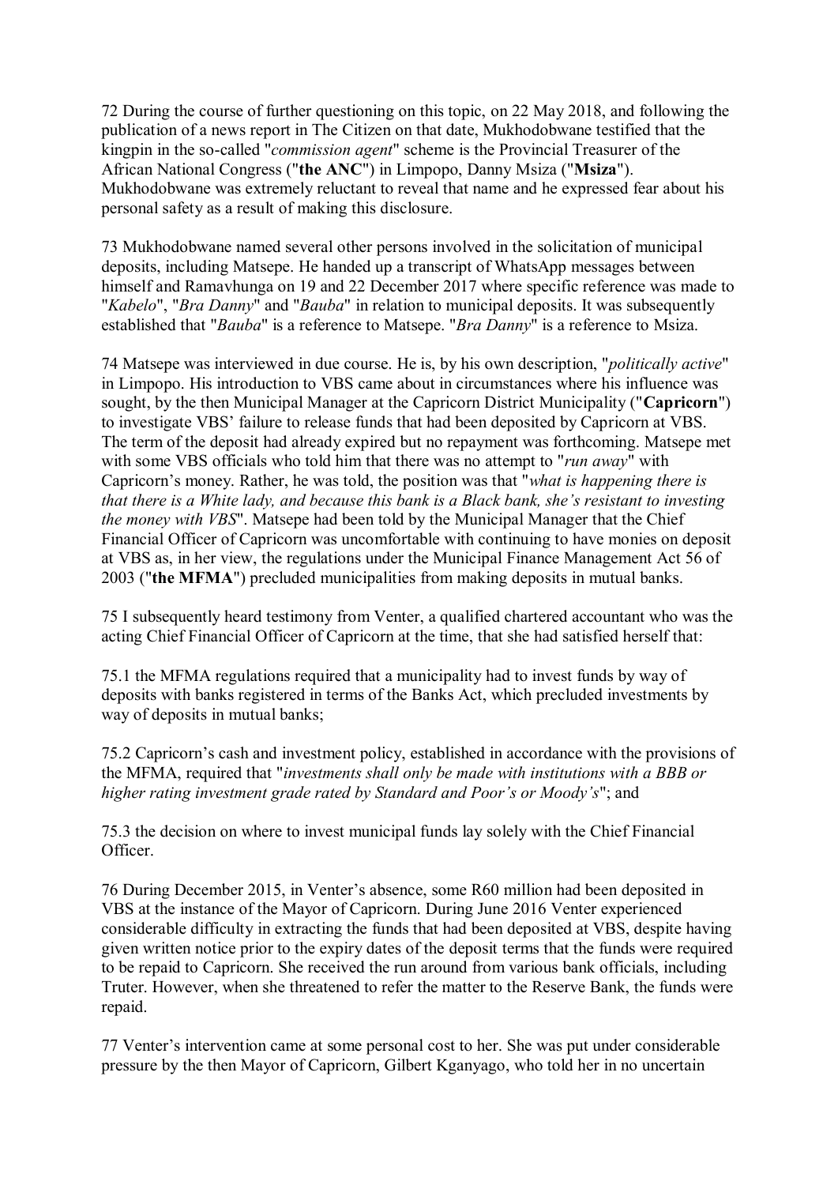72 During the course of further questioning on this topic, on 22 May 2018, and following the publication of a news report in The Citizen on that date, Mukhodobwane testified that the kingpin in the so-called "*commission agent*" scheme is the Provincial Treasurer of the African National Congress ("**the ANC**") in Limpopo, Danny Msiza ("**Msiza**"). Mukhodobwane was extremely reluctant to reveal that name and he expressed fear about his personal safety as a result of making this disclosure.

73 Mukhodobwane named several other persons involved in the solicitation of municipal deposits, including Matsepe. He handed up a transcript of WhatsApp messages between himself and Ramavhunga on 19 and 22 December 2017 where specific reference was made to "*Kabelo*", "*Bra Danny*" and "*Bauba*" in relation to municipal deposits. It was subsequently established that "*Bauba*" is a reference to Matsepe. "*Bra Danny*" is a reference to Msiza.

74 Matsepe was interviewed in due course. He is, by his own description, "*politically active*" in Limpopo. His introduction to VBS came about in circumstances where his influence was sought, by the then Municipal Manager at the Capricorn District Municipality ("**Capricorn**") to investigate VBS' failure to release funds that had been deposited by Capricorn at VBS. The term of the deposit had already expired but no repayment was forthcoming. Matsepe met with some VBS officials who told him that there was no attempt to "*run away*" with Capricorn's money. Rather, he was told, the position was that "*what is happening there is that there is a White lady, and because this bank is a Black bank, she's resistant to investing the money with VBS*". Matsepe had been told by the Municipal Manager that the Chief Financial Officer of Capricorn was uncomfortable with continuing to have monies on deposit at VBS as, in her view, the regulations under the Municipal Finance Management Act 56 of 2003 ("**the MFMA**") precluded municipalities from making deposits in mutual banks.

75 I subsequently heard testimony from Venter, a qualified chartered accountant who was the acting Chief Financial Officer of Capricorn at the time, that she had satisfied herself that:

75.1 the MFMA regulations required that a municipality had to invest funds by way of deposits with banks registered in terms of the Banks Act, which precluded investments by way of deposits in mutual banks;

75.2 Capricorn's cash and investment policy, established in accordance with the provisions of the MFMA, required that "*investments shall only be made with institutions with a BBB or higher rating investment grade rated by Standard and Poor's or Moody's*"; and

75.3 the decision on where to invest municipal funds lay solely with the Chief Financial Officer.

76 During December 2015, in Venter's absence, some R60 million had been deposited in VBS at the instance of the Mayor of Capricorn. During June 2016 Venter experienced considerable difficulty in extracting the funds that had been deposited at VBS, despite having given written notice prior to the expiry dates of the deposit terms that the funds were required to be repaid to Capricorn. She received the run around from various bank officials, including Truter. However, when she threatened to refer the matter to the Reserve Bank, the funds were repaid.

77 Venter's intervention came at some personal cost to her. She was put under considerable pressure by the then Mayor of Capricorn, Gilbert Kganyago, who told her in no uncertain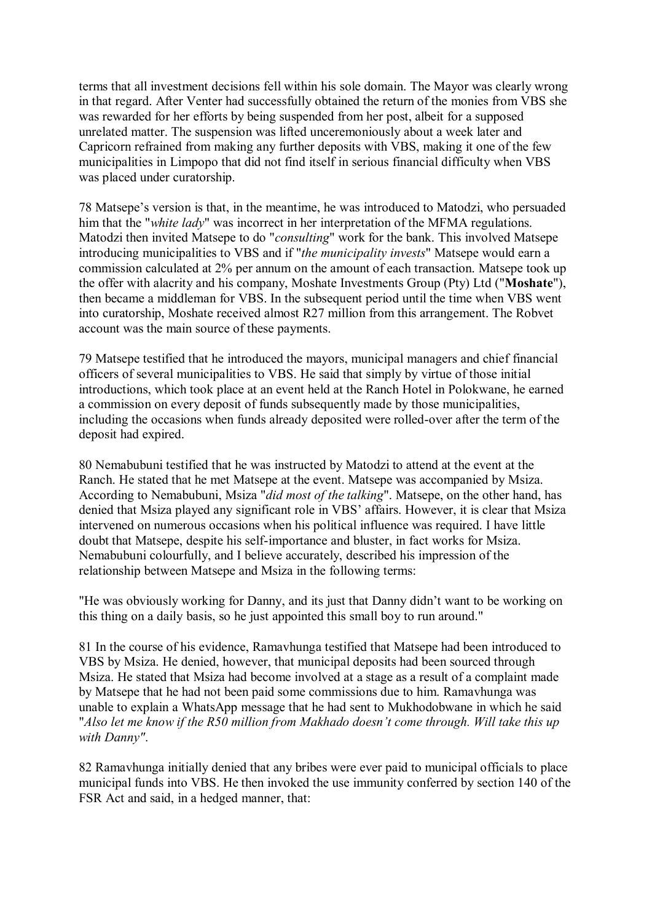terms that all investment decisions fell within his sole domain. The Mayor was clearly wrong in that regard. After Venter had successfully obtained the return of the monies from VBS she was rewarded for her efforts by being suspended from her post, albeit for a supposed unrelated matter. The suspension was lifted unceremoniously about a week later and Capricorn refrained from making any further deposits with VBS, making it one of the few municipalities in Limpopo that did not find itself in serious financial difficulty when VBS was placed under curatorship.

78 Matsepe's version is that, in the meantime, he was introduced to Matodzi, who persuaded him that the "*white lady*" was incorrect in her interpretation of the MFMA regulations. Matodzi then invited Matsepe to do "*consulting*" work for the bank. This involved Matsepe introducing municipalities to VBS and if "*the municipality invests*" Matsepe would earn a commission calculated at 2% per annum on the amount of each transaction. Matsepe took up the offer with alacrity and his company, Moshate Investments Group (Pty) Ltd ("**Moshate**"), then became a middleman for VBS. In the subsequent period until the time when VBS went into curatorship, Moshate received almost R27 million from this arrangement. The Robvet account was the main source of these payments.

79 Matsepe testified that he introduced the mayors, municipal managers and chief financial officers of several municipalities to VBS. He said that simply by virtue of those initial introductions, which took place at an event held at the Ranch Hotel in Polokwane, he earned a commission on every deposit of funds subsequently made by those municipalities, including the occasions when funds already deposited were rolled-over after the term of the deposit had expired.

80 Nemabubuni testified that he was instructed by Matodzi to attend at the event at the Ranch. He stated that he met Matsepe at the event. Matsepe was accompanied by Msiza. According to Nemabubuni, Msiza "*did most of the talking*". Matsepe, on the other hand, has denied that Msiza played any significant role in VBS' affairs. However, it is clear that Msiza intervened on numerous occasions when his political influence was required. I have little doubt that Matsepe, despite his self-importance and bluster, in fact works for Msiza. Nemabubuni colourfully, and I believe accurately, described his impression of the relationship between Matsepe and Msiza in the following terms:

"He was obviously working for Danny, and its just that Danny didn't want to be working on this thing on a daily basis, so he just appointed this small boy to run around."

81 In the course of his evidence, Ramavhunga testified that Matsepe had been introduced to VBS by Msiza. He denied, however, that municipal deposits had been sourced through Msiza. He stated that Msiza had become involved at a stage as a result of a complaint made by Matsepe that he had not been paid some commissions due to him. Ramavhunga was unable to explain a WhatsApp message that he had sent to Mukhodobwane in which he said "*Also let me know if the R50 million from Makhado doesn't come through. Will take this up with Danny"*.

82 Ramavhunga initially denied that any bribes were ever paid to municipal officials to place municipal funds into VBS. He then invoked the use immunity conferred by section 140 of the FSR Act and said, in a hedged manner, that: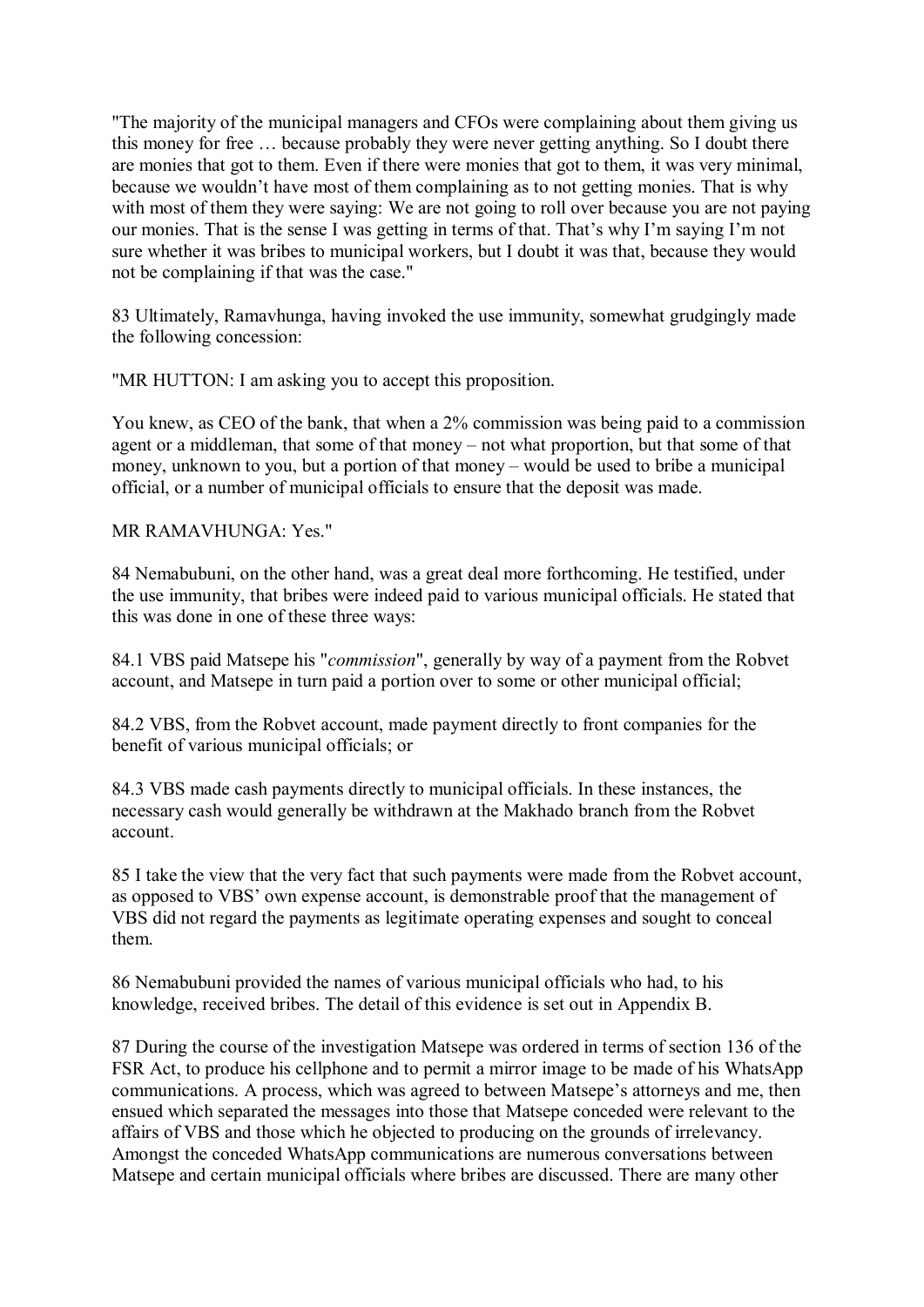"The majority of the municipal managers and CFOs were complaining about them giving us this money for free … because probably they were never getting anything. So I doubt there are monies that got to them. Even if there were monies that got to them, it was very minimal, because we wouldn't have most of them complaining as to not getting monies. That is why with most of them they were saying: We are not going to roll over because you are not paying our monies. That is the sense I was getting in terms of that. That's why I'm saying I'm not sure whether it was bribes to municipal workers, but I doubt it was that, because they would not be complaining if that was the case."

83 Ultimately, Ramavhunga, having invoked the use immunity, somewhat grudgingly made the following concession:

"MR HUTTON: I am asking you to accept this proposition.

You knew, as CEO of the bank, that when a 2% commission was being paid to a commission agent or a middleman, that some of that money – not what proportion, but that some of that money, unknown to you, but a portion of that money – would be used to bribe a municipal official, or a number of municipal officials to ensure that the deposit was made.

MR RAMAVHUNGA: Yes."

84 Nemabubuni, on the other hand, was a great deal more forthcoming. He testified, under the use immunity, that bribes were indeed paid to various municipal officials. He stated that this was done in one of these three ways:

84.1 VBS paid Matsepe his "*commission*", generally by way of a payment from the Robvet account, and Matsepe in turn paid a portion over to some or other municipal official;

84.2 VBS, from the Robvet account, made payment directly to front companies for the benefit of various municipal officials; or

84.3 VBS made cash payments directly to municipal officials. In these instances, the necessary cash would generally be withdrawn at the Makhado branch from the Robvet account.

85 I take the view that the very fact that such payments were made from the Robvet account, as opposed to VBS' own expense account, is demonstrable proof that the management of VBS did not regard the payments as legitimate operating expenses and sought to conceal them.

86 Nemabubuni provided the names of various municipal officials who had, to his knowledge, received bribes. The detail of this evidence is set out in Appendix B.

87 During the course of the investigation Matsepe was ordered in terms of section 136 of the FSR Act, to produce his cellphone and to permit a mirror image to be made of his WhatsApp communications. A process, which was agreed to between Matsepe's attorneys and me, then ensued which separated the messages into those that Matsepe conceded were relevant to the affairs of VBS and those which he objected to producing on the grounds of irrelevancy. Amongst the conceded WhatsApp communications are numerous conversations between Matsepe and certain municipal officials where bribes are discussed. There are many other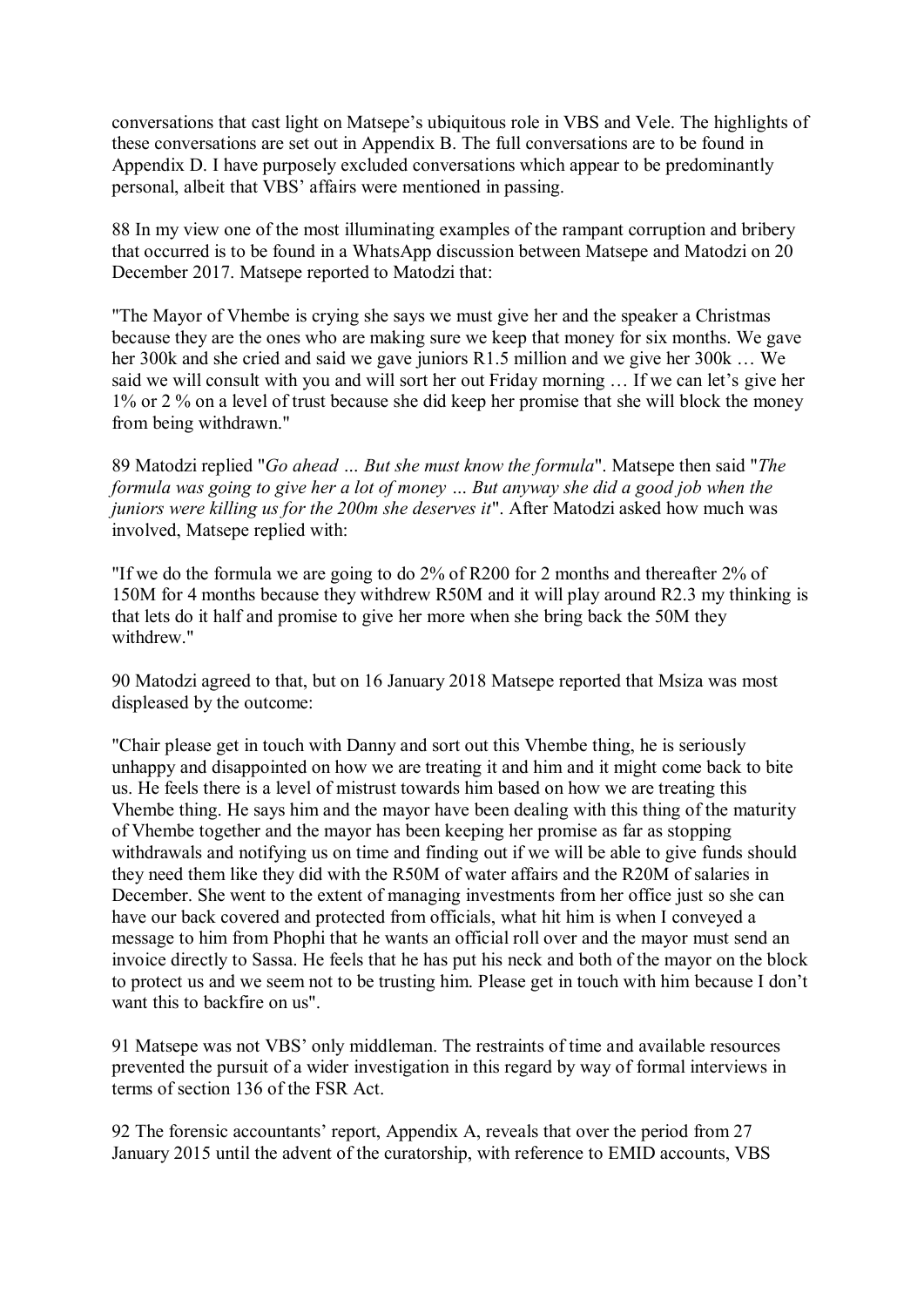conversations that cast light on Matsepe's ubiquitous role in VBS and Vele. The highlights of these conversations are set out in Appendix B. The full conversations are to be found in Appendix D. I have purposely excluded conversations which appear to be predominantly personal, albeit that VBS' affairs were mentioned in passing.

88 In my view one of the most illuminating examples of the rampant corruption and bribery that occurred is to be found in a WhatsApp discussion between Matsepe and Matodzi on 20 December 2017. Matsepe reported to Matodzi that:

"The Mayor of Vhembe is crying she says we must give her and the speaker a Christmas because they are the ones who are making sure we keep that money for six months. We gave her 300k and she cried and said we gave juniors R1.5 million and we give her 300k … We said we will consult with you and will sort her out Friday morning … If we can let's give her 1% or 2 % on a level of trust because she did keep her promise that she will block the money from being withdrawn."

89 Matodzi replied "*Go ahead … But she must know the formula*". Matsepe then said "*The formula was going to give her a lot of money … But anyway she did a good job when the juniors were killing us for the 200m she deserves it*". After Matodzi asked how much was involved, Matsepe replied with:

"If we do the formula we are going to do 2% of R200 for 2 months and thereafter 2% of 150M for 4 months because they withdrew R50M and it will play around R2.3 my thinking is that lets do it half and promise to give her more when she bring back the 50M they withdrew."

90 Matodzi agreed to that, but on 16 January 2018 Matsepe reported that Msiza was most displeased by the outcome:

"Chair please get in touch with Danny and sort out this Vhembe thing, he is seriously unhappy and disappointed on how we are treating it and him and it might come back to bite us. He feels there is a level of mistrust towards him based on how we are treating this Vhembe thing. He says him and the mayor have been dealing with this thing of the maturity of Vhembe together and the mayor has been keeping her promise as far as stopping withdrawals and notifying us on time and finding out if we will be able to give funds should they need them like they did with the R50M of water affairs and the R20M of salaries in December. She went to the extent of managing investments from her office just so she can have our back covered and protected from officials, what hit him is when I conveyed a message to him from Phophi that he wants an official roll over and the mayor must send an invoice directly to Sassa. He feels that he has put his neck and both of the mayor on the block to protect us and we seem not to be trusting him. Please get in touch with him because I don't want this to backfire on us".

91 Matsepe was not VBS' only middleman. The restraints of time and available resources prevented the pursuit of a wider investigation in this regard by way of formal interviews in terms of section 136 of the FSR Act.

92 The forensic accountants' report, Appendix A, reveals that over the period from 27 January 2015 until the advent of the curatorship, with reference to EMID accounts, VBS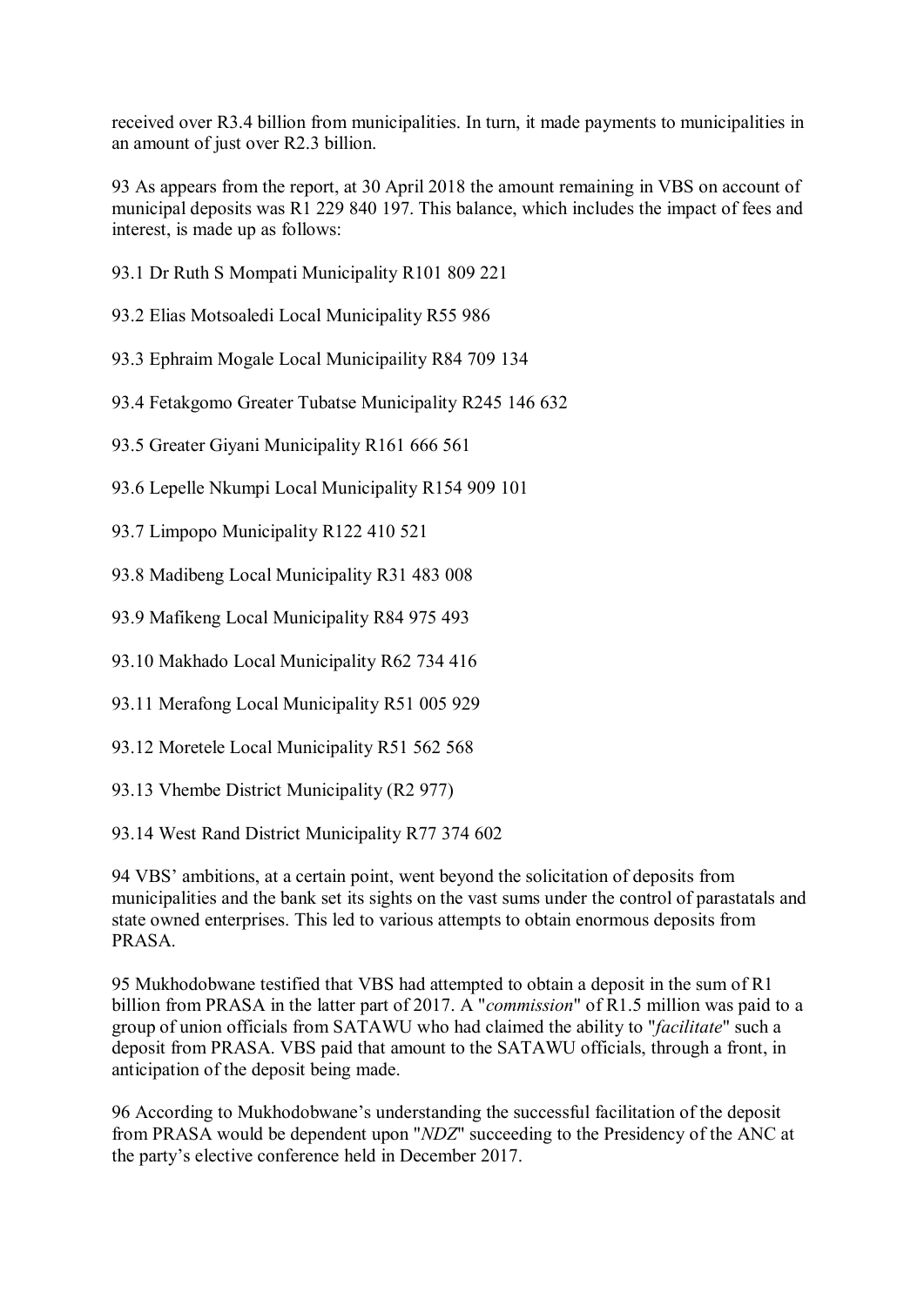received over R3.4 billion from municipalities. In turn, it made payments to municipalities in an amount of just over R2.3 billion.

93 As appears from the report, at 30 April 2018 the amount remaining in VBS on account of municipal deposits was R1 229 840 197. This balance, which includes the impact of fees and interest, is made up as follows:

93.1 Dr Ruth S Mompati Municipality R101 809 221

93.2 Elias Motsoaledi Local Municipality R55 986

93.3 Ephraim Mogale Local Municipaility R84 709 134

93.4 Fetakgomo Greater Tubatse Municipality R245 146 632

93.5 Greater Giyani Municipality R161 666 561

93.6 Lepelle Nkumpi Local Municipality R154 909 101

93.7 Limpopo Municipality R122 410 521

93.8 Madibeng Local Municipality R31 483 008

93.9 Mafikeng Local Municipality R84 975 493

93.10 Makhado Local Municipality R62 734 416

93.11 Merafong Local Municipality R51 005 929

93.12 Moretele Local Municipality R51 562 568

93.13 Vhembe District Municipality (R2 977)

93.14 West Rand District Municipality R77 374 602

94 VBS' ambitions, at a certain point, went beyond the solicitation of deposits from municipalities and the bank set its sights on the vast sums under the control of parastatals and state owned enterprises. This led to various attempts to obtain enormous deposits from PRASA.

95 Mukhodobwane testified that VBS had attempted to obtain a deposit in the sum of R1 billion from PRASA in the latter part of 2017. A "*commission*" of R1.5 million was paid to a group of union officials from SATAWU who had claimed the ability to "*facilitate*" such a deposit from PRASA. VBS paid that amount to the SATAWU officials, through a front, in anticipation of the deposit being made.

96 According to Mukhodobwane's understanding the successful facilitation of the deposit from PRASA would be dependent upon "*NDZ*" succeeding to the Presidency of the ANC at the party's elective conference held in December 2017.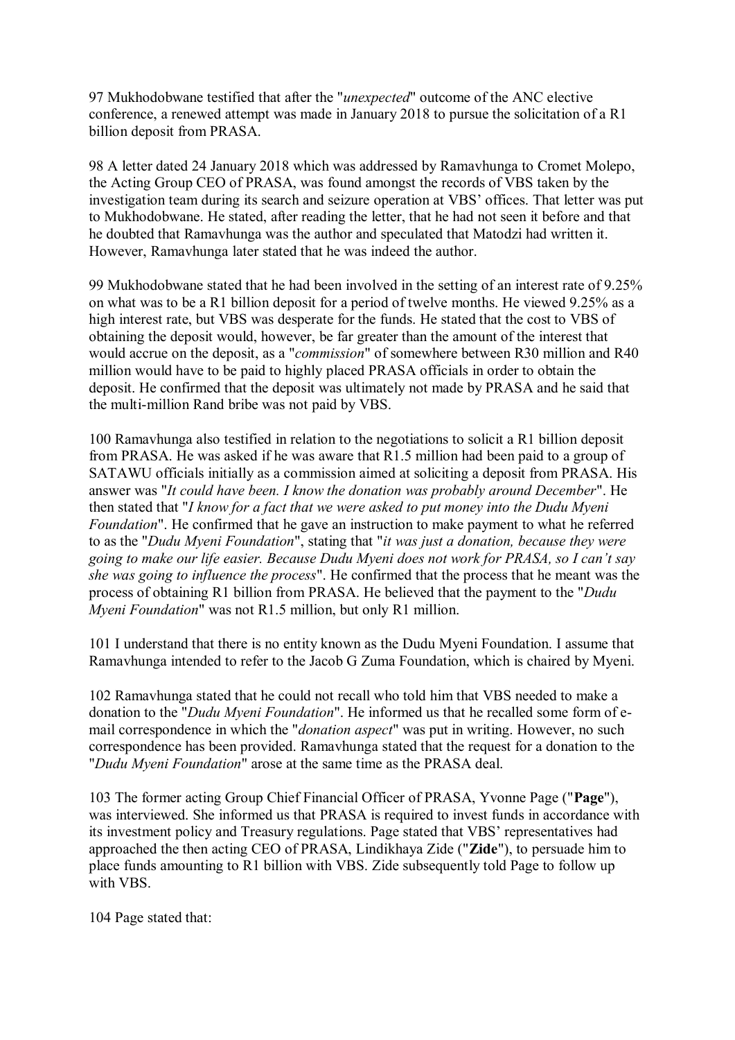97 Mukhodobwane testified that after the "*unexpected*" outcome of the ANC elective conference, a renewed attempt was made in January 2018 to pursue the solicitation of a R1 billion deposit from PRASA.

98 A letter dated 24 January 2018 which was addressed by Ramavhunga to Cromet Molepo, the Acting Group CEO of PRASA, was found amongst the records of VBS taken by the investigation team during its search and seizure operation at VBS' offices. That letter was put to Mukhodobwane. He stated, after reading the letter, that he had not seen it before and that he doubted that Ramavhunga was the author and speculated that Matodzi had written it. However, Ramavhunga later stated that he was indeed the author.

99 Mukhodobwane stated that he had been involved in the setting of an interest rate of 9.25% on what was to be a R1 billion deposit for a period of twelve months. He viewed 9.25% as a high interest rate, but VBS was desperate for the funds. He stated that the cost to VBS of obtaining the deposit would, however, be far greater than the amount of the interest that would accrue on the deposit, as a "*commission*" of somewhere between R30 million and R40 million would have to be paid to highly placed PRASA officials in order to obtain the deposit. He confirmed that the deposit was ultimately not made by PRASA and he said that the multi-million Rand bribe was not paid by VBS.

100 Ramavhunga also testified in relation to the negotiations to solicit a R1 billion deposit from PRASA. He was asked if he was aware that R1.5 million had been paid to a group of SATAWU officials initially as a commission aimed at soliciting a deposit from PRASA. His answer was "*It could have been. I know the donation was probably around December*". He then stated that "*I know for a fact that we were asked to put money into the Dudu Myeni Foundation*". He confirmed that he gave an instruction to make payment to what he referred to as the "*Dudu Myeni Foundation*", stating that "*it was just a donation, because they were going to make our life easier. Because Dudu Myeni does not work for PRASA, so I can't say she was going to influence the process*". He confirmed that the process that he meant was the process of obtaining R1 billion from PRASA. He believed that the payment to the "*Dudu Myeni Foundation*" was not R1.5 million, but only R1 million.

101 I understand that there is no entity known as the Dudu Myeni Foundation. I assume that Ramavhunga intended to refer to the Jacob G Zuma Foundation, which is chaired by Myeni.

102 Ramavhunga stated that he could not recall who told him that VBS needed to make a donation to the "*Dudu Myeni Foundation*". He informed us that he recalled some form of e-mail correspondence in which the "*donation aspect*" was put in writing. However, no such correspondence has been provided. Ramavhunga stated that the request for a donation to the "*Dudu Myeni Foundation*" arose at the same time as the PRASA deal.

103 The former acting Group Chief Financial Officer of PRASA, Yvonne Page ("**Page**"), was interviewed. She informed us that PRASA is required to invest funds in accordance with its investment policy and Treasury regulations. Page stated that VBS' representatives had approached the then acting CEO of PRASA, Lindikhaya Zide ("**Zide**"), to persuade him to place funds amounting to R1 billion with VBS. Zide subsequently told Page to follow up with VBS.

104 Page stated that: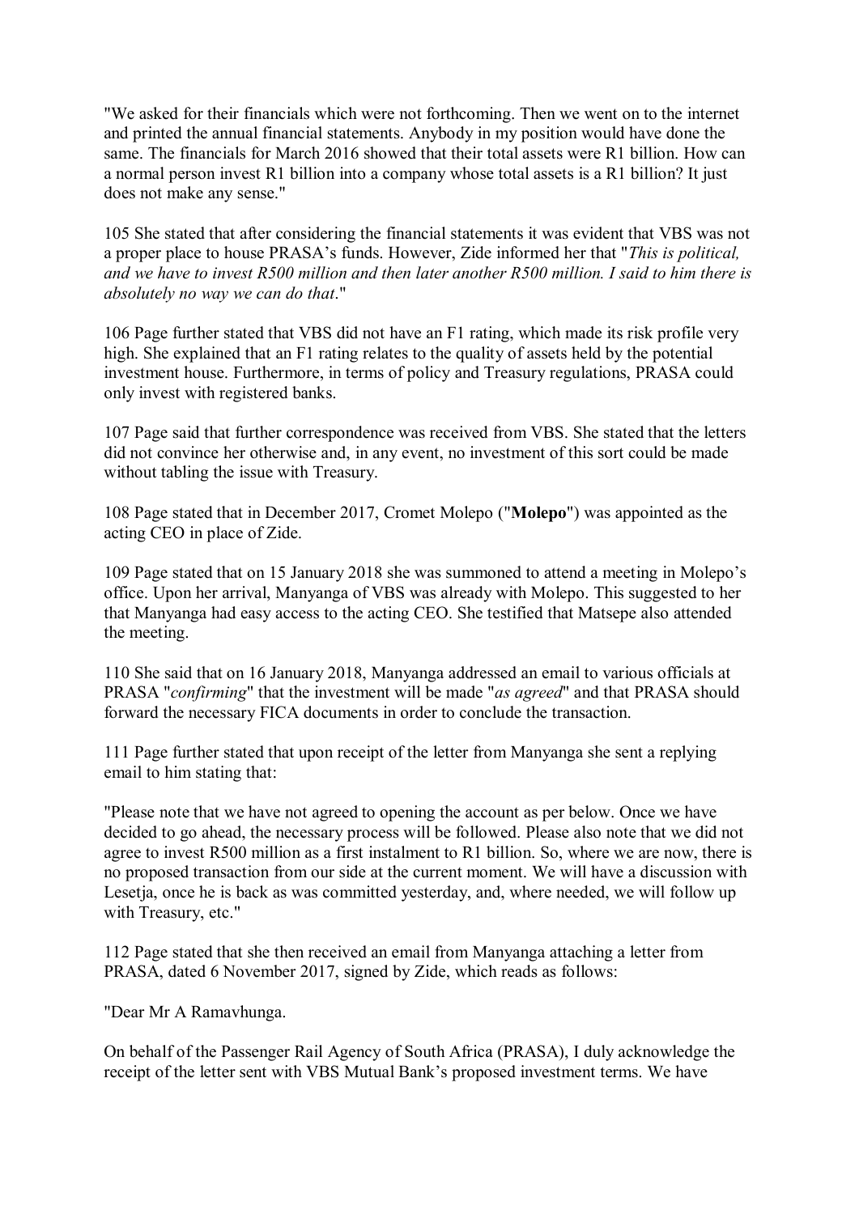"We asked for their financials which were not forthcoming. Then we went on to the internet and printed the annual financial statements. Anybody in my position would have done the same. The financials for March 2016 showed that their total assets were R1 billion. How can a normal person invest R1 billion into a company whose total assets is a R1 billion? It just does not make any sense."

105 She stated that after considering the financial statements it was evident that VBS was not a proper place to house PRASA's funds. However, Zide informed her that "*This is political, and we have to invest R500 million and then later another R500 million. I said to him there is absolutely no way we can do that*."

106 Page further stated that VBS did not have an F1 rating, which made its risk profile very high. She explained that an F1 rating relates to the quality of assets held by the potential investment house. Furthermore, in terms of policy and Treasury regulations, PRASA could only invest with registered banks.

107 Page said that further correspondence was received from VBS. She stated that the letters did not convince her otherwise and, in any event, no investment of this sort could be made without tabling the issue with Treasury.

108 Page stated that in December 2017, Cromet Molepo ("**Molepo**") was appointed as the acting CEO in place of Zide.

109 Page stated that on 15 January 2018 she was summoned to attend a meeting in Molepo's office. Upon her arrival, Manyanga of VBS was already with Molepo. This suggested to her that Manyanga had easy access to the acting CEO. She testified that Matsepe also attended the meeting.

110 She said that on 16 January 2018, Manyanga addressed an email to various officials at PRASA "*confirming*" that the investment will be made "*as agreed*" and that PRASA should forward the necessary FICA documents in order to conclude the transaction.

111 Page further stated that upon receipt of the letter from Manyanga she sent a replying email to him stating that:

"Please note that we have not agreed to opening the account as per below. Once we have decided to go ahead, the necessary process will be followed. Please also note that we did not agree to invest R500 million as a first instalment to R1 billion. So, where we are now, there is no proposed transaction from our side at the current moment. We will have a discussion with Lesetja, once he is back as was committed yesterday, and, where needed, we will follow up with Treasury, etc."

112 Page stated that she then received an email from Manyanga attaching a letter from PRASA, dated 6 November 2017, signed by Zide, which reads as follows:

"Dear Mr A Ramavhunga.

On behalf of the Passenger Rail Agency of South Africa (PRASA), I duly acknowledge the receipt of the letter sent with VBS Mutual Bank's proposed investment terms. We have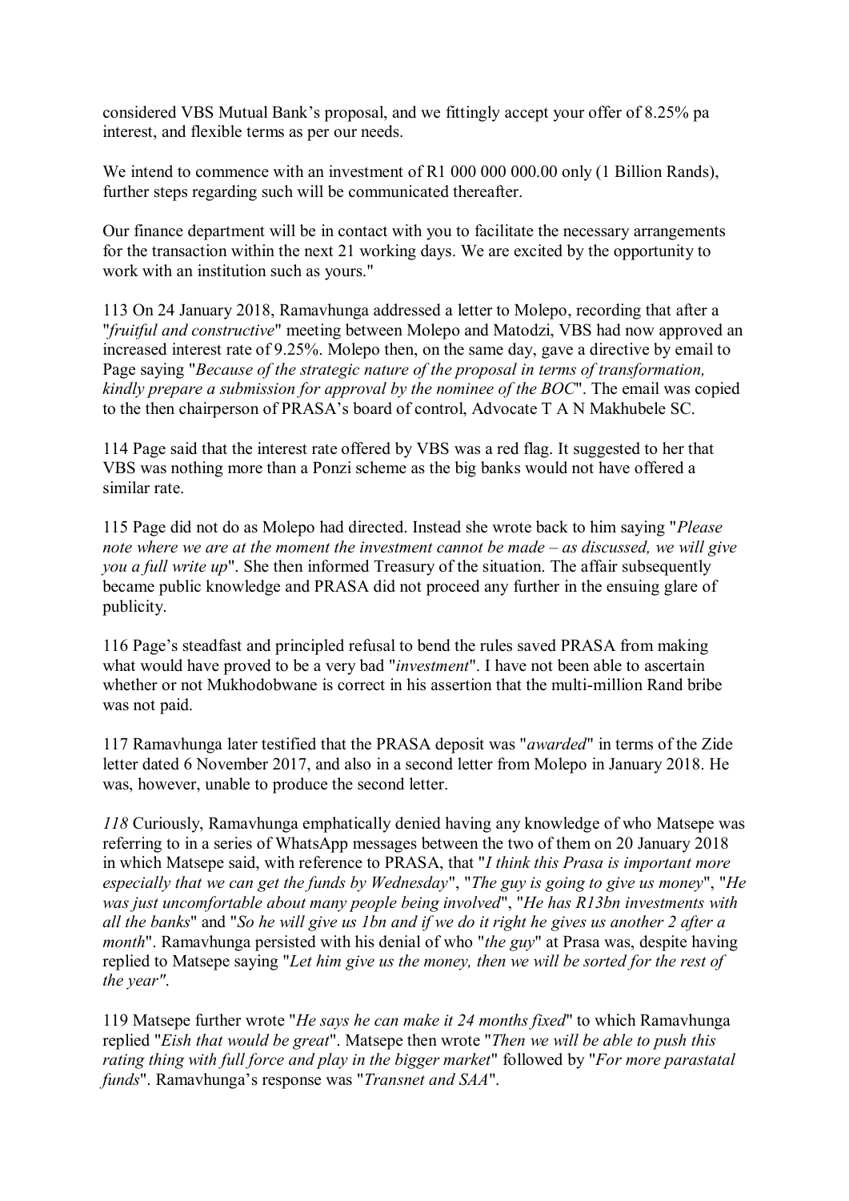considered VBS Mutual Bank's proposal, and we fittingly accept your offer of 8.25% pa interest, and flexible terms as per our needs.

We intend to commence with an investment of R1 000 000 000.00 only (1 Billion Rands), further steps regarding such will be communicated thereafter.

Our finance department will be in contact with you to facilitate the necessary arrangements for the transaction within the next 21 working days. We are excited by the opportunity to work with an institution such as yours."

113 On 24 January 2018, Ramavhunga addressed a letter to Molepo, recording that after a "*fruitful and constructive*" meeting between Molepo and Matodzi, VBS had now approved an increased interest rate of 9.25%. Molepo then, on the same day, gave a directive by email to Page saying "*Because of the strategic nature of the proposal in terms of transformation, kindly prepare a submission for approval by the nominee of the BOC*". The email was copied to the then chairperson of PRASA's board of control, Advocate T A N Makhubele SC.

114 Page said that the interest rate offered by VBS was a red flag. It suggested to her that VBS was nothing more than a Ponzi scheme as the big banks would not have offered a similar rate.

115 Page did not do as Molepo had directed. Instead she wrote back to him saying "*Please note where we are at the moment the investment cannot be made – as discussed, we will give you a full write up*". She then informed Treasury of the situation. The affair subsequently became public knowledge and PRASA did not proceed any further in the ensuing glare of publicity.

116 Page's steadfast and principled refusal to bend the rules saved PRASA from making what would have proved to be a very bad "*investment*". I have not been able to ascertain whether or not Mukhodobwane is correct in his assertion that the multi-million Rand bribe was not paid.

117 Ramavhunga later testified that the PRASA deposit was "*awarded*" in terms of the Zide letter dated 6 November 2017, and also in a second letter from Molepo in January 2018. He was, however, unable to produce the second letter.

*118* Curiously, Ramavhunga emphatically denied having any knowledge of who Matsepe was referring to in a series of WhatsApp messages between the two of them on 20 January 2018 in which Matsepe said, with reference to PRASA, that "*I think this Prasa is important more especially that we can get the funds by Wednesday*", "*The guy is going to give us money*", "*He was just uncomfortable about many people being involved*", "*He has R13bn investments with all the banks*" and "*So he will give us 1bn and if we do it right he gives us another 2 after a month*". Ramavhunga persisted with his denial of who "*the guy*" at Prasa was, despite having replied to Matsepe saying "*Let him give us the money, then we will be sorted for the rest of the year"*.

119 Matsepe further wrote "*He says he can make it 24 months fixed*" to which Ramavhunga replied "*Eish that would be great*". Matsepe then wrote "*Then we will be able to push this rating thing with full force and play in the bigger market*" followed by "*For more parastatal funds*". Ramavhunga's response was "*Transnet and SAA*".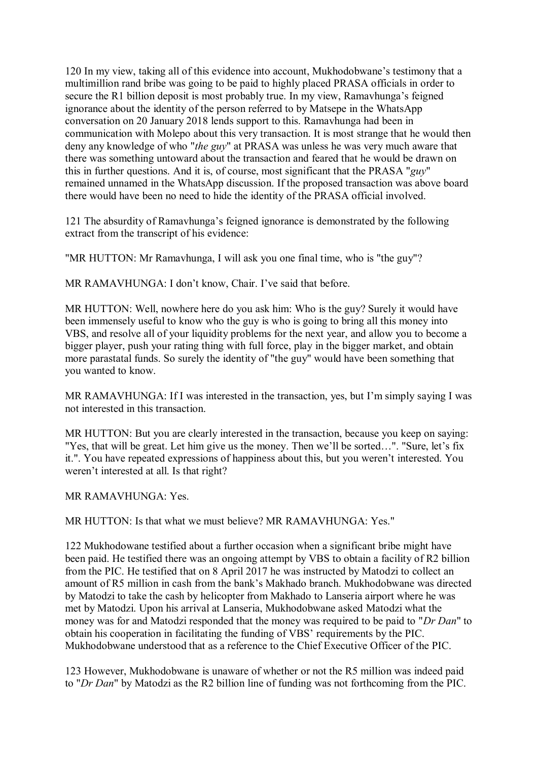120 In my view, taking all of this evidence into account, Mukhodobwane's testimony that a multimillion rand bribe was going to be paid to highly placed PRASA officials in order to secure the R1 billion deposit is most probably true. In my view, Ramavhunga's feigned ignorance about the identity of the person referred to by Matsepe in the WhatsApp conversation on 20 January 2018 lends support to this. Ramavhunga had been in communication with Molepo about this very transaction. It is most strange that he would then deny any knowledge of who "*the guy*" at PRASA was unless he was very much aware that there was something untoward about the transaction and feared that he would be drawn on this in further questions. And it is, of course, most significant that the PRASA "*guy*" remained unnamed in the WhatsApp discussion. If the proposed transaction was above board there would have been no need to hide the identity of the PRASA official involved.

121 The absurdity of Ramavhunga's feigned ignorance is demonstrated by the following extract from the transcript of his evidence:

"MR HUTTON: Mr Ramavhunga, I will ask you one final time, who is "the guy"?

MR RAMAVHUNGA: I don't know, Chair. I've said that before.

MR HUTTON: Well, nowhere here do you ask him: Who is the guy? Surely it would have been immensely useful to know who the guy is who is going to bring all this money into VBS, and resolve all of your liquidity problems for the next year, and allow you to become a bigger player, push your rating thing with full force, play in the bigger market, and obtain more parastatal funds. So surely the identity of "the guy" would have been something that you wanted to know.

MR RAMAVHUNGA: If I was interested in the transaction, yes, but I'm simply saying I was not interested in this transaction.

MR HUTTON: But you are clearly interested in the transaction, because you keep on saying: "Yes, that will be great. Let him give us the money. Then we'll be sorted…". "Sure, let's fix it.". You have repeated expressions of happiness about this, but you weren't interested. You weren't interested at all. Is that right?

MR RAMAVHUNGA: Yes.

MR HUTTON: Is that what we must believe? MR RAMAVHUNGA: Yes."

122 Mukhodowane testified about a further occasion when a significant bribe might have been paid. He testified there was an ongoing attempt by VBS to obtain a facility of R2 billion from the PIC. He testified that on 8 April 2017 he was instructed by Matodzi to collect an amount of R5 million in cash from the bank's Makhado branch. Mukhodobwane was directed by Matodzi to take the cash by helicopter from Makhado to Lanseria airport where he was met by Matodzi. Upon his arrival at Lanseria, Mukhodobwane asked Matodzi what the money was for and Matodzi responded that the money was required to be paid to "*Dr Dan*" to obtain his cooperation in facilitating the funding of VBS' requirements by the PIC. Mukhodobwane understood that as a reference to the Chief Executive Officer of the PIC.

123 However, Mukhodobwane is unaware of whether or not the R5 million was indeed paid to "*Dr Dan*" by Matodzi as the R2 billion line of funding was not forthcoming from the PIC.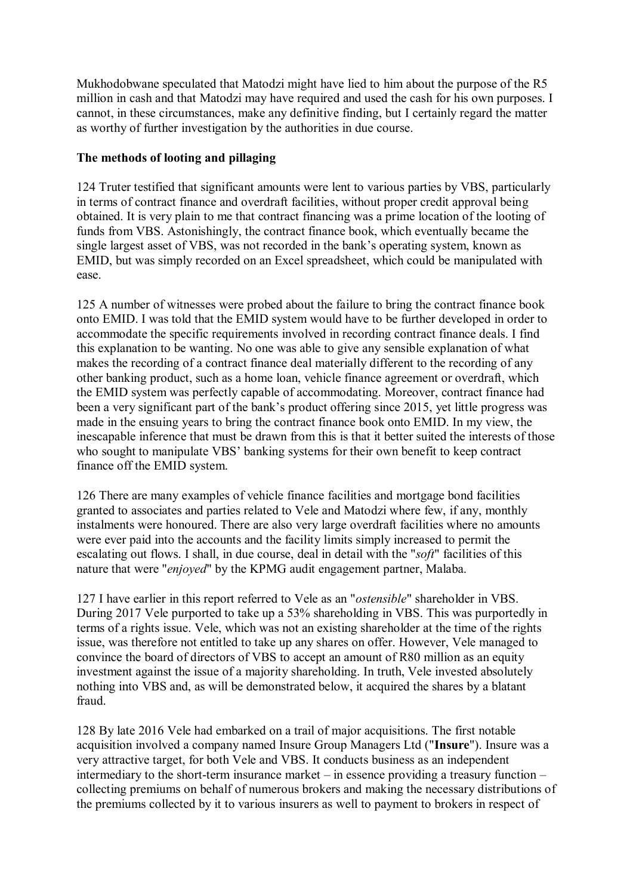Mukhodobwane speculated that Matodzi might have lied to him about the purpose of the R5 million in cash and that Matodzi may have required and used the cash for his own purposes. I cannot, in these circumstances, make any definitive finding, but I certainly regard the matter as worthy of further investigation by the authorities in due course.

**The methods of looting and pillaging**

124 Truter testified that significant amounts were lent to various parties by VBS, particularly in terms of contract finance and overdraft facilities, without proper credit approval being obtained. It is very plain to me that contract financing was a prime location of the looting of funds from VBS. Astonishingly, the contract finance book, which eventually became the single largest asset of VBS, was not recorded in the bank's operating system, known as EMID, but was simply recorded on an Excel spreadsheet, which could be manipulated with ease.

125 A number of witnesses were probed about the failure to bring the contract finance book onto EMID. I was told that the EMID system would have to be further developed in order to accommodate the specific requirements involved in recording contract finance deals. I find this explanation to be wanting. No one was able to give any sensible explanation of what makes the recording of a contract finance deal materially different to the recording of any other banking product, such as a home loan, vehicle finance agreement or overdraft, which the EMID system was perfectly capable of accommodating. Moreover, contract finance had been a very significant part of the bank's product offering since 2015, yet little progress was made in the ensuing years to bring the contract finance book onto EMID. In my view, the inescapable inference that must be drawn from this is that it better suited the interests of those who sought to manipulate VBS' banking systems for their own benefit to keep contract finance off the EMID system.

126 There are many examples of vehicle finance facilities and mortgage bond facilities granted to associates and parties related to Vele and Matodzi where few, if any, monthly instalments were honoured. There are also very large overdraft facilities where no amounts were ever paid into the accounts and the facility limits simply increased to permit the escalating out flows. I shall, in due course, deal in detail with the "*soft*" facilities of this nature that were "*enjoyed*" by the KPMG audit engagement partner, Malaba.

127 I have earlier in this report referred to Vele as an "*ostensible*" shareholder in VBS. During 2017 Vele purported to take up a 53% shareholding in VBS. This was purportedly in terms of a rights issue. Vele, which was not an existing shareholder at the time of the rights issue, was therefore not entitled to take up any shares on offer. However, Vele managed to convince the board of directors of VBS to accept an amount of R80 million as an equity investment against the issue of a majority shareholding. In truth, Vele invested absolutely nothing into VBS and, as will be demonstrated below, it acquired the shares by a blatant fraud.

128 By late 2016 Vele had embarked on a trail of major acquisitions. The first notable acquisition involved a company named Insure Group Managers Ltd ("**Insure**"). Insure was a very attractive target, for both Vele and VBS. It conducts business as an independent intermediary to the short-term insurance market – in essence providing a treasury function – collecting premiums on behalf of numerous brokers and making the necessary distributions of the premiums collected by it to various insurers as well to payment to brokers in respect of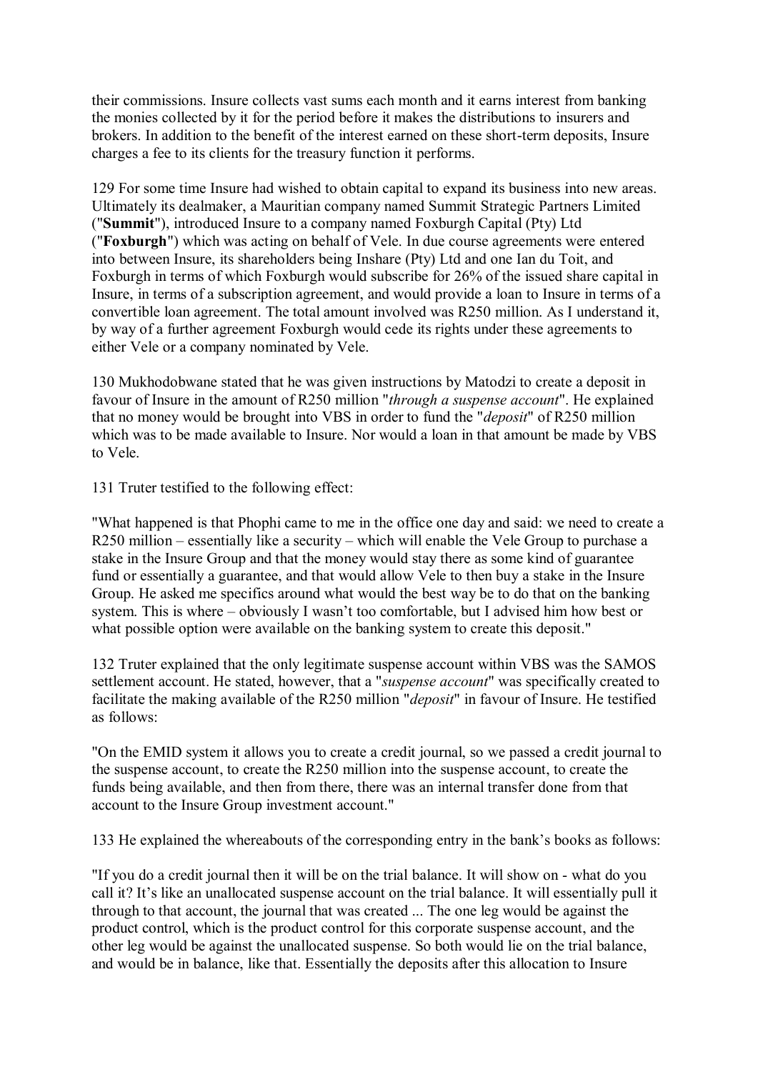their commissions. Insure collects vast sums each month and it earns interest from banking the monies collected by it for the period before it makes the distributions to insurers and brokers. In addition to the benefit of the interest earned on these short-term deposits, Insure charges a fee to its clients for the treasury function it performs.

129 For some time Insure had wished to obtain capital to expand its business into new areas. Ultimately its dealmaker, a Mauritian company named Summit Strategic Partners Limited ("**Summit**"), introduced Insure to a company named Foxburgh Capital (Pty) Ltd ("**Foxburgh**") which was acting on behalf of Vele. In due course agreements were entered into between Insure, its shareholders being Inshare (Pty) Ltd and one Ian du Toit, and Foxburgh in terms of which Foxburgh would subscribe for 26% of the issued share capital in Insure, in terms of a subscription agreement, and would provide a loan to Insure in terms of a convertible loan agreement. The total amount involved was R250 million. As I understand it, by way of a further agreement Foxburgh would cede its rights under these agreements to either Vele or a company nominated by Vele.

130 Mukhodobwane stated that he was given instructions by Matodzi to create a deposit in favour of Insure in the amount of R250 million "*through a suspense account*". He explained that no money would be brought into VBS in order to fund the "*deposit*" of R250 million which was to be made available to Insure. Nor would a loan in that amount be made by VBS to Vele.

131 Truter testified to the following effect:

"What happened is that Phophi came to me in the office one day and said: we need to create a R250 million – essentially like a security – which will enable the Vele Group to purchase a stake in the Insure Group and that the money would stay there as some kind of guarantee fund or essentially a guarantee, and that would allow Vele to then buy a stake in the Insure Group. He asked me specifics around what would the best way be to do that on the banking system. This is where – obviously I wasn't too comfortable, but I advised him how best or what possible option were available on the banking system to create this deposit."

132 Truter explained that the only legitimate suspense account within VBS was the SAMOS settlement account. He stated, however, that a "*suspense account*" was specifically created to facilitate the making available of the R250 million "*deposit*" in favour of Insure. He testified as follows:

"On the EMID system it allows you to create a credit journal, so we passed a credit journal to the suspense account, to create the R250 million into the suspense account, to create the funds being available, and then from there, there was an internal transfer done from that account to the Insure Group investment account."

133 He explained the whereabouts of the corresponding entry in the bank's books as follows:

"If you do a credit journal then it will be on the trial balance. It will show on - what do you call it? It's like an unallocated suspense account on the trial balance. It will essentially pull it through to that account, the journal that was created ... The one leg would be against the product control, which is the product control for this corporate suspense account, and the other leg would be against the unallocated suspense. So both would lie on the trial balance, and would be in balance, like that. Essentially the deposits after this allocation to Insure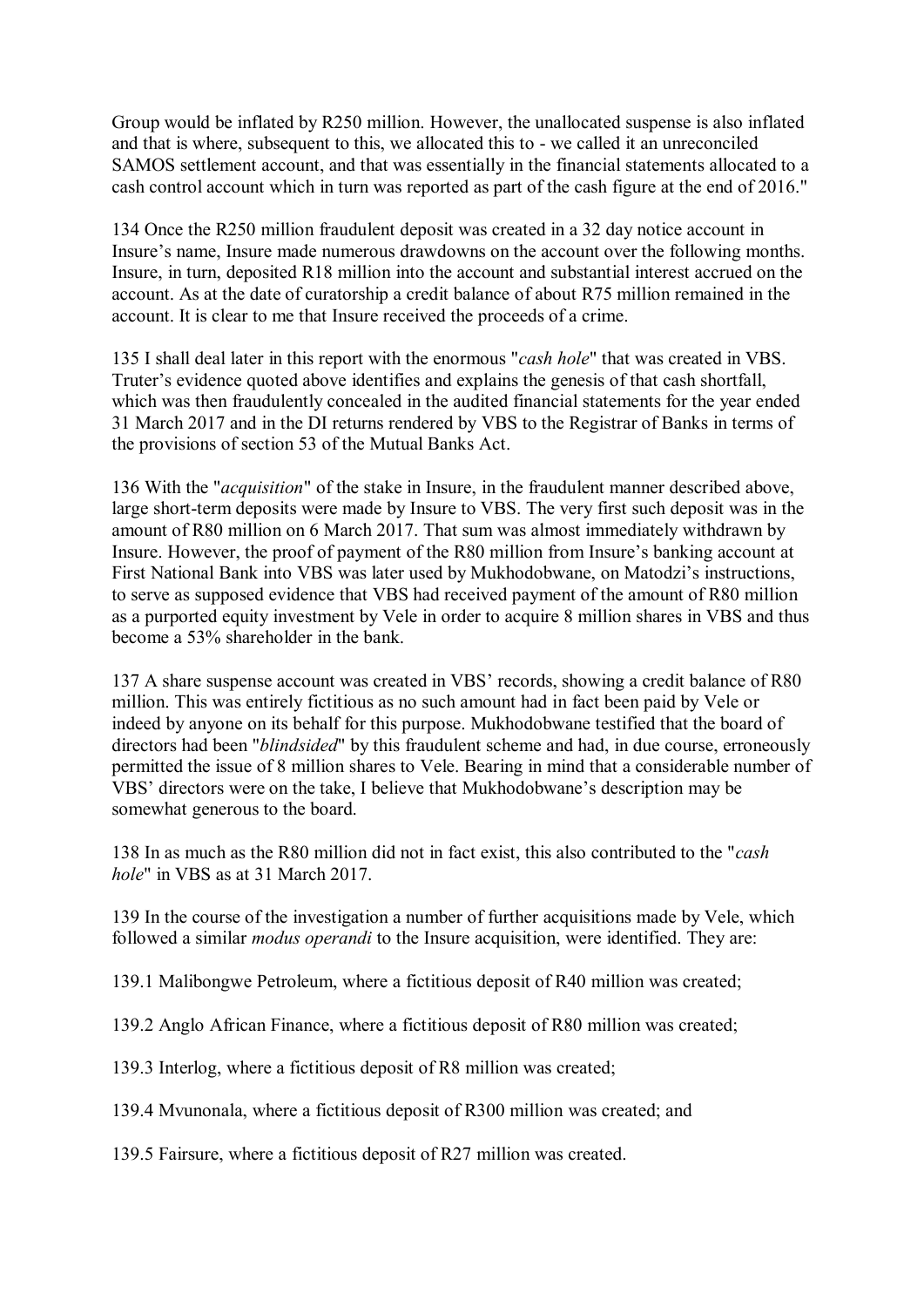Group would be inflated by R250 million. However, the unallocated suspense is also inflated and that is where, subsequent to this, we allocated this to - we called it an unreconciled SAMOS settlement account, and that was essentially in the financial statements allocated to a cash control account which in turn was reported as part of the cash figure at the end of 2016."

134 Once the R250 million fraudulent deposit was created in a 32 day notice account in Insure's name, Insure made numerous drawdowns on the account over the following months. Insure, in turn, deposited R18 million into the account and substantial interest accrued on the account. As at the date of curatorship a credit balance of about R75 million remained in the account. It is clear to me that Insure received the proceeds of a crime.

135 I shall deal later in this report with the enormous "*cash hole*" that was created in VBS. Truter's evidence quoted above identifies and explains the genesis of that cash shortfall, which was then fraudulently concealed in the audited financial statements for the year ended 31 March 2017 and in the DI returns rendered by VBS to the Registrar of Banks in terms of the provisions of section 53 of the Mutual Banks Act.

136 With the "*acquisition*" of the stake in Insure, in the fraudulent manner described above, large short-term deposits were made by Insure to VBS. The very first such deposit was in the amount of R80 million on 6 March 2017. That sum was almost immediately withdrawn by Insure. However, the proof of payment of the R80 million from Insure's banking account at First National Bank into VBS was later used by Mukhodobwane, on Matodzi's instructions, to serve as supposed evidence that VBS had received payment of the amount of R80 million as a purported equity investment by Vele in order to acquire 8 million shares in VBS and thus become a 53% shareholder in the bank.

137 A share suspense account was created in VBS' records, showing a credit balance of R80 million. This was entirely fictitious as no such amount had in fact been paid by Vele or indeed by anyone on its behalf for this purpose. Mukhodobwane testified that the board of directors had been "*blindsided*" by this fraudulent scheme and had, in due course, erroneously permitted the issue of 8 million shares to Vele. Bearing in mind that a considerable number of VBS' directors were on the take, I believe that Mukhodobwane's description may be somewhat generous to the board.

138 In as much as the R80 million did not in fact exist, this also contributed to the "*cash hole*" in VBS as at 31 March 2017.

139 In the course of the investigation a number of further acquisitions made by Vele, which followed a similar *modus operandi* to the Insure acquisition, were identified. They are:

139.1 Malibongwe Petroleum, where a fictitious deposit of R40 million was created;

139.2 Anglo African Finance, where a fictitious deposit of R80 million was created;

139.3 Interlog, where a fictitious deposit of R8 million was created;

139.4 Mvunonala, where a fictitious deposit of R300 million was created; and

139.5 Fairsure, where a fictitious deposit of R27 million was created.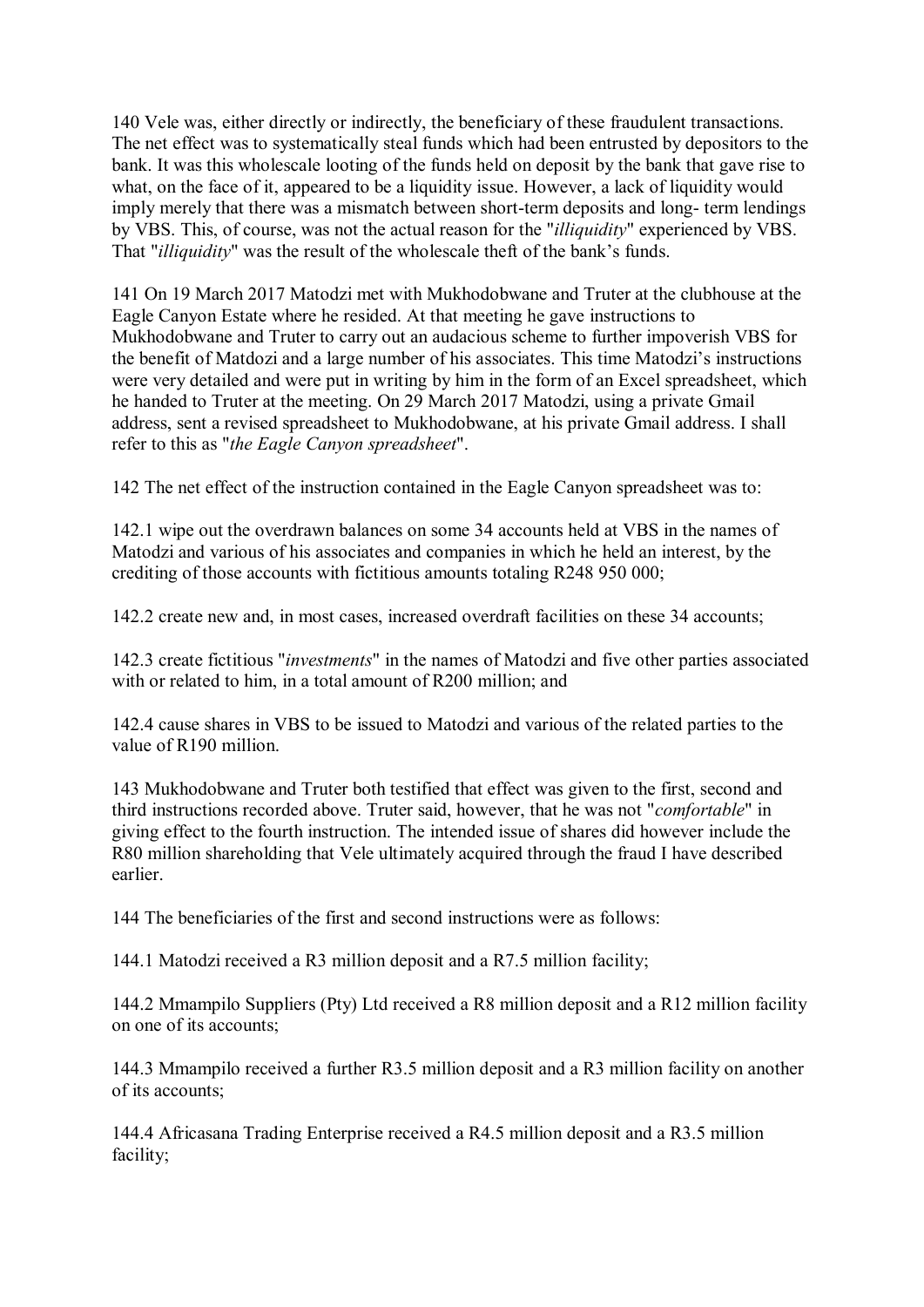140 Vele was, either directly or indirectly, the beneficiary of these fraudulent transactions. The net effect was to systematically steal funds which had been entrusted by depositors to the bank. It was this wholescale looting of the funds held on deposit by the bank that gave rise to what, on the face of it, appeared to be a liquidity issue. However, a lack of liquidity would imply merely that there was a mismatch between short-term deposits and long- term lendings by VBS. This, of course, was not the actual reason for the "*illiquidity*" experienced by VBS. That "*illiquidity*" was the result of the wholescale theft of the bank's funds.

141 On 19 March 2017 Matodzi met with Mukhodobwane and Truter at the clubhouse at the Eagle Canyon Estate where he resided. At that meeting he gave instructions to Mukhodobwane and Truter to carry out an audacious scheme to further impoverish VBS for the benefit of Matdozi and a large number of his associates. This time Matodzi's instructions were very detailed and were put in writing by him in the form of an Excel spreadsheet, which he handed to Truter at the meeting. On 29 March 2017 Matodzi, using a private Gmail address, sent a revised spreadsheet to Mukhodobwane, at his private Gmail address. I shall refer to this as "*the Eagle Canyon spreadsheet*".

142 The net effect of the instruction contained in the Eagle Canyon spreadsheet was to:

142.1 wipe out the overdrawn balances on some 34 accounts held at VBS in the names of Matodzi and various of his associates and companies in which he held an interest, by the crediting of those accounts with fictitious amounts totaling R248 950 000;

142.2 create new and, in most cases, increased overdraft facilities on these 34 accounts;

142.3 create fictitious "*investments*" in the names of Matodzi and five other parties associated with or related to him, in a total amount of R200 million; and

142.4 cause shares in VBS to be issued to Matodzi and various of the related parties to the value of R190 million.

143 Mukhodobwane and Truter both testified that effect was given to the first, second and third instructions recorded above. Truter said, however, that he was not "*comfortable*" in giving effect to the fourth instruction. The intended issue of shares did however include the R80 million shareholding that Vele ultimately acquired through the fraud I have described earlier.

144 The beneficiaries of the first and second instructions were as follows:

144.1 Matodzi received a R3 million deposit and a R7.5 million facility;

144.2 Mmampilo Suppliers (Pty) Ltd received a R8 million deposit and a R12 million facility on one of its accounts;

144.3 Mmampilo received a further R3.5 million deposit and a R3 million facility on another of its accounts;

144.4 Africasana Trading Enterprise received a R4.5 million deposit and a R3.5 million facility;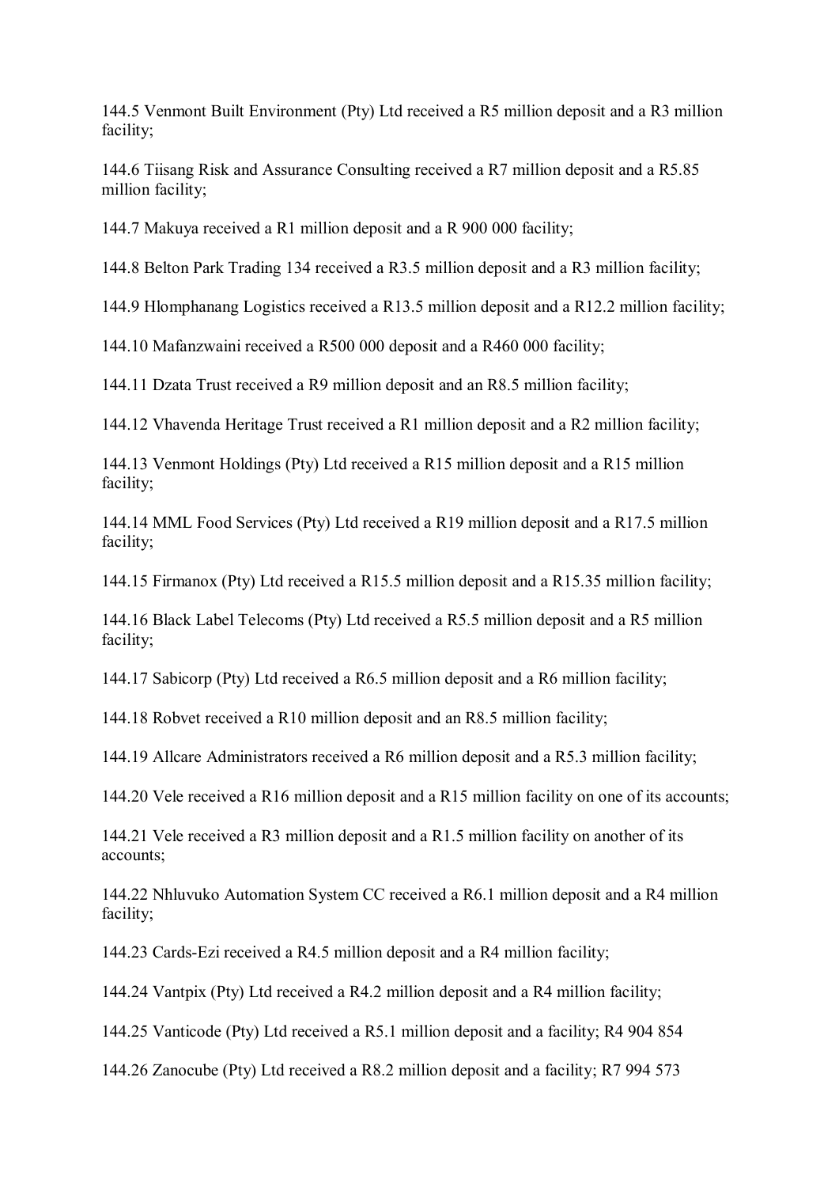144.5 Venmont Built Environment (Pty) Ltd received a R5 million deposit and a R3 million facility;

144.6 Tiisang Risk and Assurance Consulting received a R7 million deposit and a R5.85 million facility;

144.7 Makuya received a R1 million deposit and a R 900 000 facility;

144.8 Belton Park Trading 134 received a R3.5 million deposit and a R3 million facility;

144.9 Hlomphanang Logistics received a R13.5 million deposit and a R12.2 million facility;

144.10 Mafanzwaini received a R500 000 deposit and a R460 000 facility;

144.11 Dzata Trust received a R9 million deposit and an R8.5 million facility;

144.12 Vhavenda Heritage Trust received a R1 million deposit and a R2 million facility;

144.13 Venmont Holdings (Pty) Ltd received a R15 million deposit and a R15 million facility;

144.14 MML Food Services (Pty) Ltd received a R19 million deposit and a R17.5 million facility;

144.15 Firmanox (Pty) Ltd received a R15.5 million deposit and a R15.35 million facility;

144.16 Black Label Telecoms (Pty) Ltd received a R5.5 million deposit and a R5 million facility;

144.17 Sabicorp (Pty) Ltd received a R6.5 million deposit and a R6 million facility;

144.18 Robvet received a R10 million deposit and an R8.5 million facility;

144.19 Allcare Administrators received a R6 million deposit and a R5.3 million facility;

144.20 Vele received a R16 million deposit and a R15 million facility on one of its accounts;

144.21 Vele received a R3 million deposit and a R1.5 million facility on another of its accounts;

144.22 Nhluvuko Automation System CC received a R6.1 million deposit and a R4 million facility;

144.23 Cards-Ezi received a R4.5 million deposit and a R4 million facility;

144.24 Vantpix (Pty) Ltd received a R4.2 million deposit and a R4 million facility;

144.25 Vanticode (Pty) Ltd received a R5.1 million deposit and a facility; R4 904 854

144.26 Zanocube (Pty) Ltd received a R8.2 million deposit and a facility; R7 994 573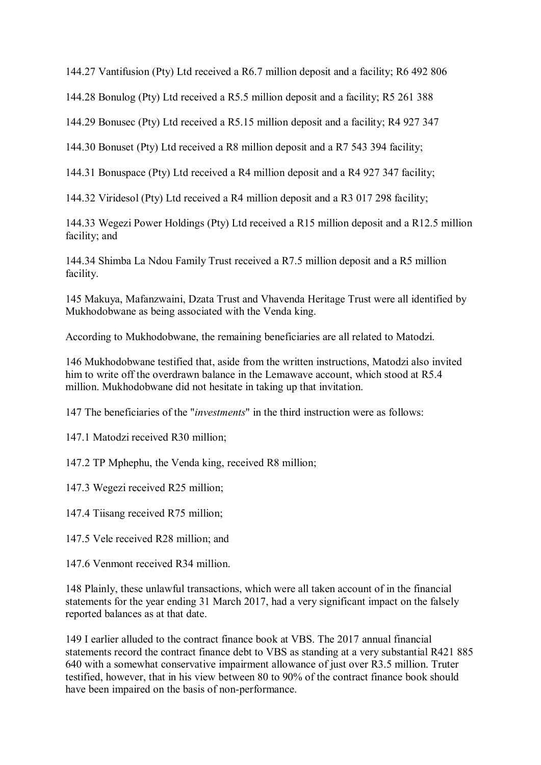144.27 Vantifusion (Pty) Ltd received a R6.7 million deposit and a facility; R6 492 806

144.28 Bonulog (Pty) Ltd received a R5.5 million deposit and a facility; R5 261 388

144.29 Bonusec (Pty) Ltd received a R5.15 million deposit and a facility; R4 927 347

144.30 Bonuset (Pty) Ltd received a R8 million deposit and a R7 543 394 facility;

144.31 Bonuspace (Pty) Ltd received a R4 million deposit and a R4 927 347 facility;

144.32 Viridesol (Pty) Ltd received a R4 million deposit and a R3 017 298 facility;

144.33 Wegezi Power Holdings (Pty) Ltd received a R15 million deposit and a R12.5 million facility; and

144.34 Shimba La Ndou Family Trust received a R7.5 million deposit and a R5 million facility.

145 Makuya, Mafanzwaini, Dzata Trust and Vhavenda Heritage Trust were all identified by Mukhodobwane as being associated with the Venda king.

According to Mukhodobwane, the remaining beneficiaries are all related to Matodzi.

146 Mukhodobwane testified that, aside from the written instructions, Matodzi also invited him to write off the overdrawn balance in the Lemawave account, which stood at R5.4 million. Mukhodobwane did not hesitate in taking up that invitation.

147 The beneficiaries of the "*investments*" in the third instruction were as follows:

147.1 Matodzi received R30 million;

147.2 TP Mphephu, the Venda king, received R8 million;

147.3 Wegezi received R25 million;

147.4 Tiisang received R75 million;

147.5 Vele received R28 million; and

147.6 Venmont received R34 million.

148 Plainly, these unlawful transactions, which were all taken account of in the financial statements for the year ending 31 March 2017, had a very significant impact on the falsely reported balances as at that date.

149 I earlier alluded to the contract finance book at VBS. The 2017 annual financial statements record the contract finance debt to VBS as standing at a very substantial R421 885 640 with a somewhat conservative impairment allowance of just over R3.5 million. Truter testified, however, that in his view between 80 to 90% of the contract finance book should have been impaired on the basis of non-performance.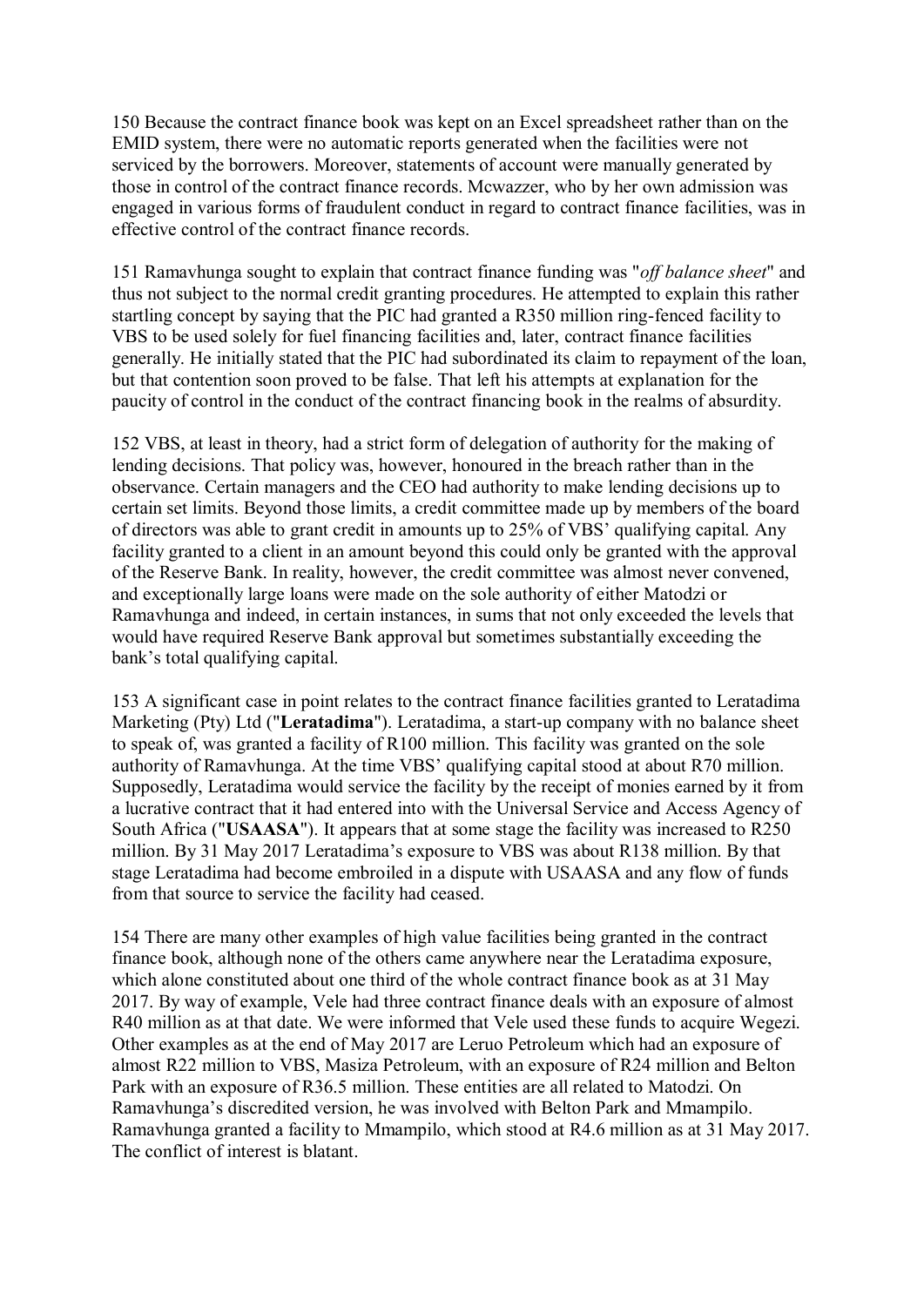150 Because the contract finance book was kept on an Excel spreadsheet rather than on the EMID system, there were no automatic reports generated when the facilities were not serviced by the borrowers. Moreover, statements of account were manually generated by those in control of the contract finance records. Mcwazzer, who by her own admission was engaged in various forms of fraudulent conduct in regard to contract finance facilities, was in effective control of the contract finance records.

151 Ramavhunga sought to explain that contract finance funding was "*off balance sheet*" and thus not subject to the normal credit granting procedures. He attempted to explain this rather startling concept by saying that the PIC had granted a R350 million ring-fenced facility to VBS to be used solely for fuel financing facilities and, later, contract finance facilities generally. He initially stated that the PIC had subordinated its claim to repayment of the loan, but that contention soon proved to be false. That left his attempts at explanation for the paucity of control in the conduct of the contract financing book in the realms of absurdity.

152 VBS, at least in theory, had a strict form of delegation of authority for the making of lending decisions. That policy was, however, honoured in the breach rather than in the observance. Certain managers and the CEO had authority to make lending decisions up to certain set limits. Beyond those limits, a credit committee made up by members of the board of directors was able to grant credit in amounts up to 25% of VBS' qualifying capital. Any facility granted to a client in an amount beyond this could only be granted with the approval of the Reserve Bank. In reality, however, the credit committee was almost never convened, and exceptionally large loans were made on the sole authority of either Matodzi or Ramavhunga and indeed, in certain instances, in sums that not only exceeded the levels that would have required Reserve Bank approval but sometimes substantially exceeding the bank's total qualifying capital.

153 A significant case in point relates to the contract finance facilities granted to Leratadima Marketing (Pty) Ltd ("**Leratadima**"). Leratadima, a start-up company with no balance sheet to speak of, was granted a facility of R100 million. This facility was granted on the sole authority of Ramavhunga. At the time VBS' qualifying capital stood at about R70 million. Supposedly, Leratadima would service the facility by the receipt of monies earned by it from a lucrative contract that it had entered into with the Universal Service and Access Agency of South Africa ("**USAASA**"). It appears that at some stage the facility was increased to R250 million. By 31 May 2017 Leratadima's exposure to VBS was about R138 million. By that stage Leratadima had become embroiled in a dispute with USAASA and any flow of funds from that source to service the facility had ceased.

154 There are many other examples of high value facilities being granted in the contract finance book, although none of the others came anywhere near the Leratadima exposure, which alone constituted about one third of the whole contract finance book as at 31 May 2017. By way of example, Vele had three contract finance deals with an exposure of almost R40 million as at that date. We were informed that Vele used these funds to acquire Wegezi. Other examples as at the end of May 2017 are Leruo Petroleum which had an exposure of almost R22 million to VBS, Masiza Petroleum, with an exposure of R24 million and Belton Park with an exposure of R36.5 million. These entities are all related to Matodzi. On Ramavhunga's discredited version, he was involved with Belton Park and Mmampilo. Ramavhunga granted a facility to Mmampilo, which stood at R4.6 million as at 31 May 2017. The conflict of interest is blatant.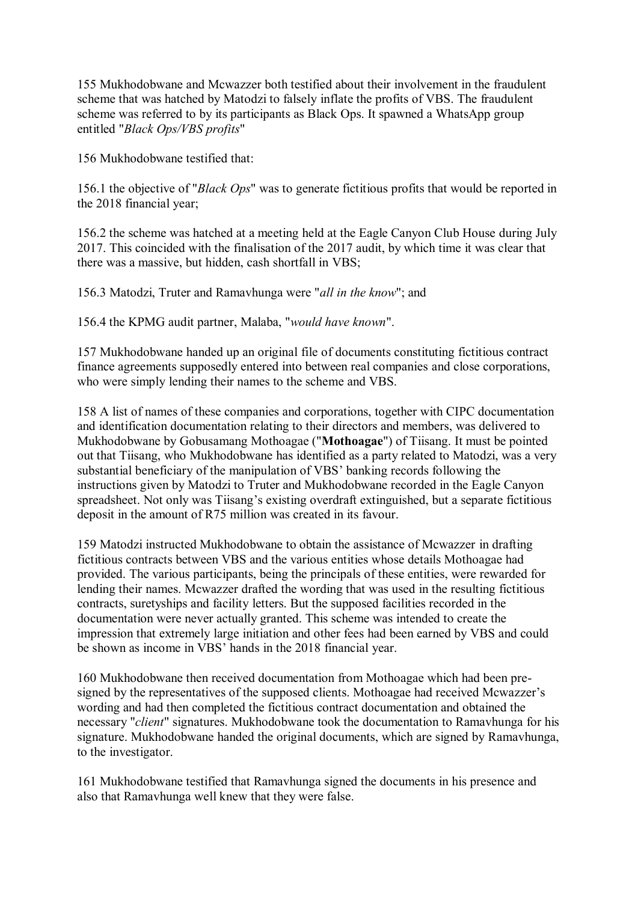155 Mukhodobwane and Mcwazzer both testified about their involvement in the fraudulent scheme that was hatched by Matodzi to falsely inflate the profits of VBS. The fraudulent scheme was referred to by its participants as Black Ops. It spawned a WhatsApp group entitled "*Black Ops/VBS profits*"

156 Mukhodobwane testified that:

156.1 the objective of "*Black Ops*" was to generate fictitious profits that would be reported in the 2018 financial year;

156.2 the scheme was hatched at a meeting held at the Eagle Canyon Club House during July 2017. This coincided with the finalisation of the 2017 audit, by which time it was clear that there was a massive, but hidden, cash shortfall in VBS;

156.3 Matodzi, Truter and Ramavhunga were "*all in the know*"; and

156.4 the KPMG audit partner, Malaba, "*would have known*".

157 Mukhodobwane handed up an original file of documents constituting fictitious contract finance agreements supposedly entered into between real companies and close corporations, who were simply lending their names to the scheme and VBS.

158 A list of names of these companies and corporations, together with CIPC documentation and identification documentation relating to their directors and members, was delivered to Mukhodobwane by Gobusamang Mothoagae ("**Mothoagae**") of Tiisang. It must be pointed out that Tiisang, who Mukhodobwane has identified as a party related to Matodzi, was a very substantial beneficiary of the manipulation of VBS' banking records following the instructions given by Matodzi to Truter and Mukhodobwane recorded in the Eagle Canyon spreadsheet. Not only was Tiisang's existing overdraft extinguished, but a separate fictitious deposit in the amount of R75 million was created in its favour.

159 Matodzi instructed Mukhodobwane to obtain the assistance of Mcwazzer in drafting fictitious contracts between VBS and the various entities whose details Mothoagae had provided. The various participants, being the principals of these entities, were rewarded for lending their names. Mcwazzer drafted the wording that was used in the resulting fictitious contracts, suretyships and facility letters. But the supposed facilities recorded in the documentation were never actually granted. This scheme was intended to create the impression that extremely large initiation and other fees had been earned by VBS and could be shown as income in VBS' hands in the 2018 financial year.

160 Mukhodobwane then received documentation from Mothoagae which had been pre-signed by the representatives of the supposed clients. Mothoagae had received Mcwazzer's wording and had then completed the fictitious contract documentation and obtained the necessary "*client*" signatures. Mukhodobwane took the documentation to Ramavhunga for his signature. Mukhodobwane handed the original documents, which are signed by Ramavhunga, to the investigator.

161 Mukhodobwane testified that Ramavhunga signed the documents in his presence and also that Ramavhunga well knew that they were false.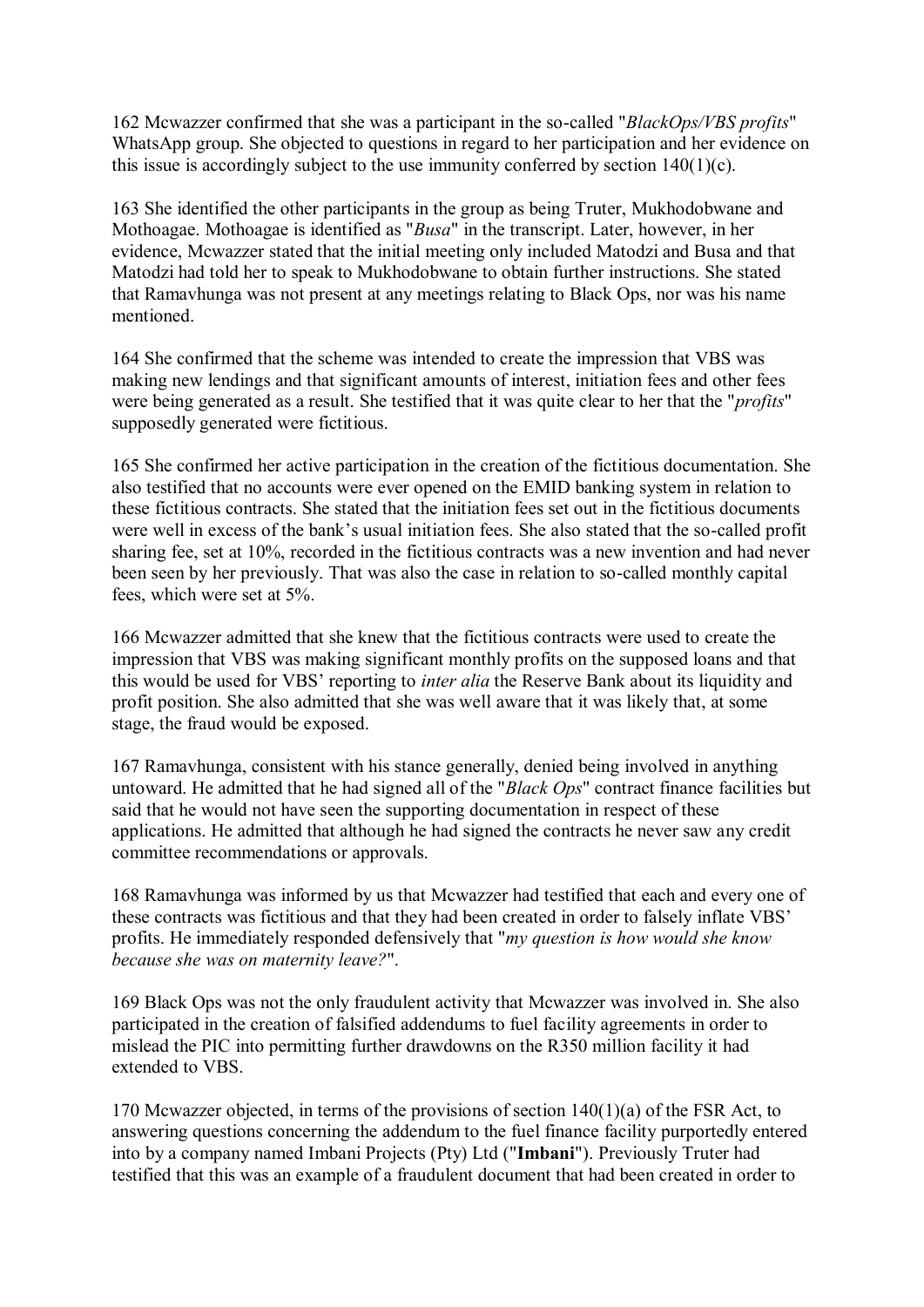162 Mcwazzer confirmed that she was a participant in the so-called "*BlackOps/VBS profits*" WhatsApp group. She objected to questions in regard to her participation and her evidence on this issue is accordingly subject to the use immunity conferred by section 140(1)(c).

163 She identified the other participants in the group as being Truter, Mukhodobwane and Mothoagae. Mothoagae is identified as "*Busa*" in the transcript. Later, however, in her evidence, Mcwazzer stated that the initial meeting only included Matodzi and Busa and that Matodzi had told her to speak to Mukhodobwane to obtain further instructions. She stated that Ramavhunga was not present at any meetings relating to Black Ops, nor was his name mentioned.

164 She confirmed that the scheme was intended to create the impression that VBS was making new lendings and that significant amounts of interest, initiation fees and other fees were being generated as a result. She testified that it was quite clear to her that the "*profits*" supposedly generated were fictitious.

165 She confirmed her active participation in the creation of the fictitious documentation. She also testified that no accounts were ever opened on the EMID banking system in relation to these fictitious contracts. She stated that the initiation fees set out in the fictitious documents were well in excess of the bank's usual initiation fees. She also stated that the so-called profit sharing fee, set at 10%, recorded in the fictitious contracts was a new invention and had never been seen by her previously. That was also the case in relation to so-called monthly capital fees, which were set at 5%.

166 Mcwazzer admitted that she knew that the fictitious contracts were used to create the impression that VBS was making significant monthly profits on the supposed loans and that this would be used for VBS' reporting to *inter alia* the Reserve Bank about its liquidity and profit position. She also admitted that she was well aware that it was likely that, at some stage, the fraud would be exposed.

167 Ramavhunga, consistent with his stance generally, denied being involved in anything untoward. He admitted that he had signed all of the "*Black Ops*" contract finance facilities but said that he would not have seen the supporting documentation in respect of these applications. He admitted that although he had signed the contracts he never saw any credit committee recommendations or approvals.

168 Ramavhunga was informed by us that Mcwazzer had testified that each and every one of these contracts was fictitious and that they had been created in order to falsely inflate VBS' profits. He immediately responded defensively that "*my question is how would she know because she was on maternity leave?*".

169 Black Ops was not the only fraudulent activity that Mcwazzer was involved in. She also participated in the creation of falsified addendums to fuel facility agreements in order to mislead the PIC into permitting further drawdowns on the R350 million facility it had extended to VBS.

170 Mcwazzer objected, in terms of the provisions of section 140(1)(a) of the FSR Act, to answering questions concerning the addendum to the fuel finance facility purportedly entered into by a company named Imbani Projects (Pty) Ltd ("**Imbani**"). Previously Truter had testified that this was an example of a fraudulent document that had been created in order to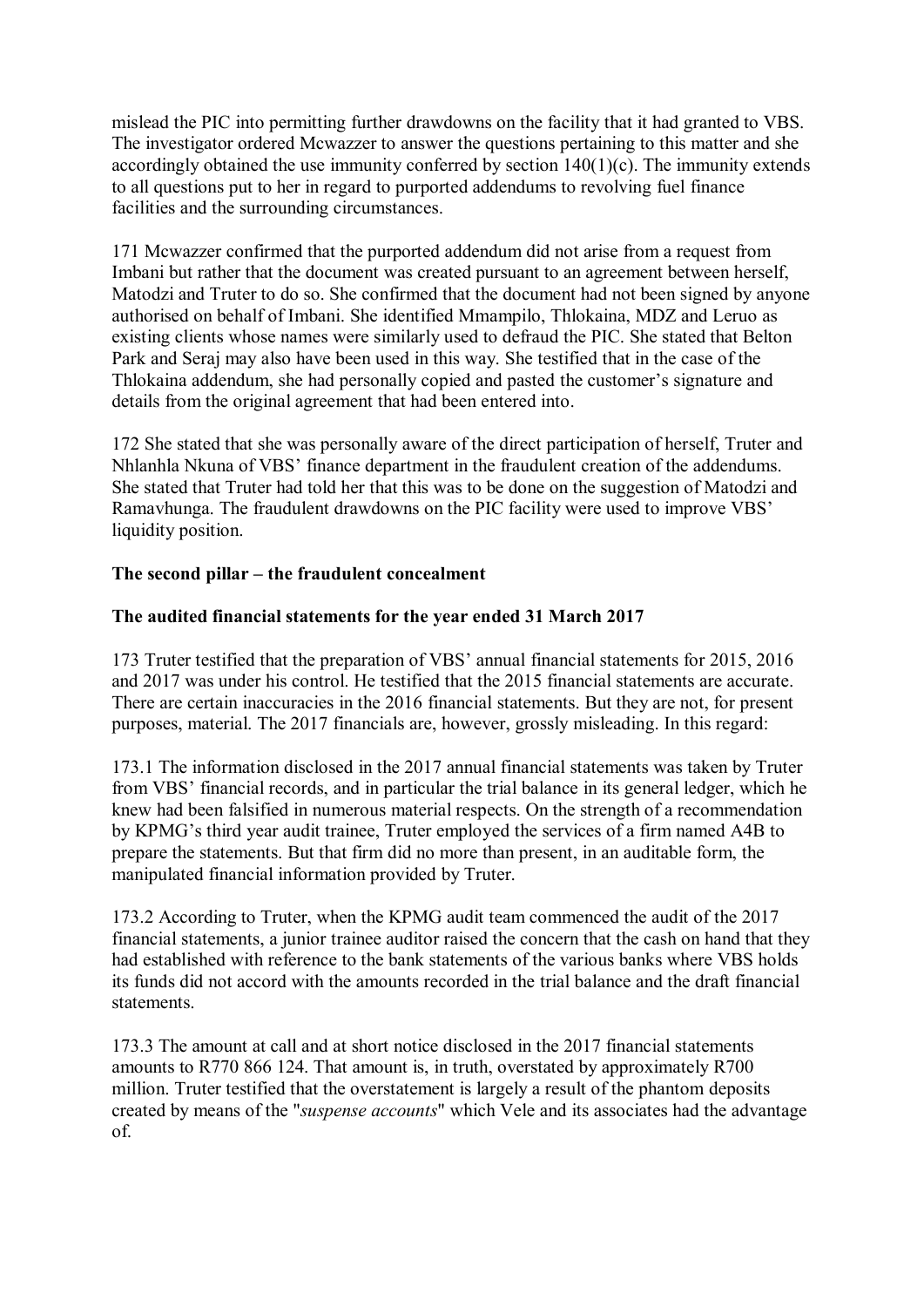mislead the PIC into permitting further drawdowns on the facility that it had granted to VBS. The investigator ordered Mcwazzer to answer the questions pertaining to this matter and she accordingly obtained the use immunity conferred by section 140(1)(c). The immunity extends to all questions put to her in regard to purported addendums to revolving fuel finance facilities and the surrounding circumstances.

171 Mcwazzer confirmed that the purported addendum did not arise from a request from Imbani but rather that the document was created pursuant to an agreement between herself, Matodzi and Truter to do so. She confirmed that the document had not been signed by anyone authorised on behalf of Imbani. She identified Mmampilo, Thlokaina, MDZ and Leruo as existing clients whose names were similarly used to defraud the PIC. She stated that Belton Park and Seraj may also have been used in this way. She testified that in the case of the Thlokaina addendum, she had personally copied and pasted the customer's signature and details from the original agreement that had been entered into.

172 She stated that she was personally aware of the direct participation of herself, Truter and Nhlanhla Nkuna of VBS' finance department in the fraudulent creation of the addendums. She stated that Truter had told her that this was to be done on the suggestion of Matodzi and Ramavhunga. The fraudulent drawdowns on the PIC facility were used to improve VBS' liquidity position.

**The second pillar – the fraudulent concealment**

**The audited financial statements for the year ended 31 March 2017**

173 Truter testified that the preparation of VBS' annual financial statements for 2015, 2016 and 2017 was under his control. He testified that the 2015 financial statements are accurate. There are certain inaccuracies in the 2016 financial statements. But they are not, for present purposes, material. The 2017 financials are, however, grossly misleading. In this regard:

173.1 The information disclosed in the 2017 annual financial statements was taken by Truter from VBS' financial records, and in particular the trial balance in its general ledger, which he knew had been falsified in numerous material respects. On the strength of a recommendation by KPMG's third year audit trainee, Truter employed the services of a firm named A4B to prepare the statements. But that firm did no more than present, in an auditable form, the manipulated financial information provided by Truter.

173.2 According to Truter, when the KPMG audit team commenced the audit of the 2017 financial statements, a junior trainee auditor raised the concern that the cash on hand that they had established with reference to the bank statements of the various banks where VBS holds its funds did not accord with the amounts recorded in the trial balance and the draft financial statements.

173.3 The amount at call and at short notice disclosed in the 2017 financial statements amounts to R770 866 124. That amount is, in truth, overstated by approximately R700 million. Truter testified that the overstatement is largely a result of the phantom deposits created by means of the "*suspense accounts*" which Vele and its associates had the advantage of.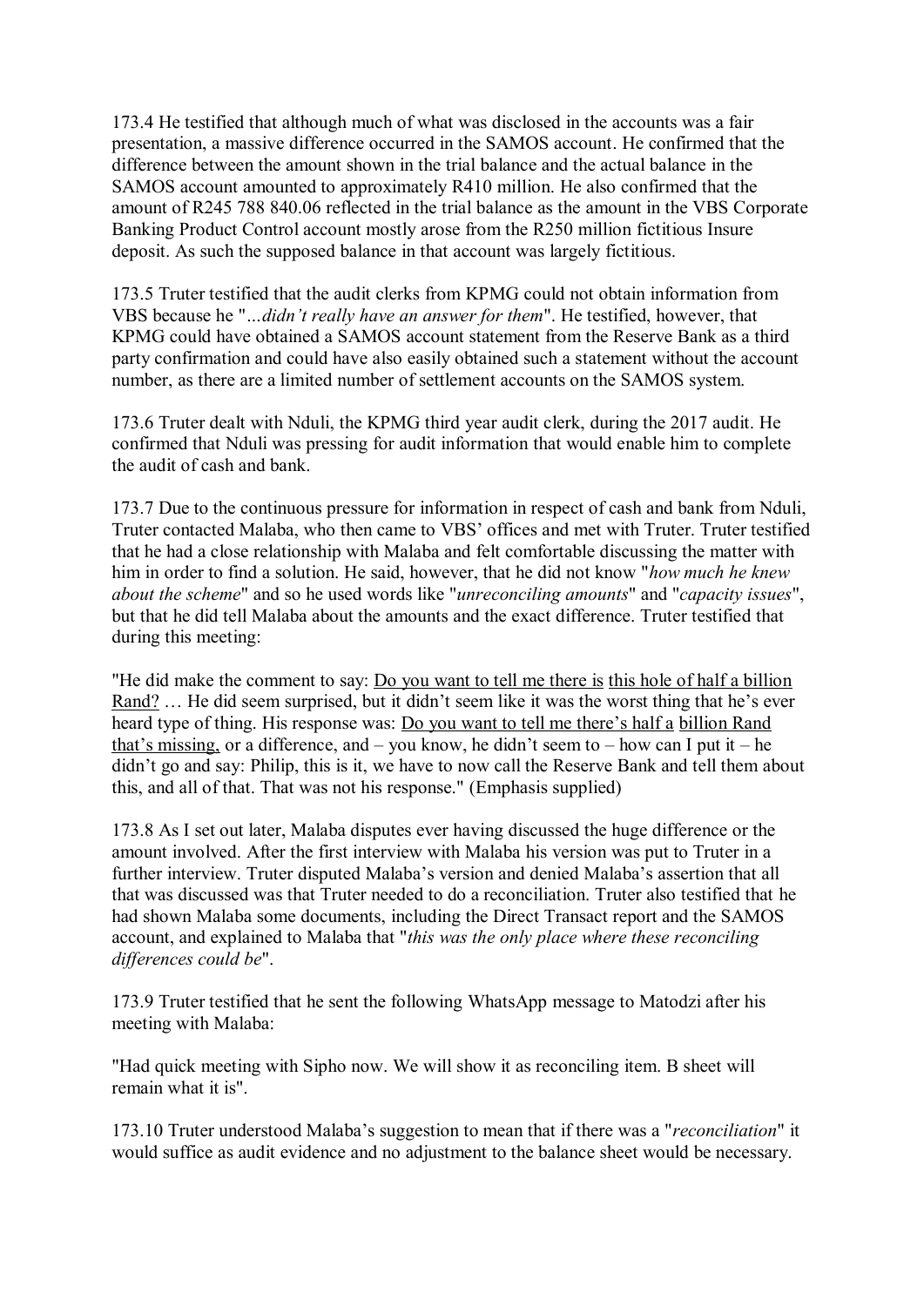173.4 He testified that although much of what was disclosed in the accounts was a fair presentation, a massive difference occurred in the SAMOS account. He confirmed that the difference between the amount shown in the trial balance and the actual balance in the SAMOS account amounted to approximately R410 million. He also confirmed that the amount of R245 788 840.06 reflected in the trial balance as the amount in the VBS Corporate Banking Product Control account mostly arose from the R250 million fictitious Insure deposit. As such the supposed balance in that account was largely fictitious.

173.5 Truter testified that the audit clerks from KPMG could not obtain information from VBS because he "*...didn't really have an answer for them*". He testified, however, that KPMG could have obtained a SAMOS account statement from the Reserve Bank as a third party confirmation and could have also easily obtained such a statement without the account number, as there are a limited number of settlement accounts on the SAMOS system.

173.6 Truter dealt with Nduli, the KPMG third year audit clerk, during the 2017 audit. He confirmed that Nduli was pressing for audit information that would enable him to complete the audit of cash and bank.

173.7 Due to the continuous pressure for information in respect of cash and bank from Nduli, Truter contacted Malaba, who then came to VBS' offices and met with Truter. Truter testified that he had a close relationship with Malaba and felt comfortable discussing the matter with him in order to find a solution. He said, however, that he did not know "*how much he knew about the scheme*" and so he used words like "*unreconciling amounts*" and "*capacity issues*", but that he did tell Malaba about the amounts and the exact difference. Truter testified that during this meeting:

"He did make the comment to say: <u>Do you want to tell me there is this hole of half a billion Rand?</u> … He did seem surprised, but it didn't seem like it was the worst thing that he's ever heard type of thing. His response was: <u>Do you want to tell me there's half a billion Rand that's missing,</u> or a difference, and – you know, he didn't seem to – how can I put it – he didn't go and say: Philip, this is it, we have to now call the Reserve Bank and tell them about this, and all of that. That was not his response." (Emphasis supplied)

173.8 As I set out later, Malaba disputes ever having discussed the huge difference or the amount involved. After the first interview with Malaba his version was put to Truter in a further interview. Truter disputed Malaba's version and denied Malaba's assertion that all that was discussed was that Truter needed to do a reconciliation. Truter also testified that he had shown Malaba some documents, including the Direct Transact report and the SAMOS account, and explained to Malaba that "*this was the only place where these reconciling differences could be*".

173.9 Truter testified that he sent the following WhatsApp message to Matodzi after his meeting with Malaba:

"Had quick meeting with Sipho now. We will show it as reconciling item. B sheet will remain what it is".

173.10 Truter understood Malaba's suggestion to mean that if there was a "*reconciliation*" it would suffice as audit evidence and no adjustment to the balance sheet would be necessary.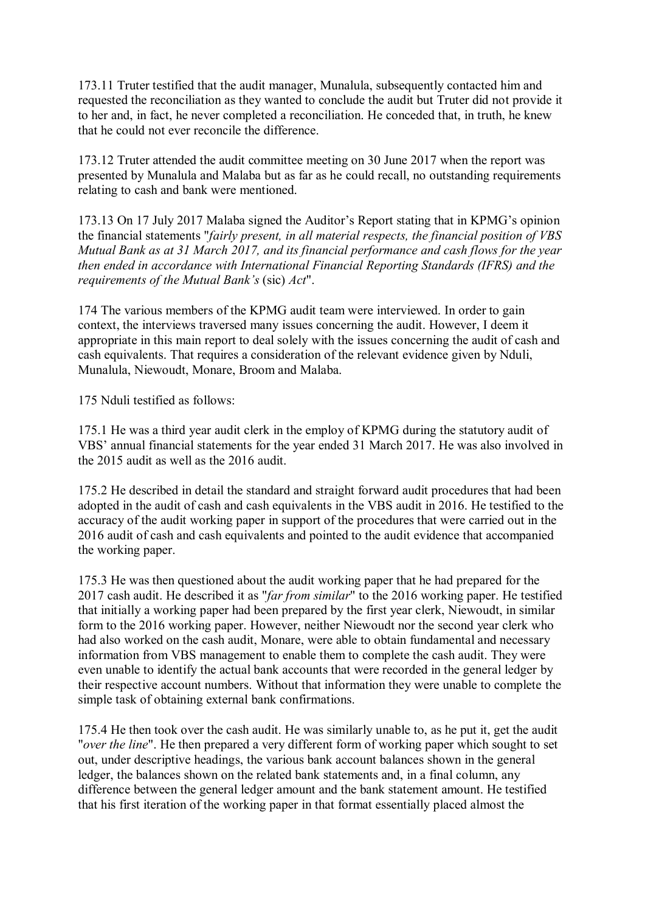173.11 Truter testified that the audit manager, Munalula, subsequently contacted him and requested the reconciliation as they wanted to conclude the audit but Truter did not provide it to her and, in fact, he never completed a reconciliation. He conceded that, in truth, he knew that he could not ever reconcile the difference.

173.12 Truter attended the audit committee meeting on 30 June 2017 when the report was presented by Munalula and Malaba but as far as he could recall, no outstanding requirements relating to cash and bank were mentioned.

173.13 On 17 July 2017 Malaba signed the Auditor's Report stating that in KPMG's opinion the financial statements "*fairly present, in all material respects, the financial position of VBS Mutual Bank as at 31 March 2017, and its financial performance and cash flows for the year then ended in accordance with International Financial Reporting Standards (IFRS) and the requirements of the Mutual Bank's* (sic) *Act*".

174 The various members of the KPMG audit team were interviewed. In order to gain context, the interviews traversed many issues concerning the audit. However, I deem it appropriate in this main report to deal solely with the issues concerning the audit of cash and cash equivalents. That requires a consideration of the relevant evidence given by Nduli, Munalula, Niewoudt, Monare, Broom and Malaba.

175 Nduli testified as follows:

175.1 He was a third year audit clerk in the employ of KPMG during the statutory audit of VBS' annual financial statements for the year ended 31 March 2017. He was also involved in the 2015 audit as well as the 2016 audit.

175.2 He described in detail the standard and straight forward audit procedures that had been adopted in the audit of cash and cash equivalents in the VBS audit in 2016. He testified to the accuracy of the audit working paper in support of the procedures that were carried out in the 2016 audit of cash and cash equivalents and pointed to the audit evidence that accompanied the working paper.

175.3 He was then questioned about the audit working paper that he had prepared for the 2017 cash audit. He described it as "*far from similar*" to the 2016 working paper. He testified that initially a working paper had been prepared by the first year clerk, Niewoudt, in similar form to the 2016 working paper. However, neither Niewoudt nor the second year clerk who had also worked on the cash audit, Monare, were able to obtain fundamental and necessary information from VBS management to enable them to complete the cash audit. They were even unable to identify the actual bank accounts that were recorded in the general ledger by their respective account numbers. Without that information they were unable to complete the simple task of obtaining external bank confirmations.

175.4 He then took over the cash audit. He was similarly unable to, as he put it, get the audit "*over the line*". He then prepared a very different form of working paper which sought to set out, under descriptive headings, the various bank account balances shown in the general ledger, the balances shown on the related bank statements and, in a final column, any difference between the general ledger amount and the bank statement amount. He testified that his first iteration of the working paper in that format essentially placed almost the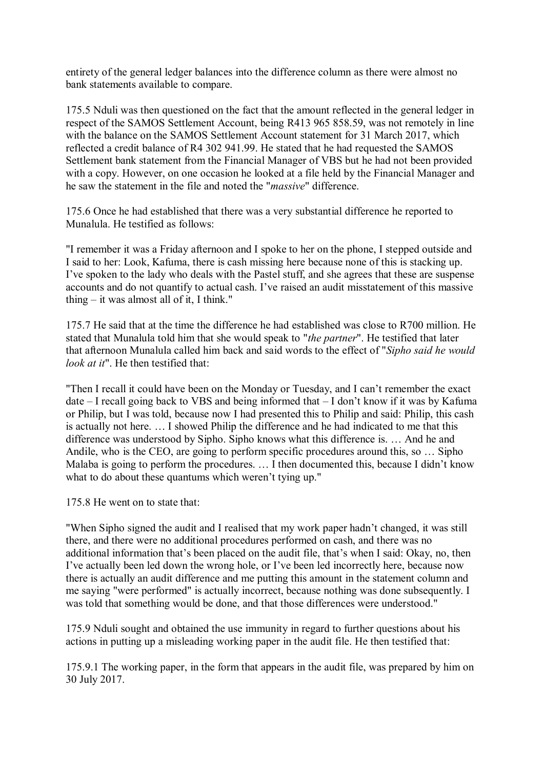entirety of the general ledger balances into the difference column as there were almost no bank statements available to compare.

175.5 Nduli was then questioned on the fact that the amount reflected in the general ledger in respect of the SAMOS Settlement Account, being R413 965 858.59, was not remotely in line with the balance on the SAMOS Settlement Account statement for 31 March 2017, which reflected a credit balance of R4 302 941.99. He stated that he had requested the SAMOS Settlement bank statement from the Financial Manager of VBS but he had not been provided with a copy. However, on one occasion he looked at a file held by the Financial Manager and he saw the statement in the file and noted the "*massive*" difference.

175.6 Once he had established that there was a very substantial difference he reported to Munalula. He testified as follows:

"I remember it was a Friday afternoon and I spoke to her on the phone, I stepped outside and I said to her: Look, Kafuma, there is cash missing here because none of this is stacking up. I've spoken to the lady who deals with the Pastel stuff, and she agrees that these are suspense accounts and do not quantify to actual cash. I've raised an audit misstatement of this massive thing – it was almost all of it, I think."

175.7 He said that at the time the difference he had established was close to R700 million. He stated that Munalula told him that she would speak to "*the partner*". He testified that later that afternoon Munalula called him back and said words to the effect of "*Sipho said he would look at it*". He then testified that:

"Then I recall it could have been on the Monday or Tuesday, and I can't remember the exact date – I recall going back to VBS and being informed that – I don't know if it was by Kafuma or Philip, but I was told, because now I had presented this to Philip and said: Philip, this cash is actually not here. … I showed Philip the difference and he had indicated to me that this difference was understood by Sipho. Sipho knows what this difference is. … And he and Andile, who is the CEO, are going to perform specific procedures around this, so … Sipho Malaba is going to perform the procedures. … I then documented this, because I didn't know what to do about these quantums which weren't tying up."

175.8 He went on to state that:

"When Sipho signed the audit and I realised that my work paper hadn't changed, it was still there, and there were no additional procedures performed on cash, and there was no additional information that's been placed on the audit file, that's when I said: Okay, no, then I've actually been led down the wrong hole, or I've been led incorrectly here, because now there is actually an audit difference and me putting this amount in the statement column and me saying "were performed" is actually incorrect, because nothing was done subsequently. I was told that something would be done, and that those differences were understood."

175.9 Nduli sought and obtained the use immunity in regard to further questions about his actions in putting up a misleading working paper in the audit file. He then testified that:

175.9.1 The working paper, in the form that appears in the audit file, was prepared by him on 30 July 2017.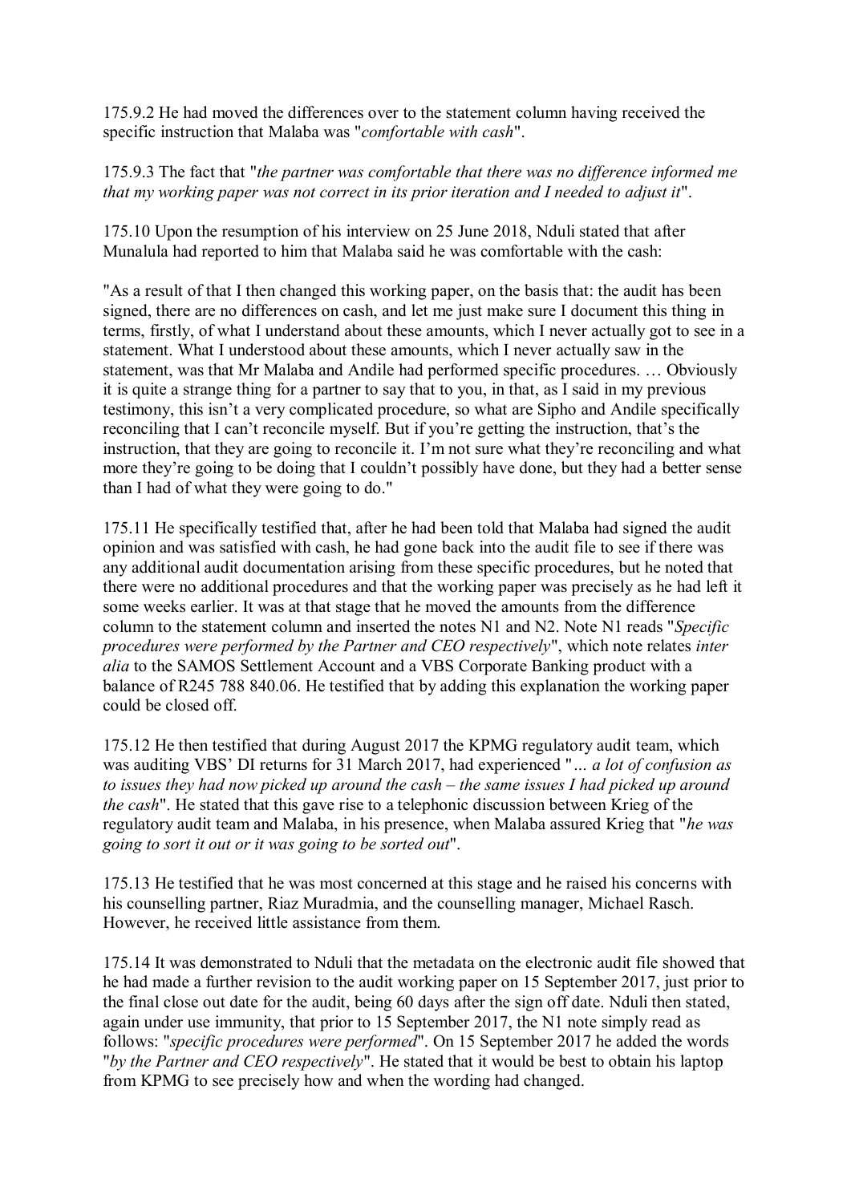175.9.2 He had moved the differences over to the statement column having received the specific instruction that Malaba was "*comfortable with cash*".

175.9.3 The fact that "*the partner was comfortable that there was no difference informed me that my working paper was not correct in its prior iteration and I needed to adjust it*".

175.10 Upon the resumption of his interview on 25 June 2018, Nduli stated that after Munalula had reported to him that Malaba said he was comfortable with the cash:

"As a result of that I then changed this working paper, on the basis that: the audit has been signed, there are no differences on cash, and let me just make sure I document this thing in terms, firstly, of what I understand about these amounts, which I never actually got to see in a statement. What I understood about these amounts, which I never actually saw in the statement, was that Mr Malaba and Andile had performed specific procedures. … Obviously it is quite a strange thing for a partner to say that to you, in that, as I said in my previous testimony, this isn't a very complicated procedure, so what are Sipho and Andile specifically reconciling that I can't reconcile myself. But if you're getting the instruction, that's the instruction, that they are going to reconcile it. I'm not sure what they're reconciling and what more they're going to be doing that I couldn't possibly have done, but they had a better sense than I had of what they were going to do."

175.11 He specifically testified that, after he had been told that Malaba had signed the audit opinion and was satisfied with cash, he had gone back into the audit file to see if there was any additional audit documentation arising from these specific procedures, but he noted that there were no additional procedures and that the working paper was precisely as he had left it some weeks earlier. It was at that stage that he moved the amounts from the difference column to the statement column and inserted the notes N1 and N2. Note N1 reads "*Specific procedures were performed by the Partner and CEO respectively*", which note relates *inter alia* to the SAMOS Settlement Account and a VBS Corporate Banking product with a balance of R245 788 840.06. He testified that by adding this explanation the working paper could be closed off.

175.12 He then testified that during August 2017 the KPMG regulatory audit team, which was auditing VBS' DI returns for 31 March 2017, had experienced "*... a lot of confusion as to issues they had now picked up around the cash – the same issues I had picked up around the cash*". He stated that this gave rise to a telephonic discussion between Krieg of the regulatory audit team and Malaba, in his presence, when Malaba assured Krieg that "*he was going to sort it out or it was going to be sorted out*".

175.13 He testified that he was most concerned at this stage and he raised his concerns with his counselling partner, Riaz Muradmia, and the counselling manager, Michael Rasch. However, he received little assistance from them.

175.14 It was demonstrated to Nduli that the metadata on the electronic audit file showed that he had made a further revision to the audit working paper on 15 September 2017, just prior to the final close out date for the audit, being 60 days after the sign off date. Nduli then stated, again under use immunity, that prior to 15 September 2017, the N1 note simply read as follows: "*specific procedures were performed*". On 15 September 2017 he added the words "*by the Partner and CEO respectively*". He stated that it would be best to obtain his laptop from KPMG to see precisely how and when the wording had changed.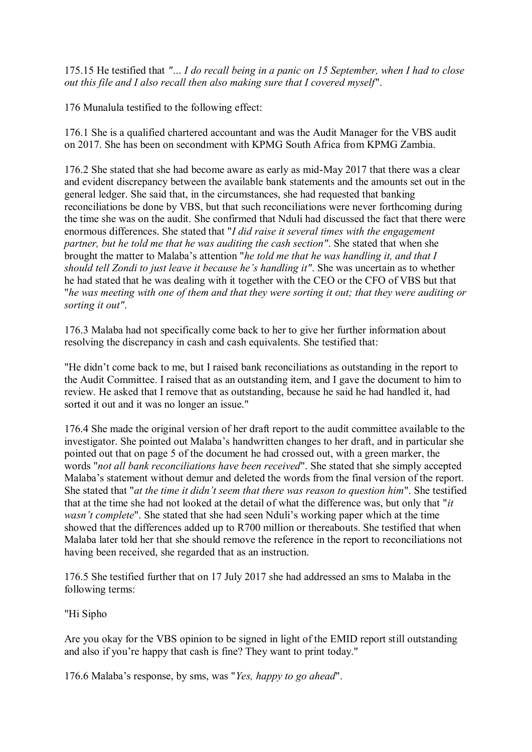175.15 He testified that *"... I do recall being in a panic on 15 September, when I had to close out this file and I also recall then also making sure that I covered myself*".

176 Munalula testified to the following effect:

176.1 She is a qualified chartered accountant and was the Audit Manager for the VBS audit on 2017. She has been on secondment with KPMG South Africa from KPMG Zambia.

176.2 She stated that she had become aware as early as mid-May 2017 that there was a clear and evident discrepancy between the available bank statements and the amounts set out in the general ledger. She said that, in the circumstances, she had requested that banking reconciliations be done by VBS, but that such reconciliations were never forthcoming during the time she was on the audit. She confirmed that Nduli had discussed the fact that there were enormous differences. She stated that "*I did raise it several times with the engagement partner, but he told me that he was auditing the cash section"*. She stated that when she brought the matter to Malaba's attention "*he told me that he was handling it, and that I should tell Zondi to just leave it because he's handling it"*. She was uncertain as to whether he had stated that he was dealing with it together with the CEO or the CFO of VBS but that "*he was meeting with one of them and that they were sorting it out; that they were auditing or sorting it out"*.

176.3 Malaba had not specifically come back to her to give her further information about resolving the discrepancy in cash and cash equivalents. She testified that:

"He didn't come back to me, but I raised bank reconciliations as outstanding in the report to the Audit Committee. I raised that as an outstanding item, and I gave the document to him to review. He asked that I remove that as outstanding, because he said he had handled it, had sorted it out and it was no longer an issue."

176.4 She made the original version of her draft report to the audit committee available to the investigator. She pointed out Malaba's handwritten changes to her draft, and in particular she pointed out that on page 5 of the document he had crossed out, with a green marker, the words "*not all bank reconciliations have been received*". She stated that she simply accepted Malaba's statement without demur and deleted the words from the final version of the report. She stated that "*at the time it didn't seem that there was reason to question him*". She testified that at the time she had not looked at the detail of what the difference was, but only that "*it wasn't complete*". She stated that she had seen Nduli's working paper which at the time showed that the differences added up to R700 million or thereabouts. She testified that when Malaba later told her that she should remove the reference in the report to reconciliations not having been received, she regarded that as an instruction.

176.5 She testified further that on 17 July 2017 she had addressed an sms to Malaba in the following terms:

"Hi Sipho

Are you okay for the VBS opinion to be signed in light of the EMID report still outstanding and also if you're happy that cash is fine? They want to print today."

176.6 Malaba's response, by sms, was "*Yes, happy to go ahead*".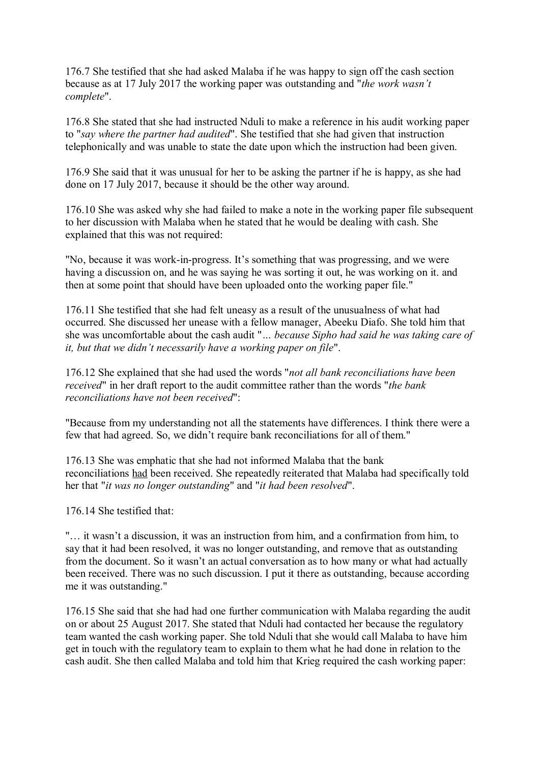176.7 She testified that she had asked Malaba if he was happy to sign off the cash section because as at 17 July 2017 the working paper was outstanding and "*the work wasn't complete*".

176.8 She stated that she had instructed Nduli to make a reference in his audit working paper to "*say where the partner had audited*". She testified that she had given that instruction telephonically and was unable to state the date upon which the instruction had been given.

176.9 She said that it was unusual for her to be asking the partner if he is happy, as she had done on 17 July 2017, because it should be the other way around.

176.10 She was asked why she had failed to make a note in the working paper file subsequent to her discussion with Malaba when he stated that he would be dealing with cash. She explained that this was not required:

"No, because it was work-in-progress. It's something that was progressing, and we were having a discussion on, and he was saying he was sorting it out, he was working on it. and then at some point that should have been uploaded onto the working paper file."

176.11 She testified that she had felt uneasy as a result of the unusualness of what had occurred. She discussed her unease with a fellow manager, Abeeku Diafo. She told him that she was uncomfortable about the cash audit "*… because Sipho had said he was taking care of it, but that we didn't necessarily have a working paper on file*".

176.12 She explained that she had used the words "*not all bank reconciliations have been received*" in her draft report to the audit committee rather than the words "*the bank reconciliations have not been received*":

"Because from my understanding not all the statements have differences. I think there were a few that had agreed. So, we didn't require bank reconciliations for all of them."

176.13 She was emphatic that she had not informed Malaba that the bank reconciliations <u>had</u> been received. She repeatedly reiterated that Malaba had specifically told her that "*it was no longer outstanding*" and "*it had been resolved*".

176.14 She testified that:

"… it wasn't a discussion, it was an instruction from him, and a confirmation from him, to say that it had been resolved, it was no longer outstanding, and remove that as outstanding from the document. So it wasn't an actual conversation as to how many or what had actually been received. There was no such discussion. I put it there as outstanding, because according me it was outstanding."

176.15 She said that she had had one further communication with Malaba regarding the audit on or about 25 August 2017. She stated that Nduli had contacted her because the regulatory team wanted the cash working paper. She told Nduli that she would call Malaba to have him get in touch with the regulatory team to explain to them what he had done in relation to the cash audit. She then called Malaba and told him that Krieg required the cash working paper: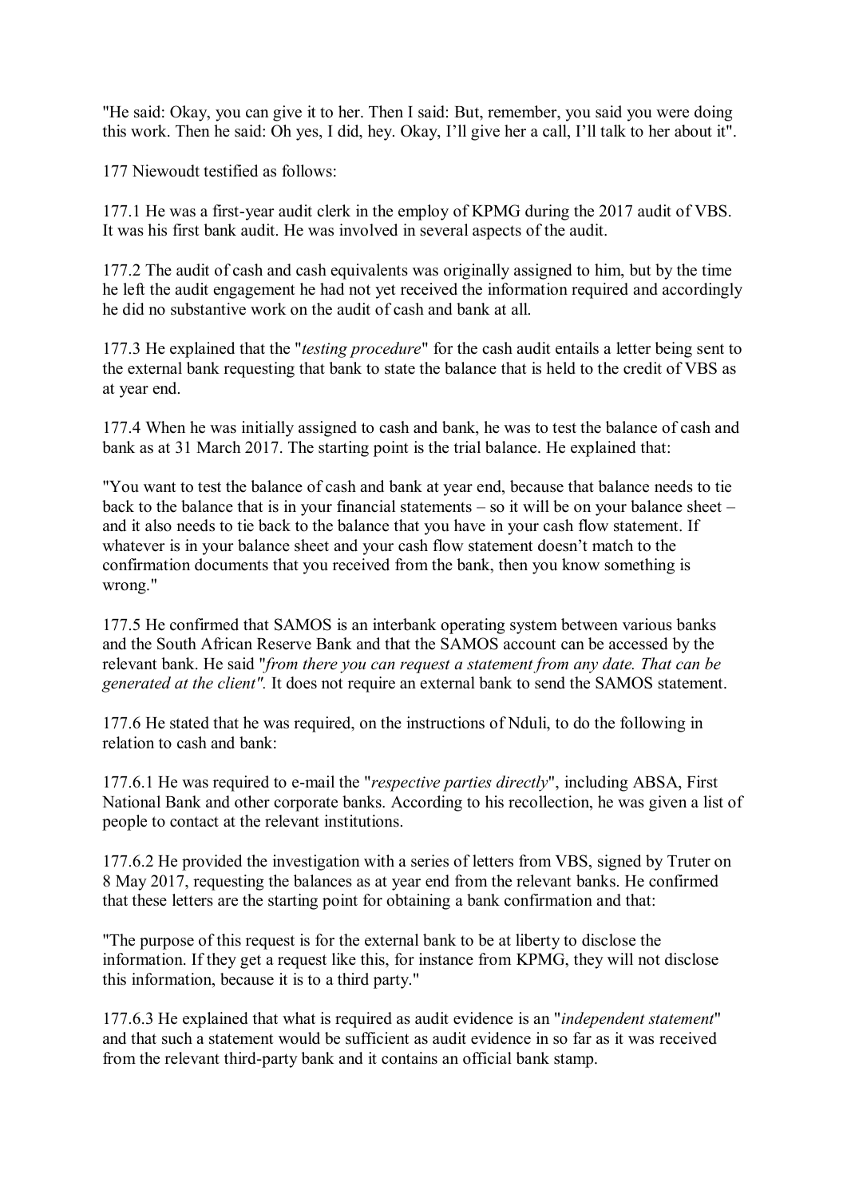"He said: Okay, you can give it to her. Then I said: But, remember, you said you were doing this work. Then he said: Oh yes, I did, hey. Okay, I'll give her a call, I'll talk to her about it".

177 Niewoudt testified as follows:

177.1 He was a first-year audit clerk in the employ of KPMG during the 2017 audit of VBS. It was his first bank audit. He was involved in several aspects of the audit.

177.2 The audit of cash and cash equivalents was originally assigned to him, but by the time he left the audit engagement he had not yet received the information required and accordingly he did no substantive work on the audit of cash and bank at all.

177.3 He explained that the "*testing procedure*" for the cash audit entails a letter being sent to the external bank requesting that bank to state the balance that is held to the credit of VBS as at year end.

177.4 When he was initially assigned to cash and bank, he was to test the balance of cash and bank as at 31 March 2017. The starting point is the trial balance. He explained that:

"You want to test the balance of cash and bank at year end, because that balance needs to tie back to the balance that is in your financial statements – so it will be on your balance sheet – and it also needs to tie back to the balance that you have in your cash flow statement. If whatever is in your balance sheet and your cash flow statement doesn't match to the confirmation documents that you received from the bank, then you know something is wrong."

177.5 He confirmed that SAMOS is an interbank operating system between various banks and the South African Reserve Bank and that the SAMOS account can be accessed by the relevant bank. He said "*from there you can request a statement from any date. That can be generated at the client".* It does not require an external bank to send the SAMOS statement.

177.6 He stated that he was required, on the instructions of Nduli, to do the following in relation to cash and bank:

177.6.1 He was required to e-mail the "*respective parties directly*", including ABSA, First National Bank and other corporate banks. According to his recollection, he was given a list of people to contact at the relevant institutions.

177.6.2 He provided the investigation with a series of letters from VBS, signed by Truter on 8 May 2017, requesting the balances as at year end from the relevant banks. He confirmed that these letters are the starting point for obtaining a bank confirmation and that:

"The purpose of this request is for the external bank to be at liberty to disclose the information. If they get a request like this, for instance from KPMG, they will not disclose this information, because it is to a third party."

177.6.3 He explained that what is required as audit evidence is an "*independent statement*" and that such a statement would be sufficient as audit evidence in so far as it was received from the relevant third-party bank and it contains an official bank stamp.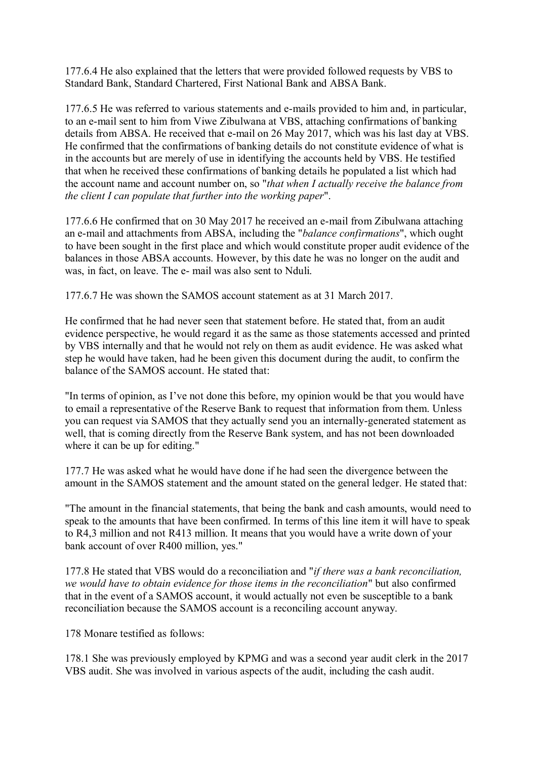177.6.4 He also explained that the letters that were provided followed requests by VBS to Standard Bank, Standard Chartered, First National Bank and ABSA Bank.

177.6.5 He was referred to various statements and e-mails provided to him and, in particular, to an e-mail sent to him from Viwe Zibulwana at VBS, attaching confirmations of banking details from ABSA. He received that e-mail on 26 May 2017, which was his last day at VBS. He confirmed that the confirmations of banking details do not constitute evidence of what is in the accounts but are merely of use in identifying the accounts held by VBS. He testified that when he received these confirmations of banking details he populated a list which had the account name and account number on, so "*that when I actually receive the balance from the client I can populate that further into the working paper*".

177.6.6 He confirmed that on 30 May 2017 he received an e-mail from Zibulwana attaching an e-mail and attachments from ABSA, including the "*balance confirmations*", which ought to have been sought in the first place and which would constitute proper audit evidence of the balances in those ABSA accounts. However, by this date he was no longer on the audit and was, in fact, on leave. The e- mail was also sent to Nduli.

177.6.7 He was shown the SAMOS account statement as at 31 March 2017.

He confirmed that he had never seen that statement before. He stated that, from an audit evidence perspective, he would regard it as the same as those statements accessed and printed by VBS internally and that he would not rely on them as audit evidence. He was asked what step he would have taken, had he been given this document during the audit, to confirm the balance of the SAMOS account. He stated that:

"In terms of opinion, as I've not done this before, my opinion would be that you would have to email a representative of the Reserve Bank to request that information from them. Unless you can request via SAMOS that they actually send you an internally-generated statement as well, that is coming directly from the Reserve Bank system, and has not been downloaded where it can be up for editing."

177.7 He was asked what he would have done if he had seen the divergence between the amount in the SAMOS statement and the amount stated on the general ledger. He stated that:

"The amount in the financial statements, that being the bank and cash amounts, would need to speak to the amounts that have been confirmed. In terms of this line item it will have to speak to R4,3 million and not R413 million. It means that you would have a write down of your bank account of over R400 million, yes."

177.8 He stated that VBS would do a reconciliation and "*if there was a bank reconciliation, we would have to obtain evidence for those items in the reconciliation*" but also confirmed that in the event of a SAMOS account, it would actually not even be susceptible to a bank reconciliation because the SAMOS account is a reconciling account anyway.

178 Monare testified as follows:

178.1 She was previously employed by KPMG and was a second year audit clerk in the 2017 VBS audit. She was involved in various aspects of the audit, including the cash audit.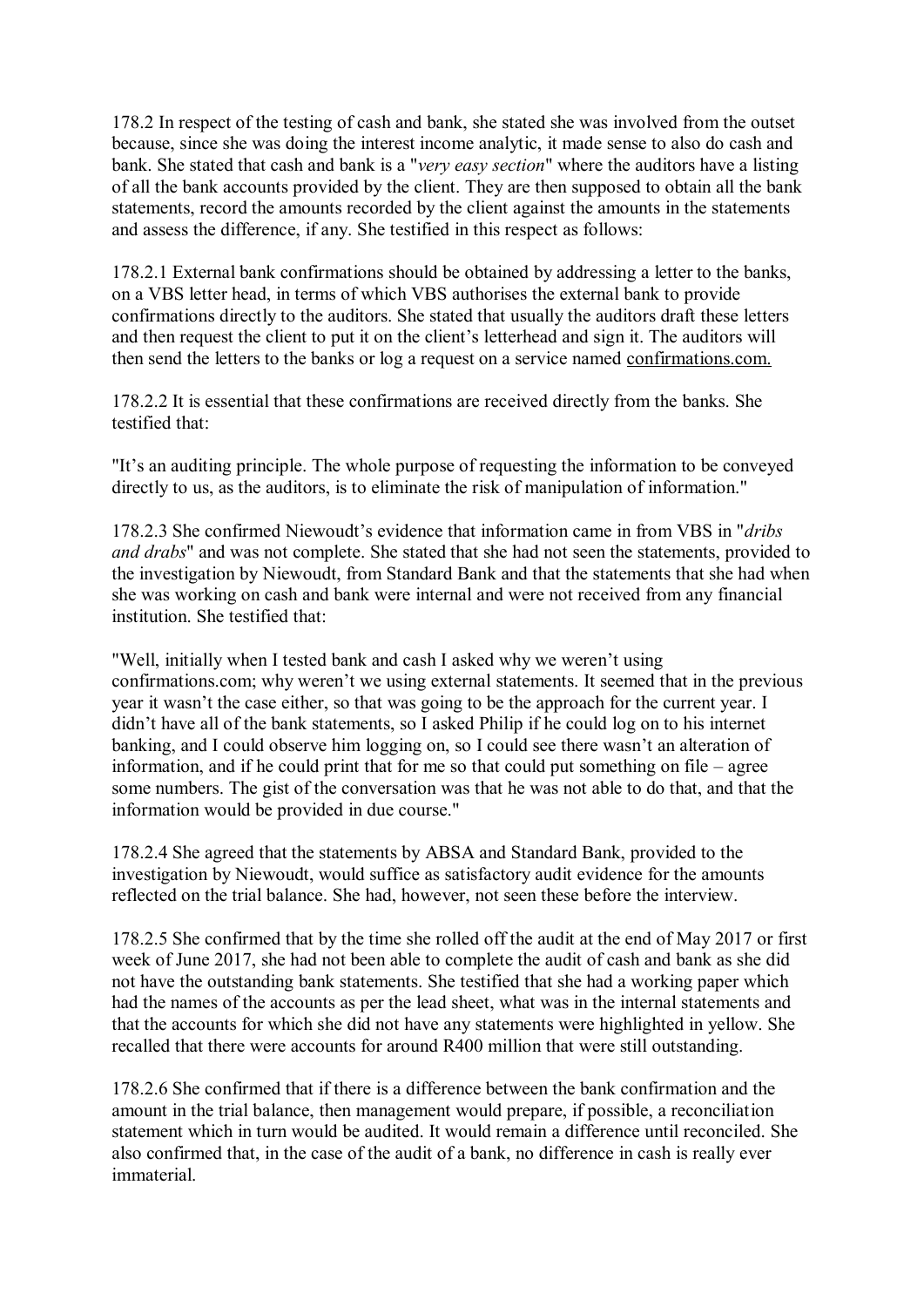178.2 In respect of the testing of cash and bank, she stated she was involved from the outset because, since she was doing the interest income analytic, it made sense to also do cash and bank. She stated that cash and bank is a "*very easy section*" where the auditors have a listing of all the bank accounts provided by the client. They are then supposed to obtain all the bank statements, record the amounts recorded by the client against the amounts in the statements and assess the difference, if any. She testified in this respect as follows:

178.2.1 External bank confirmations should be obtained by addressing a letter to the banks, on a VBS letter head, in terms of which VBS authorises the external bank to provide confirmations directly to the auditors. She stated that usually the auditors draft these letters and then request the client to put it on the client's letterhead and sign it. The auditors will then send the letters to the banks or log a request on a service named confirmations.com.

178.2.2 It is essential that these confirmations are received directly from the banks. She testified that:

"It's an auditing principle. The whole purpose of requesting the information to be conveyed directly to us, as the auditors, is to eliminate the risk of manipulation of information."

178.2.3 She confirmed Niewoudt's evidence that information came in from VBS in "*dribs and drabs*" and was not complete. She stated that she had not seen the statements, provided to the investigation by Niewoudt, from Standard Bank and that the statements that she had when she was working on cash and bank were internal and were not received from any financial institution. She testified that:

"Well, initially when I tested bank and cash I asked why we weren't using confirmations.com; why weren't we using external statements. It seemed that in the previous year it wasn't the case either, so that was going to be the approach for the current year. I didn't have all of the bank statements, so I asked Philip if he could log on to his internet banking, and I could observe him logging on, so I could see there wasn't an alteration of information, and if he could print that for me so that could put something on file – agree some numbers. The gist of the conversation was that he was not able to do that, and that the information would be provided in due course."

178.2.4 She agreed that the statements by ABSA and Standard Bank, provided to the investigation by Niewoudt, would suffice as satisfactory audit evidence for the amounts reflected on the trial balance. She had, however, not seen these before the interview.

178.2.5 She confirmed that by the time she rolled off the audit at the end of May 2017 or first week of June 2017, she had not been able to complete the audit of cash and bank as she did not have the outstanding bank statements. She testified that she had a working paper which had the names of the accounts as per the lead sheet, what was in the internal statements and that the accounts for which she did not have any statements were highlighted in yellow. She recalled that there were accounts for around R400 million that were still outstanding.

178.2.6 She confirmed that if there is a difference between the bank confirmation and the amount in the trial balance, then management would prepare, if possible, a reconciliation statement which in turn would be audited. It would remain a difference until reconciled. She also confirmed that, in the case of the audit of a bank, no difference in cash is really ever immaterial.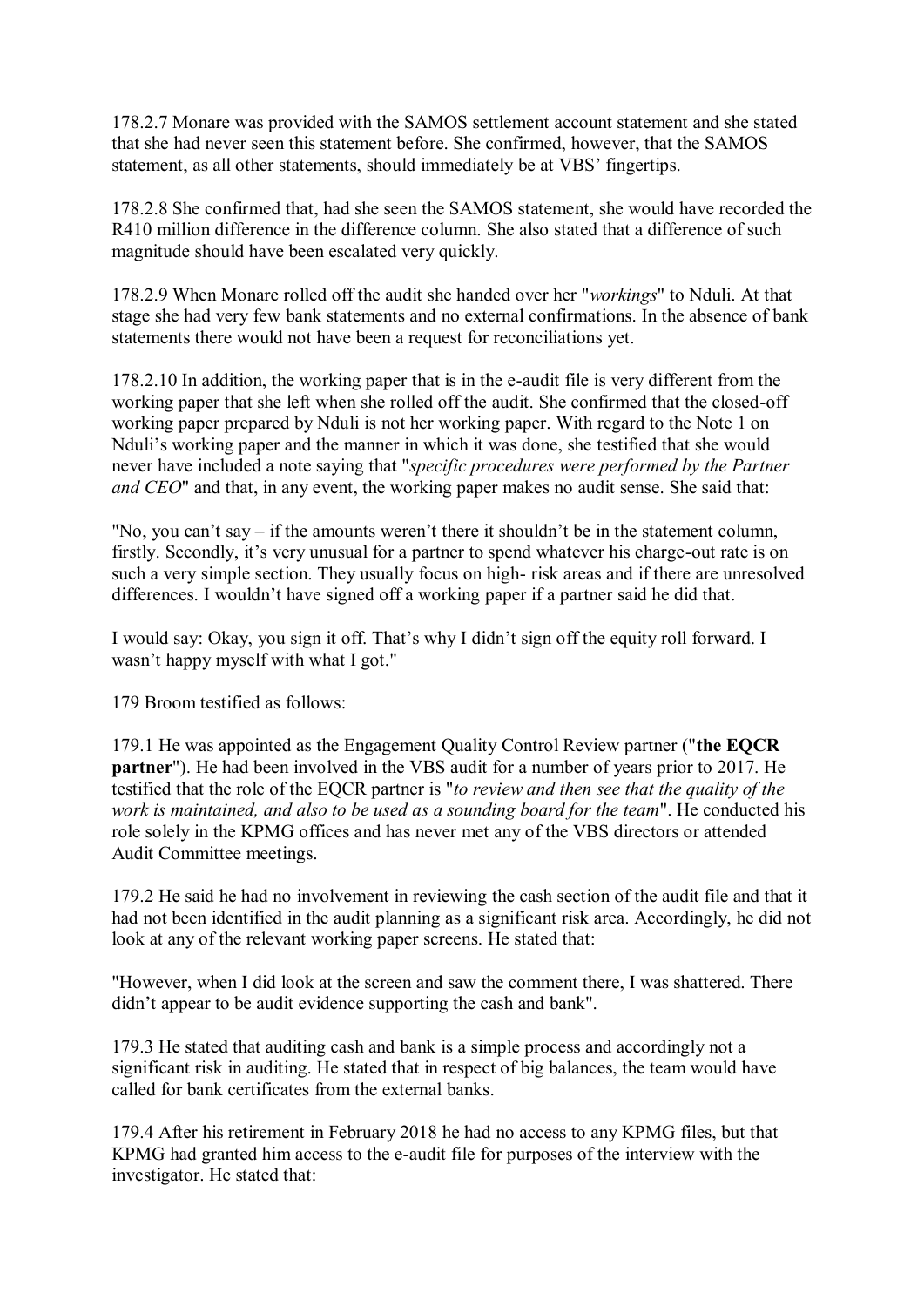178.2.7 Monare was provided with the SAMOS settlement account statement and she stated that she had never seen this statement before. She confirmed, however, that the SAMOS statement, as all other statements, should immediately be at VBS' fingertips.

178.2.8 She confirmed that, had she seen the SAMOS statement, she would have recorded the R410 million difference in the difference column. She also stated that a difference of such magnitude should have been escalated very quickly.

178.2.9 When Monare rolled off the audit she handed over her "*workings*" to Nduli. At that stage she had very few bank statements and no external confirmations. In the absence of bank statements there would not have been a request for reconciliations yet.

178.2.10 In addition, the working paper that is in the e-audit file is very different from the working paper that she left when she rolled off the audit. She confirmed that the closed-off working paper prepared by Nduli is not her working paper. With regard to the Note 1 on Nduli's working paper and the manner in which it was done, she testified that she would never have included a note saying that "*specific procedures were performed by the Partner and CEO*" and that, in any event, the working paper makes no audit sense. She said that:

"No, you can't say – if the amounts weren't there it shouldn't be in the statement column, firstly. Secondly, it's very unusual for a partner to spend whatever his charge-out rate is on such a very simple section. They usually focus on high- risk areas and if there are unresolved differences. I wouldn't have signed off a working paper if a partner said he did that.

I would say: Okay, you sign it off. That's why I didn't sign off the equity roll forward. I wasn't happy myself with what I got."

179 Broom testified as follows:

179.1 He was appointed as the Engagement Quality Control Review partner ("**the EQCR partner**"). He had been involved in the VBS audit for a number of years prior to 2017. He testified that the role of the EQCR partner is "*to review and then see that the quality of the work is maintained, and also to be used as a sounding board for the team*". He conducted his role solely in the KPMG offices and has never met any of the VBS directors or attended Audit Committee meetings.

179.2 He said he had no involvement in reviewing the cash section of the audit file and that it had not been identified in the audit planning as a significant risk area. Accordingly, he did not look at any of the relevant working paper screens. He stated that:

"However, when I did look at the screen and saw the comment there, I was shattered. There didn't appear to be audit evidence supporting the cash and bank".

179.3 He stated that auditing cash and bank is a simple process and accordingly not a significant risk in auditing. He stated that in respect of big balances, the team would have called for bank certificates from the external banks.

179.4 After his retirement in February 2018 he had no access to any KPMG files, but that KPMG had granted him access to the e-audit file for purposes of the interview with the investigator. He stated that: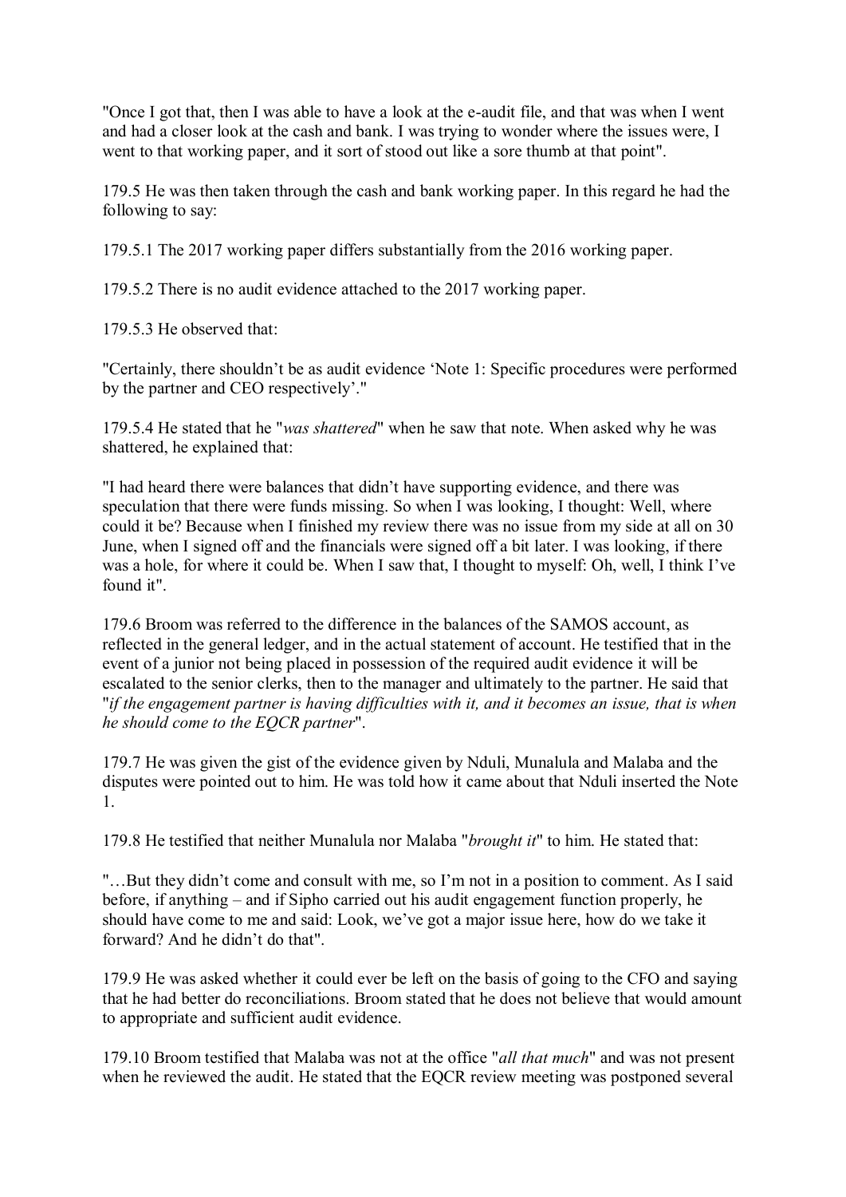"Once I got that, then I was able to have a look at the e-audit file, and that was when I went and had a closer look at the cash and bank. I was trying to wonder where the issues were, I went to that working paper, and it sort of stood out like a sore thumb at that point".

179.5 He was then taken through the cash and bank working paper. In this regard he had the following to say:

179.5.1 The 2017 working paper differs substantially from the 2016 working paper.

179.5.2 There is no audit evidence attached to the 2017 working paper.

179.5.3 He observed that:

"Certainly, there shouldn't be as audit evidence 'Note 1: Specific procedures were performed by the partner and CEO respectively'."

179.5.4 He stated that he "*was shattered*" when he saw that note. When asked why he was shattered, he explained that:

"I had heard there were balances that didn't have supporting evidence, and there was speculation that there were funds missing. So when I was looking, I thought: Well, where could it be? Because when I finished my review there was no issue from my side at all on 30 June, when I signed off and the financials were signed off a bit later. I was looking, if there was a hole, for where it could be. When I saw that, I thought to myself: Oh, well, I think I've found it".

179.6 Broom was referred to the difference in the balances of the SAMOS account, as reflected in the general ledger, and in the actual statement of account. He testified that in the event of a junior not being placed in possession of the required audit evidence it will be escalated to the senior clerks, then to the manager and ultimately to the partner. He said that "*if the engagement partner is having difficulties with it, and it becomes an issue, that is when he should come to the EQCR partner*".

179.7 He was given the gist of the evidence given by Nduli, Munalula and Malaba and the disputes were pointed out to him. He was told how it came about that Nduli inserted the Note 1.

179.8 He testified that neither Munalula nor Malaba "*brought it*" to him. He stated that:

"…But they didn't come and consult with me, so I'm not in a position to comment. As I said before, if anything – and if Sipho carried out his audit engagement function properly, he should have come to me and said: Look, we've got a major issue here, how do we take it forward? And he didn't do that".

179.9 He was asked whether it could ever be left on the basis of going to the CFO and saying that he had better do reconciliations. Broom stated that he does not believe that would amount to appropriate and sufficient audit evidence.

179.10 Broom testified that Malaba was not at the office "*all that much*" and was not present when he reviewed the audit. He stated that the EQCR review meeting was postponed several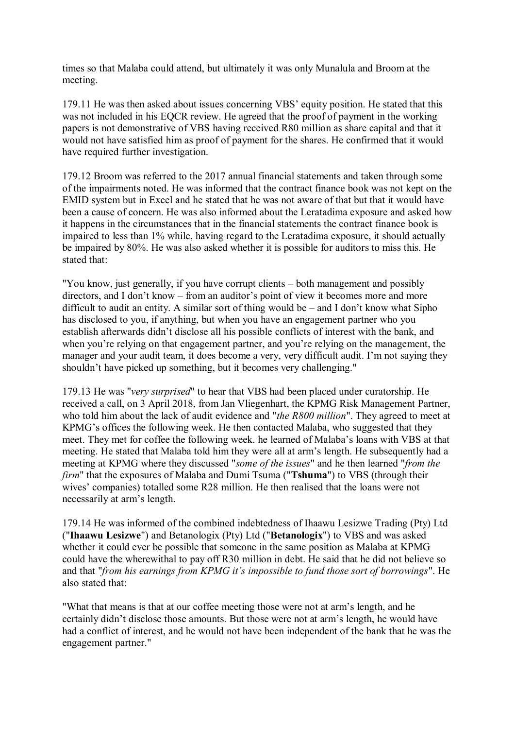times so that Malaba could attend, but ultimately it was only Munalula and Broom at the meeting.

179.11 He was then asked about issues concerning VBS' equity position. He stated that this was not included in his EQCR review. He agreed that the proof of payment in the working papers is not demonstrative of VBS having received R80 million as share capital and that it would not have satisfied him as proof of payment for the shares. He confirmed that it would have required further investigation.

179.12 Broom was referred to the 2017 annual financial statements and taken through some of the impairments noted. He was informed that the contract finance book was not kept on the EMID system but in Excel and he stated that he was not aware of that but that it would have been a cause of concern. He was also informed about the Leratadima exposure and asked how it happens in the circumstances that in the financial statements the contract finance book is impaired to less than 1% while, having regard to the Leratadima exposure, it should actually be impaired by 80%. He was also asked whether it is possible for auditors to miss this. He stated that:

"You know, just generally, if you have corrupt clients – both management and possibly directors, and I don't know – from an auditor's point of view it becomes more and more difficult to audit an entity. A similar sort of thing would be – and I don't know what Sipho has disclosed to you, if anything, but when you have an engagement partner who you establish afterwards didn't disclose all his possible conflicts of interest with the bank, and when you're relying on that engagement partner, and you're relying on the management, the manager and your audit team, it does become a very, very difficult audit. I'm not saying they shouldn't have picked up something, but it becomes very challenging."

179.13 He was "*very surprised*" to hear that VBS had been placed under curatorship. He received a call, on 3 April 2018, from Jan Vliegenhart, the KPMG Risk Management Partner, who told him about the lack of audit evidence and "*the R800 million*". They agreed to meet at KPMG's offices the following week. He then contacted Malaba, who suggested that they meet. They met for coffee the following week. he learned of Malaba's loans with VBS at that meeting. He stated that Malaba told him they were all at arm's length. He subsequently had a meeting at KPMG where they discussed "*some of the issues*" and he then learned "*from the firm*" that the exposures of Malaba and Dumi Tsuma ("**Tshuma**") to VBS (through their wives' companies) totalled some R28 million. He then realised that the loans were not necessarily at arm's length.

179.14 He was informed of the combined indebtedness of Ihaawu Lesizwe Trading (Pty) Ltd ("**Ihaawu Lesizwe**") and Betanologix (Pty) Ltd ("**Betanologix**") to VBS and was asked whether it could ever be possible that someone in the same position as Malaba at KPMG could have the wherewithal to pay off R30 million in debt. He said that he did not believe so and that "*from his earnings from KPMG it's impossible to fund those sort of borrowings*". He also stated that:

"What that means is that at our coffee meeting those were not at arm's length, and he certainly didn't disclose those amounts. But those were not at arm's length, he would have had a conflict of interest, and he would not have been independent of the bank that he was the engagement partner."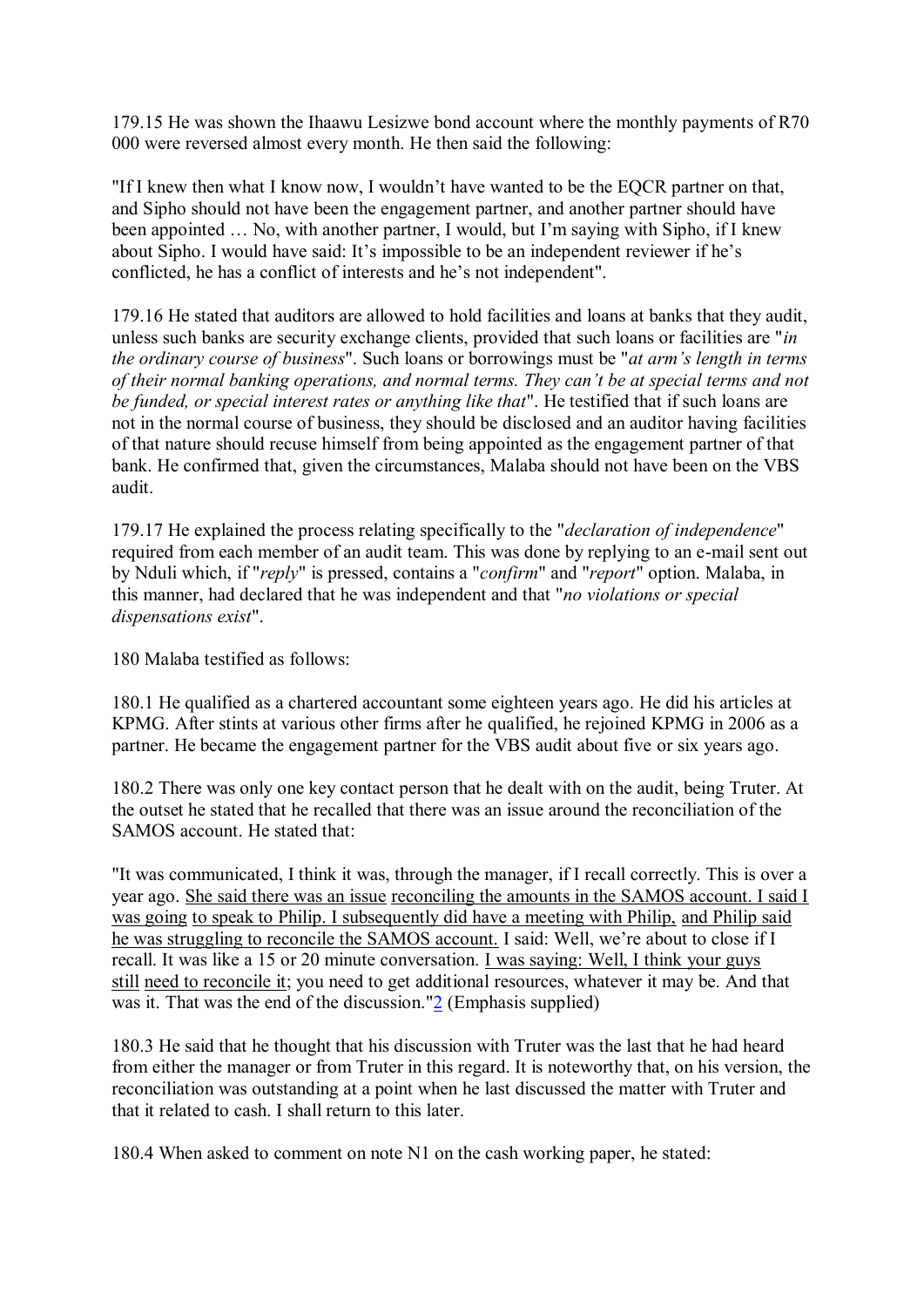179.15 He was shown the Ihaawu Lesizwe bond account where the monthly payments of R70 000 were reversed almost every month. He then said the following:

"If I knew then what I know now, I wouldn't have wanted to be the EQCR partner on that, and Sipho should not have been the engagement partner, and another partner should have been appointed … No, with another partner, I would, but I'm saying with Sipho, if I knew about Sipho. I would have said: It's impossible to be an independent reviewer if he's conflicted, he has a conflict of interests and he's not independent".

179.16 He stated that auditors are allowed to hold facilities and loans at banks that they audit, unless such banks are security exchange clients, provided that such loans or facilities are "*in the ordinary course of business*". Such loans or borrowings must be "*at arm's length in terms of their normal banking operations, and normal terms. They can't be at special terms and not be funded, or special interest rates or anything like that*". He testified that if such loans are not in the normal course of business, they should be disclosed and an auditor having facilities of that nature should recuse himself from being appointed as the engagement partner of that bank. He confirmed that, given the circumstances, Malaba should not have been on the VBS audit.

179.17 He explained the process relating specifically to the "*declaration of independence*" required from each member of an audit team. This was done by replying to an e-mail sent out by Nduli which, if "*reply*" is pressed, contains a "*confirm*" and "*report*" option. Malaba, in this manner, had declared that he was independent and that "*no violations or special dispensations exist*".

180 Malaba testified as follows:

180.1 He qualified as a chartered accountant some eighteen years ago. He did his articles at KPMG. After stints at various other firms after he qualified, he rejoined KPMG in 2006 as a partner. He became the engagement partner for the VBS audit about five or six years ago.

180.2 There was only one key contact person that he dealt with on the audit, being Truter. At the outset he stated that he recalled that there was an issue around the reconciliation of the SAMOS account. He stated that:

"It was communicated, I think it was, through the manager, if I recall correctly. This is over a year ago. She said there was an issue reconciling the amounts in the SAMOS account. I said I was going to speak to Philip. I subsequently did have a meeting with Philip, and Philip said he was struggling to reconcile the SAMOS account. I said: Well, we're about to close if I recall. It was like a 15 or 20 minute conversation. I was saying: Well, I think your guys still need to reconcile it; you need to get additional resources, whatever it may be. And that was it. That was the end of the discussion."[2] (Emphasis supplied)

180.3 He said that he thought that his discussion with Truter was the last that he had heard from either the manager or from Truter in this regard. It is noteworthy that, on his version, the reconciliation was outstanding at a point when he last discussed the matter with Truter and that it related to cash. I shall return to this later.

180.4 When asked to comment on note N1 on the cash working paper, he stated: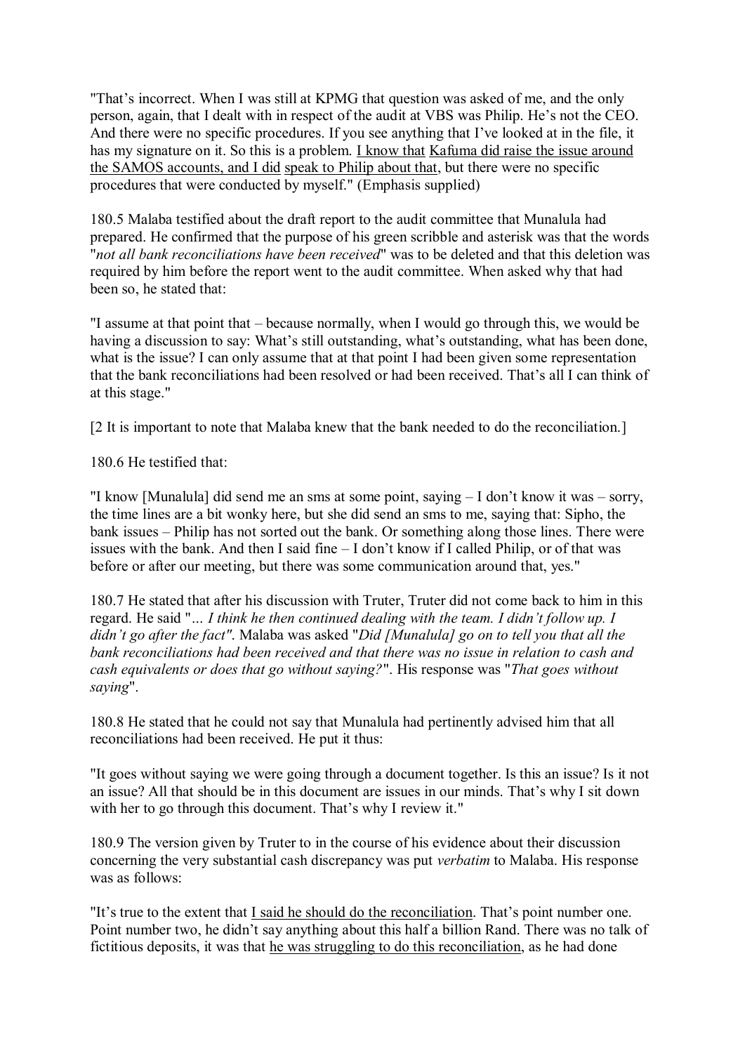"That's incorrect. When I was still at KPMG that question was asked of me, and the only person, again, that I dealt with in respect of the audit at VBS was Philip. He's not the CEO. And there were no specific procedures. If you see anything that I've looked at in the file, it has my signature on it. So this is a problem. <u>I know that</u> <u>Kafuma did raise the issue around the SAMOS accounts, and I did</u> <u>speak to Philip about that</u>, but there were no specific procedures that were conducted by myself." (Emphasis supplied)

180.5 Malaba testified about the draft report to the audit committee that Munalula had prepared. He confirmed that the purpose of his green scribble and asterisk was that the words "*not all bank reconciliations have been received*" was to be deleted and that this deletion was required by him before the report went to the audit committee. When asked why that had been so, he stated that:

"I assume at that point that – because normally, when I would go through this, we would be having a discussion to say: What's still outstanding, what's outstanding, what has been done, what is the issue? I can only assume that at that point I had been given some representation that the bank reconciliations had been resolved or had been received. That's all I can think of at this stage."

[2 It is important to note that Malaba knew that the bank needed to do the reconciliation.]

180.6 He testified that:

"I know [Munalula] did send me an sms at some point, saying – I don't know it was – sorry, the time lines are a bit wonky here, but she did send an sms to me, saying that: Sipho, the bank issues – Philip has not sorted out the bank. Or something along those lines. There were issues with the bank. And then I said fine – I don't know if I called Philip, or of that was before or after our meeting, but there was some communication around that, yes."

180.7 He stated that after his discussion with Truter, Truter did not come back to him in this regard. He said "*... I think he then continued dealing with the team. I didn't follow up. I didn't go after the fact"*. Malaba was asked "*Did [Munalula] go on to tell you that all the bank reconciliations had been received and that there was no issue in relation to cash and cash equivalents or does that go without saying?*". His response was "*That goes without saying*".

180.8 He stated that he could not say that Munalula had pertinently advised him that all reconciliations had been received. He put it thus:

"It goes without saying we were going through a document together. Is this an issue? Is it not an issue? All that should be in this document are issues in our minds. That's why I sit down with her to go through this document. That's why I review it."

180.9 The version given by Truter to in the course of his evidence about their discussion concerning the very substantial cash discrepancy was put *verbatim* to Malaba. His response was as follows:

"It's true to the extent that <u>I said he should do the reconciliation</u>. That's point number one. Point number two, he didn't say anything about this half a billion Rand. There was no talk of fictitious deposits, it was that <u>he was struggling to do this reconciliation</u>, as he had done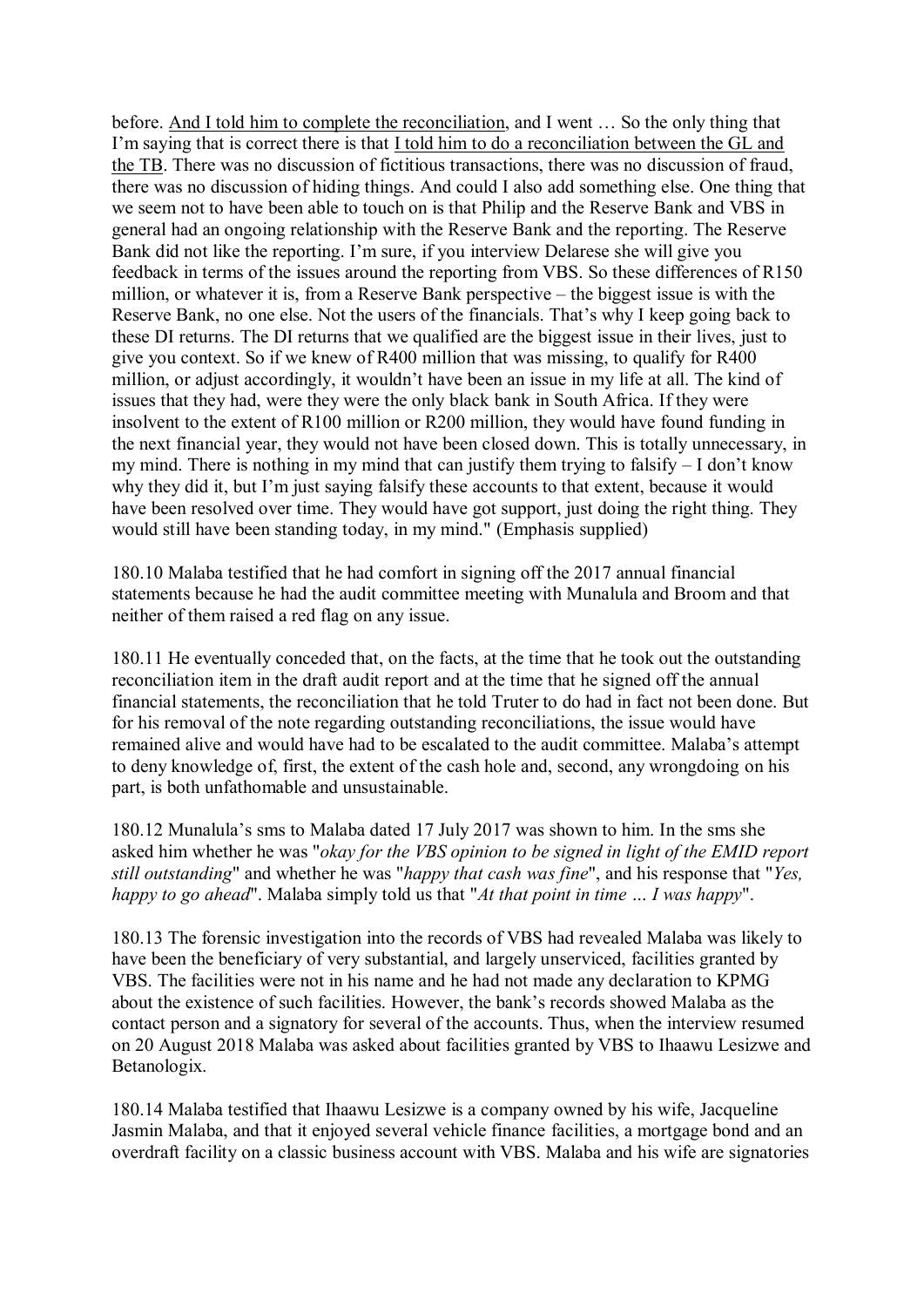before. <u>And I told him to complete the reconciliation</u>, and I went … So the only thing that I'm saying that is correct there is that <u>I told him to do a reconciliation between the GL and the TB</u>. There was no discussion of fictitious transactions, there was no discussion of fraud, there was no discussion of hiding things. And could I also add something else. One thing that we seem not to have been able to touch on is that Philip and the Reserve Bank and VBS in general had an ongoing relationship with the Reserve Bank and the reporting. The Reserve Bank did not like the reporting. I'm sure, if you interview Delarese she will give you feedback in terms of the issues around the reporting from VBS. So these differences of R150 million, or whatever it is, from a Reserve Bank perspective – the biggest issue is with the Reserve Bank, no one else. Not the users of the financials. That's why I keep going back to these DI returns. The DI returns that we qualified are the biggest issue in their lives, just to give you context. So if we knew of R400 million that was missing, to qualify for R400 million, or adjust accordingly, it wouldn't have been an issue in my life at all. The kind of issues that they had, were they were the only black bank in South Africa. If they were insolvent to the extent of R100 million or R200 million, they would have found funding in the next financial year, they would not have been closed down. This is totally unnecessary, in my mind. There is nothing in my mind that can justify them trying to falsify – I don't know why they did it, but I'm just saying falsify these accounts to that extent, because it would have been resolved over time. They would have got support, just doing the right thing. They would still have been standing today, in my mind." (Emphasis supplied)

180.10 Malaba testified that he had comfort in signing off the 2017 annual financial statements because he had the audit committee meeting with Munalula and Broom and that neither of them raised a red flag on any issue.

180.11 He eventually conceded that, on the facts, at the time that he took out the outstanding reconciliation item in the draft audit report and at the time that he signed off the annual financial statements, the reconciliation that he told Truter to do had in fact not been done. But for his removal of the note regarding outstanding reconciliations, the issue would have remained alive and would have had to be escalated to the audit committee. Malaba's attempt to deny knowledge of, first, the extent of the cash hole and, second, any wrongdoing on his part, is both unfathomable and unsustainable.

180.12 Munalula's sms to Malaba dated 17 July 2017 was shown to him. In the sms she asked him whether he was "*okay for the VBS opinion to be signed in light of the EMID report still outstanding*" and whether he was "*happy that cash was fine*", and his response that "*Yes, happy to go ahead*". Malaba simply told us that "*At that point in time … I was happy*".

180.13 The forensic investigation into the records of VBS had revealed Malaba was likely to have been the beneficiary of very substantial, and largely unserviced, facilities granted by VBS. The facilities were not in his name and he had not made any declaration to KPMG about the existence of such facilities. However, the bank's records showed Malaba as the contact person and a signatory for several of the accounts. Thus, when the interview resumed on 20 August 2018 Malaba was asked about facilities granted by VBS to Ihaawu Lesizwe and Betanologix.

180.14 Malaba testified that Ihaawu Lesizwe is a company owned by his wife, Jacqueline Jasmin Malaba, and that it enjoyed several vehicle finance facilities, a mortgage bond and an overdraft facility on a classic business account with VBS. Malaba and his wife are signatories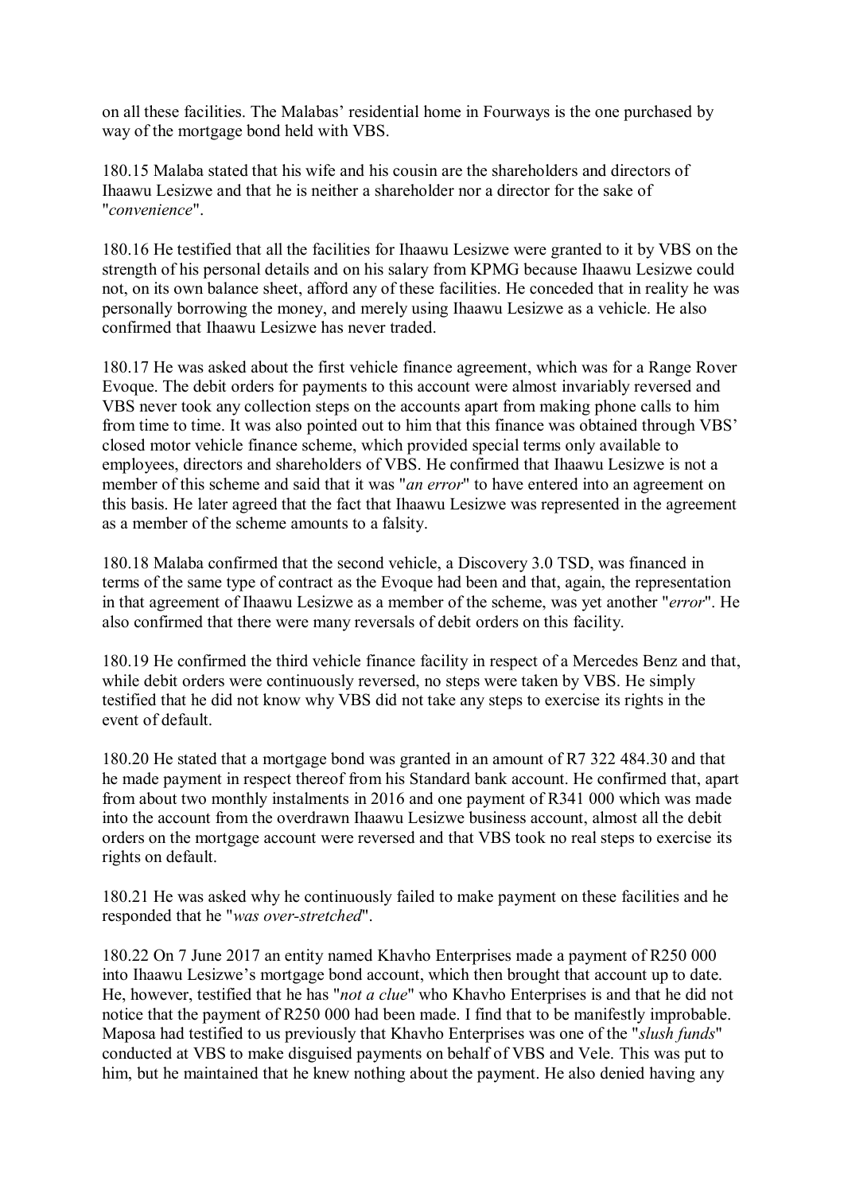on all these facilities. The Malabas' residential home in Fourways is the one purchased by way of the mortgage bond held with VBS.

180.15 Malaba stated that his wife and his cousin are the shareholders and directors of Ihaawu Lesizwe and that he is neither a shareholder nor a director for the sake of "*convenience*".

180.16 He testified that all the facilities for Ihaawu Lesizwe were granted to it by VBS on the strength of his personal details and on his salary from KPMG because Ihaawu Lesizwe could not, on its own balance sheet, afford any of these facilities. He conceded that in reality he was personally borrowing the money, and merely using Ihaawu Lesizwe as a vehicle. He also confirmed that Ihaawu Lesizwe has never traded.

180.17 He was asked about the first vehicle finance agreement, which was for a Range Rover Evoque. The debit orders for payments to this account were almost invariably reversed and VBS never took any collection steps on the accounts apart from making phone calls to him from time to time. It was also pointed out to him that this finance was obtained through VBS' closed motor vehicle finance scheme, which provided special terms only available to employees, directors and shareholders of VBS. He confirmed that Ihaawu Lesizwe is not a member of this scheme and said that it was "*an error*" to have entered into an agreement on this basis. He later agreed that the fact that Ihaawu Lesizwe was represented in the agreement as a member of the scheme amounts to a falsity.

180.18 Malaba confirmed that the second vehicle, a Discovery 3.0 TSD, was financed in terms of the same type of contract as the Evoque had been and that, again, the representation in that agreement of Ihaawu Lesizwe as a member of the scheme, was yet another "*error*". He also confirmed that there were many reversals of debit orders on this facility.

180.19 He confirmed the third vehicle finance facility in respect of a Mercedes Benz and that, while debit orders were continuously reversed, no steps were taken by VBS. He simply testified that he did not know why VBS did not take any steps to exercise its rights in the event of default.

180.20 He stated that a mortgage bond was granted in an amount of R7 322 484.30 and that he made payment in respect thereof from his Standard bank account. He confirmed that, apart from about two monthly instalments in 2016 and one payment of R341 000 which was made into the account from the overdrawn Ihaawu Lesizwe business account, almost all the debit orders on the mortgage account were reversed and that VBS took no real steps to exercise its rights on default.

180.21 He was asked why he continuously failed to make payment on these facilities and he responded that he "*was over-stretched*".

180.22 On 7 June 2017 an entity named Khavho Enterprises made a payment of R250 000 into Ihaawu Lesizwe's mortgage bond account, which then brought that account up to date. He, however, testified that he has "*not a clue*" who Khavho Enterprises is and that he did not notice that the payment of R250 000 had been made. I find that to be manifestly improbable. Maposa had testified to us previously that Khavho Enterprises was one of the "*slush funds*" conducted at VBS to make disguised payments on behalf of VBS and Vele. This was put to him, but he maintained that he knew nothing about the payment. He also denied having any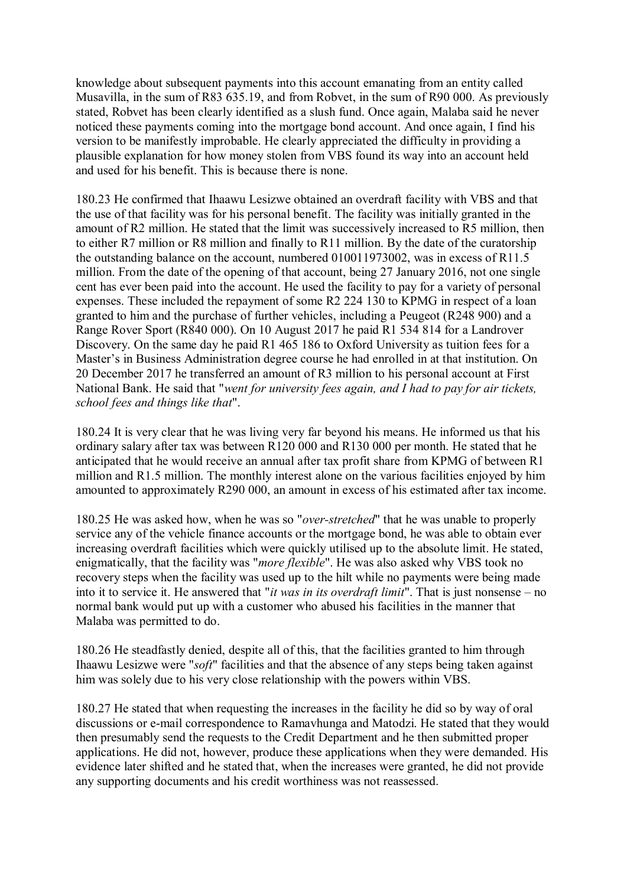knowledge about subsequent payments into this account emanating from an entity called Musavilla, in the sum of R83 635.19, and from Robvet, in the sum of R90 000. As previously stated, Robvet has been clearly identified as a slush fund. Once again, Malaba said he never noticed these payments coming into the mortgage bond account. And once again, I find his version to be manifestly improbable. He clearly appreciated the difficulty in providing a plausible explanation for how money stolen from VBS found its way into an account held and used for his benefit. This is because there is none.

180.23 He confirmed that Ihaawu Lesizwe obtained an overdraft facility with VBS and that the use of that facility was for his personal benefit. The facility was initially granted in the amount of R2 million. He stated that the limit was successively increased to R5 million, then to either R7 million or R8 million and finally to R11 million. By the date of the curatorship the outstanding balance on the account, numbered 010011973002, was in excess of R11.5 million. From the date of the opening of that account, being 27 January 2016, not one single cent has ever been paid into the account. He used the facility to pay for a variety of personal expenses. These included the repayment of some R2 224 130 to KPMG in respect of a loan granted to him and the purchase of further vehicles, including a Peugeot (R248 900) and a Range Rover Sport (R840 000). On 10 August 2017 he paid R1 534 814 for a Landrover Discovery. On the same day he paid R1 465 186 to Oxford University as tuition fees for a Master's in Business Administration degree course he had enrolled in at that institution. On 20 December 2017 he transferred an amount of R3 million to his personal account at First National Bank. He said that "*went for university fees again, and I had to pay for air tickets, school fees and things like that*".

180.24 It is very clear that he was living very far beyond his means. He informed us that his ordinary salary after tax was between R120 000 and R130 000 per month. He stated that he anticipated that he would receive an annual after tax profit share from KPMG of between R1 million and R1.5 million. The monthly interest alone on the various facilities enjoyed by him amounted to approximately R290 000, an amount in excess of his estimated after tax income.

180.25 He was asked how, when he was so "*over-stretched*" that he was unable to properly service any of the vehicle finance accounts or the mortgage bond, he was able to obtain ever increasing overdraft facilities which were quickly utilised up to the absolute limit. He stated, enigmatically, that the facility was "*more flexible*". He was also asked why VBS took no recovery steps when the facility was used up to the hilt while no payments were being made into it to service it. He answered that "*it was in its overdraft limit*". That is just nonsense – no normal bank would put up with a customer who abused his facilities in the manner that Malaba was permitted to do.

180.26 He steadfastly denied, despite all of this, that the facilities granted to him through Ihaawu Lesizwe were "*soft*" facilities and that the absence of any steps being taken against him was solely due to his very close relationship with the powers within VBS.

180.27 He stated that when requesting the increases in the facility he did so by way of oral discussions or e-mail correspondence to Ramavhunga and Matodzi. He stated that they would then presumably send the requests to the Credit Department and he then submitted proper applications. He did not, however, produce these applications when they were demanded. His evidence later shifted and he stated that, when the increases were granted, he did not provide any supporting documents and his credit worthiness was not reassessed.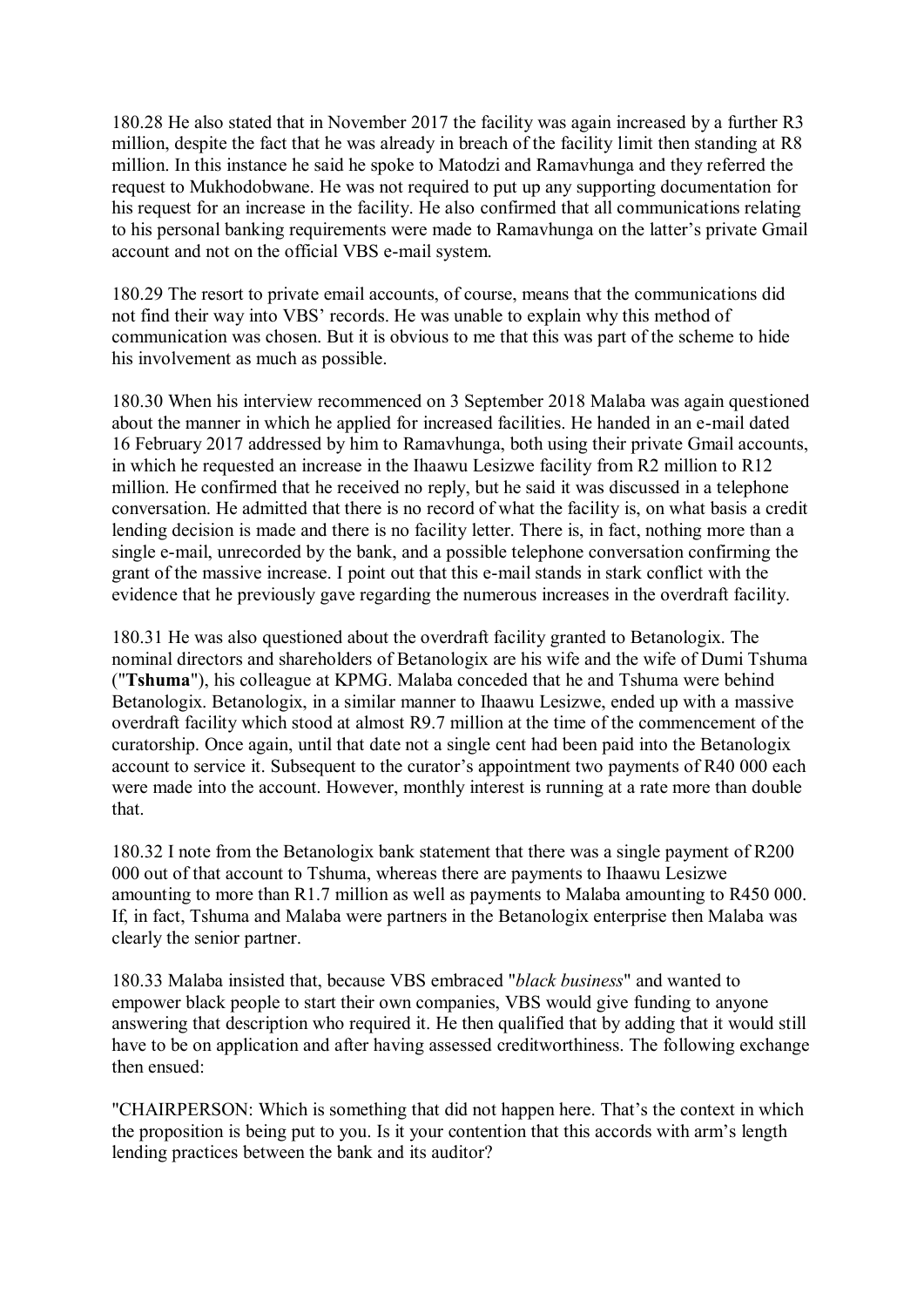180.28 He also stated that in November 2017 the facility was again increased by a further R3 million, despite the fact that he was already in breach of the facility limit then standing at R8 million. In this instance he said he spoke to Matodzi and Ramavhunga and they referred the request to Mukhodobwane. He was not required to put up any supporting documentation for his request for an increase in the facility. He also confirmed that all communications relating to his personal banking requirements were made to Ramavhunga on the latter's private Gmail account and not on the official VBS e-mail system.

180.29 The resort to private email accounts, of course, means that the communications did not find their way into VBS' records. He was unable to explain why this method of communication was chosen. But it is obvious to me that this was part of the scheme to hide his involvement as much as possible.

180.30 When his interview recommenced on 3 September 2018 Malaba was again questioned about the manner in which he applied for increased facilities. He handed in an e-mail dated 16 February 2017 addressed by him to Ramavhunga, both using their private Gmail accounts, in which he requested an increase in the Ihaawu Lesizwe facility from R2 million to R12 million. He confirmed that he received no reply, but he said it was discussed in a telephone conversation. He admitted that there is no record of what the facility is, on what basis a credit lending decision is made and there is no facility letter. There is, in fact, nothing more than a single e-mail, unrecorded by the bank, and a possible telephone conversation confirming the grant of the massive increase. I point out that this e-mail stands in stark conflict with the evidence that he previously gave regarding the numerous increases in the overdraft facility.

180.31 He was also questioned about the overdraft facility granted to Betanologix. The nominal directors and shareholders of Betanologix are his wife and the wife of Dumi Tshuma ("**Tshuma**"), his colleague at KPMG. Malaba conceded that he and Tshuma were behind Betanologix. Betanologix, in a similar manner to Ihaawu Lesizwe, ended up with a massive overdraft facility which stood at almost R9.7 million at the time of the commencement of the curatorship. Once again, until that date not a single cent had been paid into the Betanologix account to service it. Subsequent to the curator's appointment two payments of R40 000 each were made into the account. However, monthly interest is running at a rate more than double that.

180.32 I note from the Betanologix bank statement that there was a single payment of R200 000 out of that account to Tshuma, whereas there are payments to Ihaawu Lesizwe amounting to more than R1.7 million as well as payments to Malaba amounting to R450 000. If, in fact, Tshuma and Malaba were partners in the Betanologix enterprise then Malaba was clearly the senior partner.

180.33 Malaba insisted that, because VBS embraced "*black business*" and wanted to empower black people to start their own companies, VBS would give funding to anyone answering that description who required it. He then qualified that by adding that it would still have to be on application and after having assessed creditworthiness. The following exchange then ensued:

"CHAIRPERSON: Which is something that did not happen here. That's the context in which the proposition is being put to you. Is it your contention that this accords with arm's length lending practices between the bank and its auditor?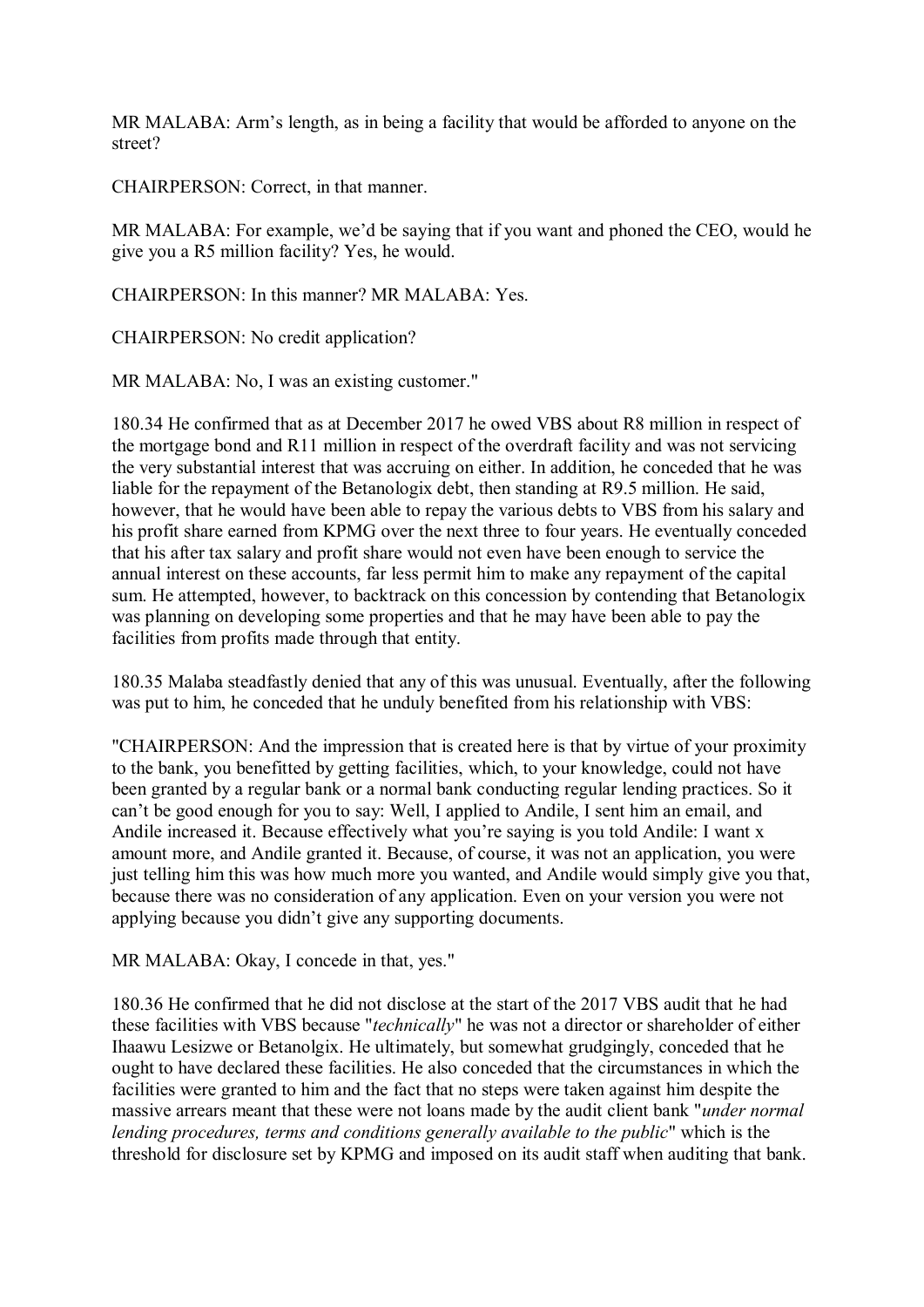MR MALABA: Arm's length, as in being a facility that would be afforded to anyone on the street?

CHAIRPERSON: Correct, in that manner.

MR MALABA: For example, we'd be saying that if you want and phoned the CEO, would he give you a R5 million facility? Yes, he would.

CHAIRPERSON: In this manner? MR MALABA: Yes.

CHAIRPERSON: No credit application?

MR MALABA: No, I was an existing customer."

180.34 He confirmed that as at December 2017 he owed VBS about R8 million in respect of the mortgage bond and R11 million in respect of the overdraft facility and was not servicing the very substantial interest that was accruing on either. In addition, he conceded that he was liable for the repayment of the Betanologix debt, then standing at R9.5 million. He said, however, that he would have been able to repay the various debts to VBS from his salary and his profit share earned from KPMG over the next three to four years. He eventually conceded that his after tax salary and profit share would not even have been enough to service the annual interest on these accounts, far less permit him to make any repayment of the capital sum. He attempted, however, to backtrack on this concession by contending that Betanologix was planning on developing some properties and that he may have been able to pay the facilities from profits made through that entity.

180.35 Malaba steadfastly denied that any of this was unusual. Eventually, after the following was put to him, he conceded that he unduly benefited from his relationship with VBS:

"CHAIRPERSON: And the impression that is created here is that by virtue of your proximity to the bank, you benefitted by getting facilities, which, to your knowledge, could not have been granted by a regular bank or a normal bank conducting regular lending practices. So it can't be good enough for you to say: Well, I applied to Andile, I sent him an email, and Andile increased it. Because effectively what you're saying is you told Andile: I want x amount more, and Andile granted it. Because, of course, it was not an application, you were just telling him this was how much more you wanted, and Andile would simply give you that, because there was no consideration of any application. Even on your version you were not applying because you didn't give any supporting documents.

MR MALABA: Okay, I concede in that, yes."

180.36 He confirmed that he did not disclose at the start of the 2017 VBS audit that he had these facilities with VBS because "*technically*" he was not a director or shareholder of either Ihaawu Lesizwe or Betanolgix. He ultimately, but somewhat grudgingly, conceded that he ought to have declared these facilities. He also conceded that the circumstances in which the facilities were granted to him and the fact that no steps were taken against him despite the massive arrears meant that these were not loans made by the audit client bank "*under normal lending procedures, terms and conditions generally available to the public*" which is the threshold for disclosure set by KPMG and imposed on its audit staff when auditing that bank.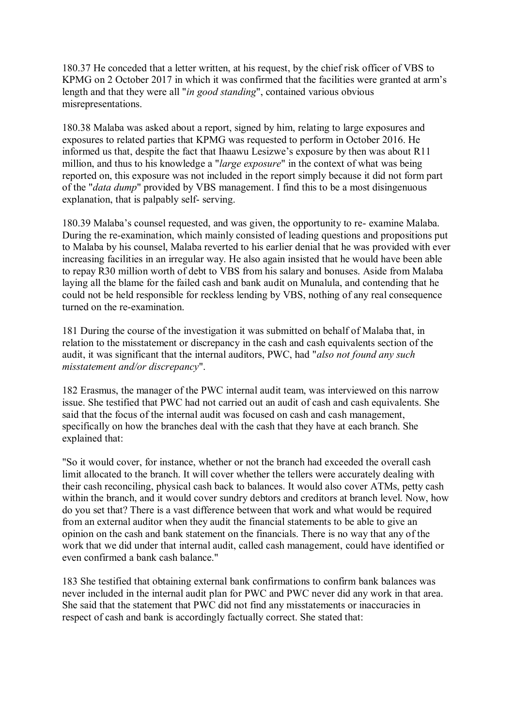180.37 He conceded that a letter written, at his request, by the chief risk officer of VBS to KPMG on 2 October 2017 in which it was confirmed that the facilities were granted at arm's length and that they were all "*in good standing*", contained various obvious misrepresentations.

180.38 Malaba was asked about a report, signed by him, relating to large exposures and exposures to related parties that KPMG was requested to perform in October 2016. He informed us that, despite the fact that Ihaawu Lesizwe's exposure by then was about R11 million, and thus to his knowledge a "*large exposure*" in the context of what was being reported on, this exposure was not included in the report simply because it did not form part of the "*data dump*" provided by VBS management. I find this to be a most disingenuous explanation, that is palpably self- serving.

180.39 Malaba's counsel requested, and was given, the opportunity to re- examine Malaba. During the re-examination, which mainly consisted of leading questions and propositions put to Malaba by his counsel, Malaba reverted to his earlier denial that he was provided with ever increasing facilities in an irregular way. He also again insisted that he would have been able to repay R30 million worth of debt to VBS from his salary and bonuses. Aside from Malaba laying all the blame for the failed cash and bank audit on Munalula, and contending that he could not be held responsible for reckless lending by VBS, nothing of any real consequence turned on the re-examination.

181 During the course of the investigation it was submitted on behalf of Malaba that, in relation to the misstatement or discrepancy in the cash and cash equivalents section of the audit, it was significant that the internal auditors, PWC, had "*also not found any such misstatement and/or discrepancy*".

182 Erasmus, the manager of the PWC internal audit team, was interviewed on this narrow issue. She testified that PWC had not carried out an audit of cash and cash equivalents. She said that the focus of the internal audit was focused on cash and cash management, specifically on how the branches deal with the cash that they have at each branch. She explained that:

"So it would cover, for instance, whether or not the branch had exceeded the overall cash limit allocated to the branch. It will cover whether the tellers were accurately dealing with their cash reconciling, physical cash back to balances. It would also cover ATMs, petty cash within the branch, and it would cover sundry debtors and creditors at branch level. Now, how do you set that? There is a vast difference between that work and what would be required from an external auditor when they audit the financial statements to be able to give an opinion on the cash and bank statement on the financials. There is no way that any of the work that we did under that internal audit, called cash management, could have identified or even confirmed a bank cash balance."

183 She testified that obtaining external bank confirmations to confirm bank balances was never included in the internal audit plan for PWC and PWC never did any work in that area. She said that the statement that PWC did not find any misstatements or inaccuracies in respect of cash and bank is accordingly factually correct. She stated that: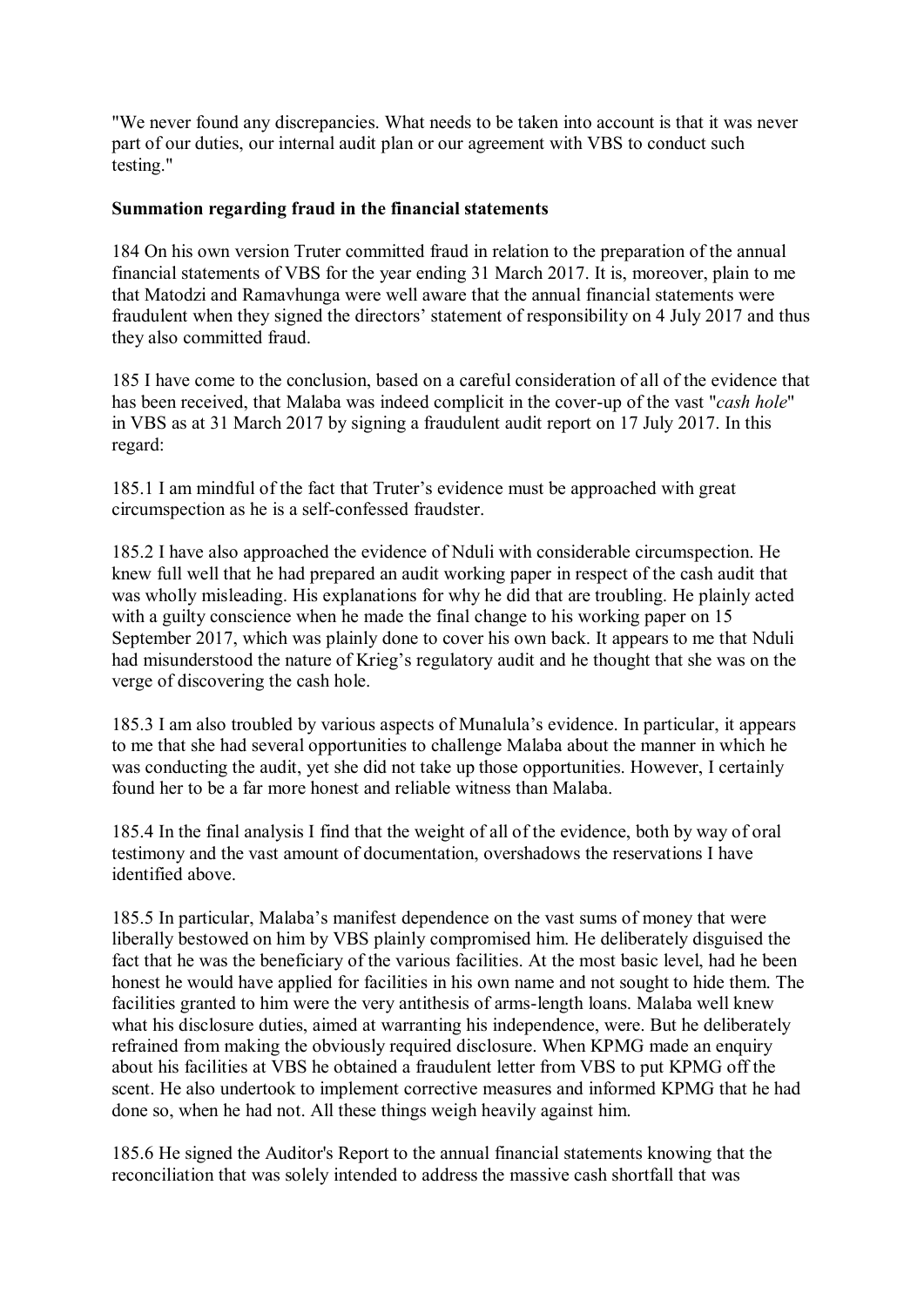"We never found any discrepancies. What needs to be taken into account is that it was never part of our duties, our internal audit plan or our agreement with VBS to conduct such testing."

**Summation regarding fraud in the financial statements**

184 On his own version Truter committed fraud in relation to the preparation of the annual financial statements of VBS for the year ending 31 March 2017. It is, moreover, plain to me that Matodzi and Ramavhunga were well aware that the annual financial statements were fraudulent when they signed the directors' statement of responsibility on 4 July 2017 and thus they also committed fraud.

185 I have come to the conclusion, based on a careful consideration of all of the evidence that has been received, that Malaba was indeed complicit in the cover-up of the vast "*cash hole*" in VBS as at 31 March 2017 by signing a fraudulent audit report on 17 July 2017. In this regard:

185.1 I am mindful of the fact that Truter's evidence must be approached with great circumspection as he is a self-confessed fraudster.

185.2 I have also approached the evidence of Nduli with considerable circumspection. He knew full well that he had prepared an audit working paper in respect of the cash audit that was wholly misleading. His explanations for why he did that are troubling. He plainly acted with a guilty conscience when he made the final change to his working paper on 15 September 2017, which was plainly done to cover his own back. It appears to me that Nduli had misunderstood the nature of Krieg's regulatory audit and he thought that she was on the verge of discovering the cash hole.

185.3 I am also troubled by various aspects of Munalula's evidence. In particular, it appears to me that she had several opportunities to challenge Malaba about the manner in which he was conducting the audit, yet she did not take up those opportunities. However, I certainly found her to be a far more honest and reliable witness than Malaba.

185.4 In the final analysis I find that the weight of all of the evidence, both by way of oral testimony and the vast amount of documentation, overshadows the reservations I have identified above.

185.5 In particular, Malaba's manifest dependence on the vast sums of money that were liberally bestowed on him by VBS plainly compromised him. He deliberately disguised the fact that he was the beneficiary of the various facilities. At the most basic level, had he been honest he would have applied for facilities in his own name and not sought to hide them. The facilities granted to him were the very antithesis of arms-length loans. Malaba well knew what his disclosure duties, aimed at warranting his independence, were. But he deliberately refrained from making the obviously required disclosure. When KPMG made an enquiry about his facilities at VBS he obtained a fraudulent letter from VBS to put KPMG off the scent. He also undertook to implement corrective measures and informed KPMG that he had done so, when he had not. All these things weigh heavily against him.

185.6 He signed the Auditor's Report to the annual financial statements knowing that the reconciliation that was solely intended to address the massive cash shortfall that was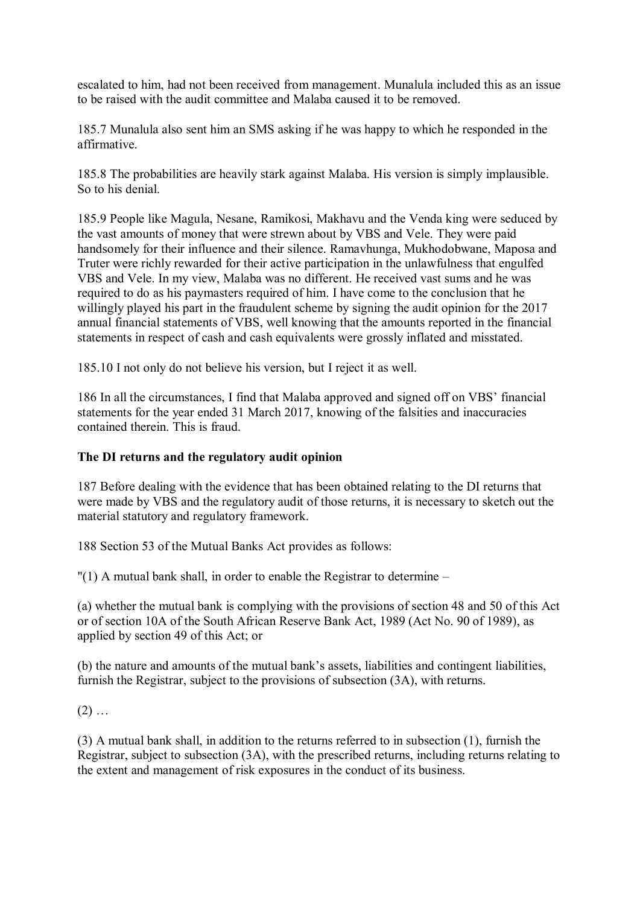escalated to him, had not been received from management. Munalula included this as an issue to be raised with the audit committee and Malaba caused it to be removed.

185.7 Munalula also sent him an SMS asking if he was happy to which he responded in the affirmative.

185.8 The probabilities are heavily stark against Malaba. His version is simply implausible. So to his denial.

185.9 People like Magula, Nesane, Ramikosi, Makhavu and the Venda king were seduced by the vast amounts of money that were strewn about by VBS and Vele. They were paid handsomely for their influence and their silence. Ramavhunga, Mukhodobwane, Maposa and Truter were richly rewarded for their active participation in the unlawfulness that engulfed VBS and Vele. In my view, Malaba was no different. He received vast sums and he was required to do as his paymasters required of him. I have come to the conclusion that he willingly played his part in the fraudulent scheme by signing the audit opinion for the 2017 annual financial statements of VBS, well knowing that the amounts reported in the financial statements in respect of cash and cash equivalents were grossly inflated and misstated.

185.10 I not only do not believe his version, but I reject it as well.

186 In all the circumstances, I find that Malaba approved and signed off on VBS' financial statements for the year ended 31 March 2017, knowing of the falsities and inaccuracies contained therein. This is fraud.

**The DI returns and the regulatory audit opinion**

187 Before dealing with the evidence that has been obtained relating to the DI returns that were made by VBS and the regulatory audit of those returns, it is necessary to sketch out the material statutory and regulatory framework.

188 Section 53 of the Mutual Banks Act provides as follows:

"(1) A mutual bank shall, in order to enable the Registrar to determine –

(a) whether the mutual bank is complying with the provisions of section 48 and 50 of this Act or of section 10A of the South African Reserve Bank Act, 1989 (Act No. 90 of 1989), as applied by section 49 of this Act; or

(b) the nature and amounts of the mutual bank's assets, liabilities and contingent liabilities, furnish the Registrar, subject to the provisions of subsection (3A), with returns.

(2) …

(3) A mutual bank shall, in addition to the returns referred to in subsection (1), furnish the Registrar, subject to subsection (3A), with the prescribed returns, including returns relating to the extent and management of risk exposures in the conduct of its business.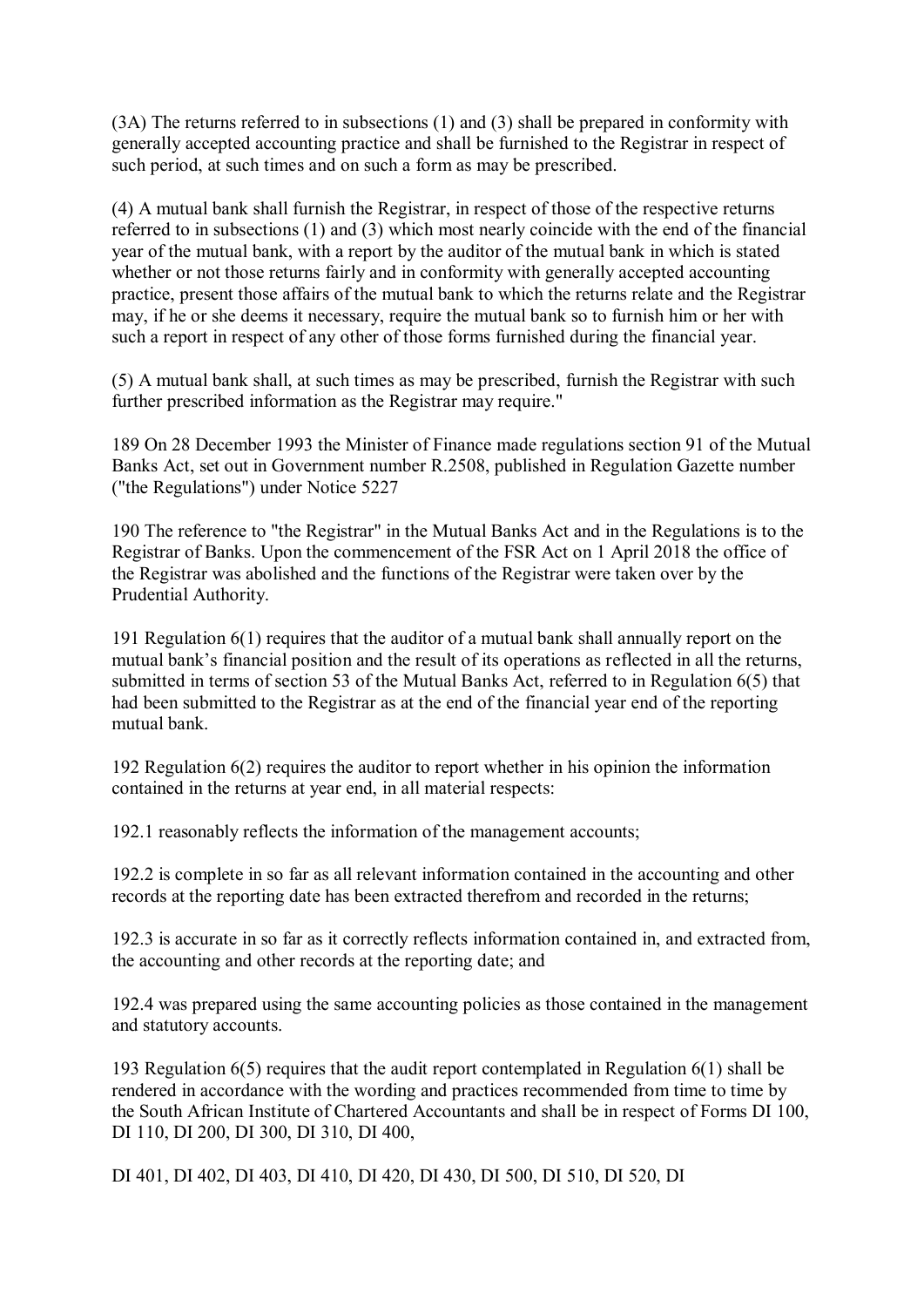(3A) The returns referred to in subsections (1) and (3) shall be prepared in conformity with generally accepted accounting practice and shall be furnished to the Registrar in respect of such period, at such times and on such a form as may be prescribed.

(4) A mutual bank shall furnish the Registrar, in respect of those of the respective returns referred to in subsections (1) and (3) which most nearly coincide with the end of the financial year of the mutual bank, with a report by the auditor of the mutual bank in which is stated whether or not those returns fairly and in conformity with generally accepted accounting practice, present those affairs of the mutual bank to which the returns relate and the Registrar may, if he or she deems it necessary, require the mutual bank so to furnish him or her with such a report in respect of any other of those forms furnished during the financial year.

(5) A mutual bank shall, at such times as may be prescribed, furnish the Registrar with such further prescribed information as the Registrar may require."

189 On 28 December 1993 the Minister of Finance made regulations section 91 of the Mutual Banks Act, set out in Government number R.2508, published in Regulation Gazette number ("the Regulations") under Notice 5227

190 The reference to "the Registrar" in the Mutual Banks Act and in the Regulations is to the Registrar of Banks. Upon the commencement of the FSR Act on 1 April 2018 the office of the Registrar was abolished and the functions of the Registrar were taken over by the Prudential Authority.

191 Regulation 6(1) requires that the auditor of a mutual bank shall annually report on the mutual bank's financial position and the result of its operations as reflected in all the returns, submitted in terms of section 53 of the Mutual Banks Act, referred to in Regulation 6(5) that had been submitted to the Registrar as at the end of the financial year end of the reporting mutual bank.

192 Regulation 6(2) requires the auditor to report whether in his opinion the information contained in the returns at year end, in all material respects:

192.1 reasonably reflects the information of the management accounts;

192.2 is complete in so far as all relevant information contained in the accounting and other records at the reporting date has been extracted therefrom and recorded in the returns;

192.3 is accurate in so far as it correctly reflects information contained in, and extracted from, the accounting and other records at the reporting date; and

192.4 was prepared using the same accounting policies as those contained in the management and statutory accounts.

193 Regulation 6(5) requires that the audit report contemplated in Regulation 6(1) shall be rendered in accordance with the wording and practices recommended from time to time by the South African Institute of Chartered Accountants and shall be in respect of Forms DI 100, DI 110, DI 200, DI 300, DI 310, DI 400,

DI 401, DI 402, DI 403, DI 410, DI 420, DI 430, DI 500, DI 510, DI 520, DI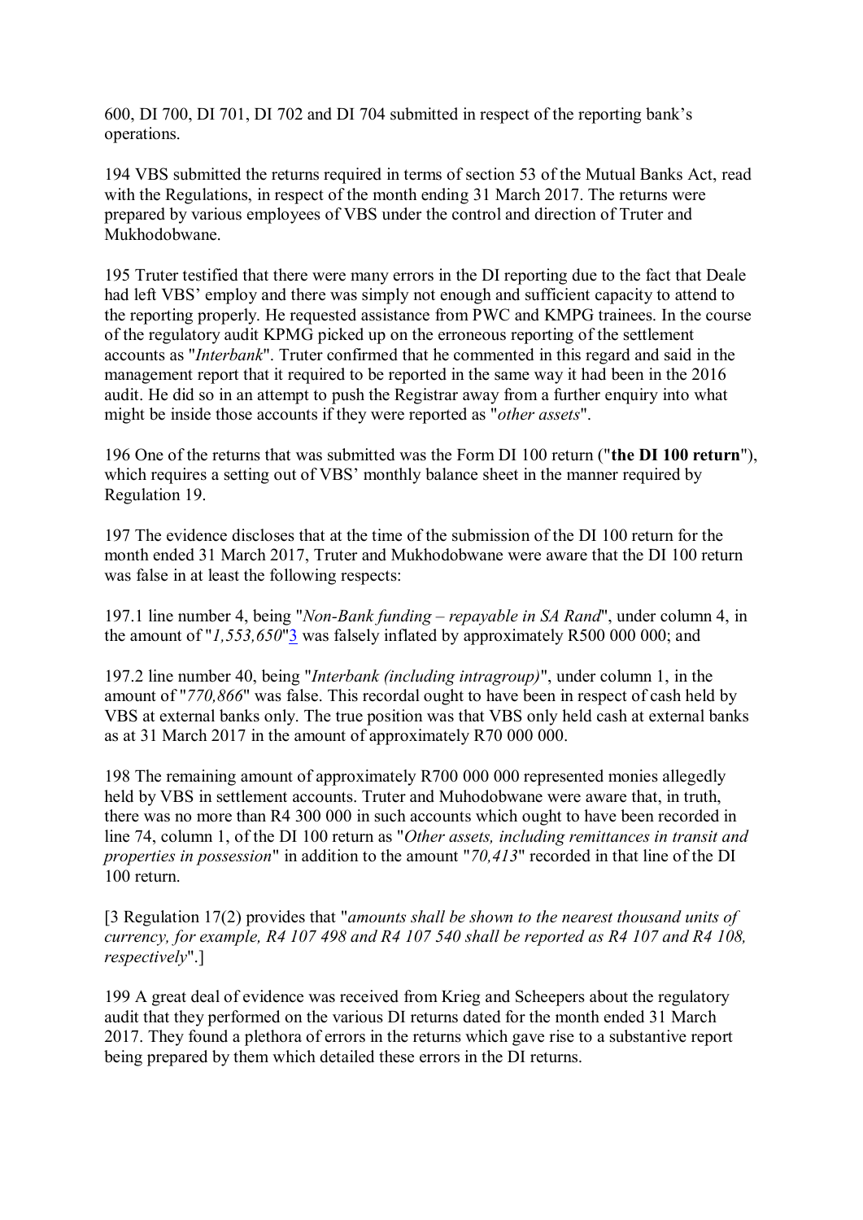600, DI 700, DI 701, DI 702 and DI 704 submitted in respect of the reporting bank's operations.

194 VBS submitted the returns required in terms of section 53 of the Mutual Banks Act, read with the Regulations, in respect of the month ending 31 March 2017. The returns were prepared by various employees of VBS under the control and direction of Truter and Mukhodobwane.

195 Truter testified that there were many errors in the DI reporting due to the fact that Deale had left VBS' employ and there was simply not enough and sufficient capacity to attend to the reporting properly. He requested assistance from PWC and KMPG trainees. In the course of the regulatory audit KPMG picked up on the erroneous reporting of the settlement accounts as "*Interbank*". Truter confirmed that he commented in this regard and said in the management report that it required to be reported in the same way it had been in the 2016 audit. He did so in an attempt to push the Registrar away from a further enquiry into what might be inside those accounts if they were reported as "*other assets*".

196 One of the returns that was submitted was the Form DI 100 return ("**the DI 100 return**"), which requires a setting out of VBS' monthly balance sheet in the manner required by Regulation 19.

197 The evidence discloses that at the time of the submission of the DI 100 return for the month ended 31 March 2017, Truter and Mukhodobwane were aware that the DI 100 return was false in at least the following respects:

197.1 line number 4, being "*Non-Bank funding – repayable in SA Rand*", under column 4, in the amount of "*1,553,650*"[3] was falsely inflated by approximately R500 000 000; and

197.2 line number 40, being "*Interbank (including intragroup)*", under column 1, in the amount of "*770,866*" was false. This recordal ought to have been in respect of cash held by VBS at external banks only. The true position was that VBS only held cash at external banks as at 31 March 2017 in the amount of approximately R70 000 000.

198 The remaining amount of approximately R700 000 000 represented monies allegedly held by VBS in settlement accounts. Truter and Muhodobwane were aware that, in truth, there was no more than R4 300 000 in such accounts which ought to have been recorded in line 74, column 1, of the DI 100 return as "*Other assets, including remittances in transit and properties in possession*" in addition to the amount "*70,413*" recorded in that line of the DI 100 return.

[3 Regulation 17(2) provides that "*amounts shall be shown to the nearest thousand units of currency, for example, R4 107 498 and R4 107 540 shall be reported as R4 107 and R4 108, respectively*".]

199 A great deal of evidence was received from Krieg and Scheepers about the regulatory audit that they performed on the various DI returns dated for the month ended 31 March 2017. They found a plethora of errors in the returns which gave rise to a substantive report being prepared by them which detailed these errors in the DI returns.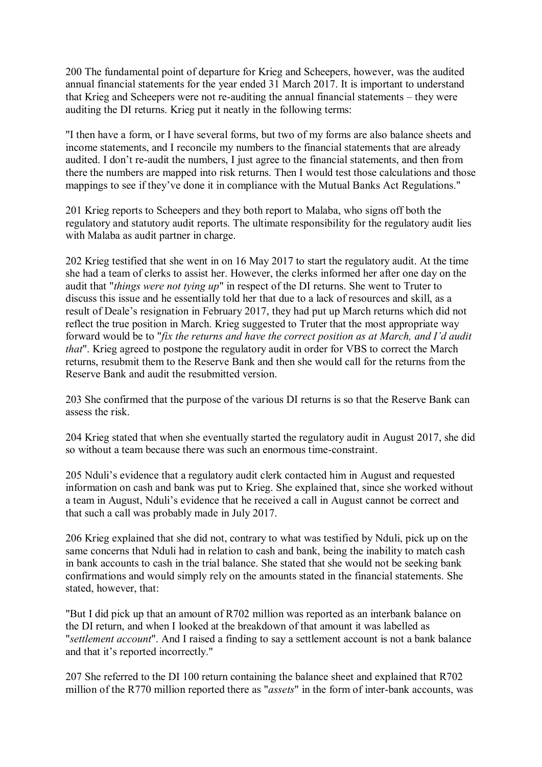200 The fundamental point of departure for Krieg and Scheepers, however, was the audited annual financial statements for the year ended 31 March 2017. It is important to understand that Krieg and Scheepers were not re-auditing the annual financial statements – they were auditing the DI returns. Krieg put it neatly in the following terms:

"I then have a form, or I have several forms, but two of my forms are also balance sheets and income statements, and I reconcile my numbers to the financial statements that are already audited. I don't re-audit the numbers, I just agree to the financial statements, and then from there the numbers are mapped into risk returns. Then I would test those calculations and those mappings to see if they've done it in compliance with the Mutual Banks Act Regulations."

201 Krieg reports to Scheepers and they both report to Malaba, who signs off both the regulatory and statutory audit reports. The ultimate responsibility for the regulatory audit lies with Malaba as audit partner in charge.

202 Krieg testified that she went in on 16 May 2017 to start the regulatory audit. At the time she had a team of clerks to assist her. However, the clerks informed her after one day on the audit that "*things were not tying up*" in respect of the DI returns. She went to Truter to discuss this issue and he essentially told her that due to a lack of resources and skill, as a result of Deale's resignation in February 2017, they had put up March returns which did not reflect the true position in March. Krieg suggested to Truter that the most appropriate way forward would be to "*fix the returns and have the correct position as at March, and I'd audit that*". Krieg agreed to postpone the regulatory audit in order for VBS to correct the March returns, resubmit them to the Reserve Bank and then she would call for the returns from the Reserve Bank and audit the resubmitted version.

203 She confirmed that the purpose of the various DI returns is so that the Reserve Bank can assess the risk.

204 Krieg stated that when she eventually started the regulatory audit in August 2017, she did so without a team because there was such an enormous time-constraint.

205 Nduli's evidence that a regulatory audit clerk contacted him in August and requested information on cash and bank was put to Krieg. She explained that, since she worked without a team in August, Nduli's evidence that he received a call in August cannot be correct and that such a call was probably made in July 2017.

206 Krieg explained that she did not, contrary to what was testified by Nduli, pick up on the same concerns that Nduli had in relation to cash and bank, being the inability to match cash in bank accounts to cash in the trial balance. She stated that she would not be seeking bank confirmations and would simply rely on the amounts stated in the financial statements. She stated, however, that:

"But I did pick up that an amount of R702 million was reported as an interbank balance on the DI return, and when I looked at the breakdown of that amount it was labelled as "*settlement account*". And I raised a finding to say a settlement account is not a bank balance and that it's reported incorrectly."

207 She referred to the DI 100 return containing the balance sheet and explained that R702 million of the R770 million reported there as "*assets*" in the form of inter-bank accounts, was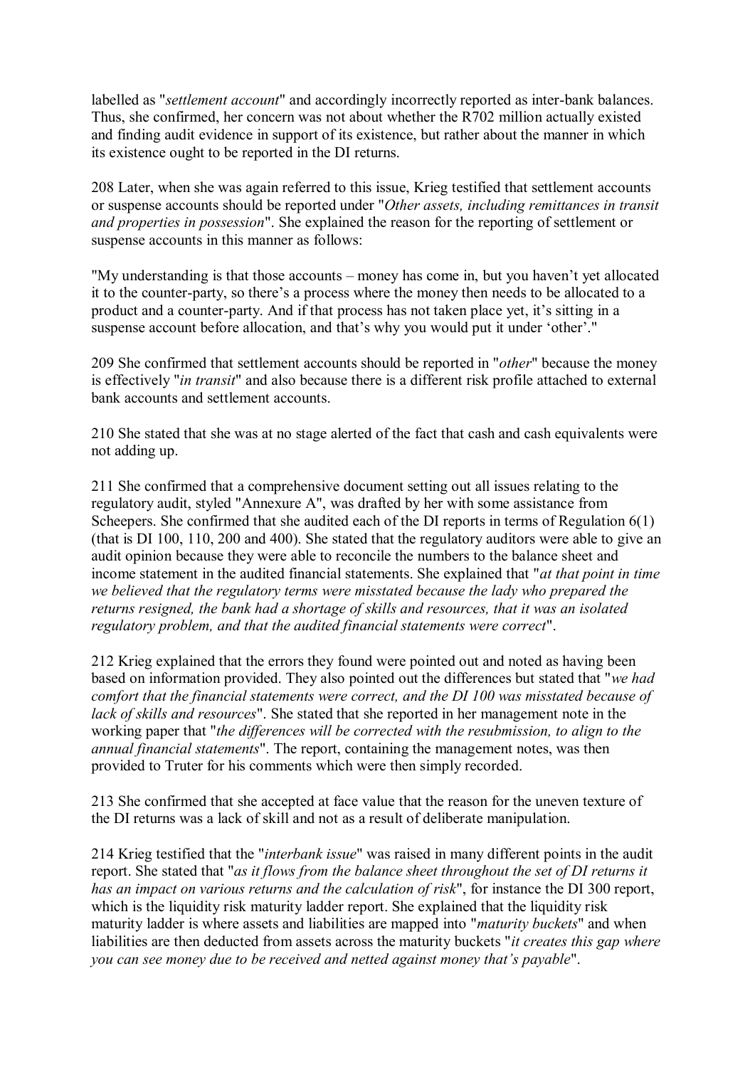labelled as "*settlement account*" and accordingly incorrectly reported as inter-bank balances. Thus, she confirmed, her concern was not about whether the R702 million actually existed and finding audit evidence in support of its existence, but rather about the manner in which its existence ought to be reported in the DI returns.

208 Later, when she was again referred to this issue, Krieg testified that settlement accounts or suspense accounts should be reported under "*Other assets, including remittances in transit and properties in possession*". She explained the reason for the reporting of settlement or suspense accounts in this manner as follows:

"My understanding is that those accounts – money has come in, but you haven't yet allocated it to the counter-party, so there's a process where the money then needs to be allocated to a product and a counter-party. And if that process has not taken place yet, it's sitting in a suspense account before allocation, and that's why you would put it under 'other'."

209 She confirmed that settlement accounts should be reported in "*other*" because the money is effectively "*in transit*" and also because there is a different risk profile attached to external bank accounts and settlement accounts.

210 She stated that she was at no stage alerted of the fact that cash and cash equivalents were not adding up.

211 She confirmed that a comprehensive document setting out all issues relating to the regulatory audit, styled "Annexure A", was drafted by her with some assistance from Scheepers. She confirmed that she audited each of the DI reports in terms of Regulation 6(1) (that is DI 100, 110, 200 and 400). She stated that the regulatory auditors were able to give an audit opinion because they were able to reconcile the numbers to the balance sheet and income statement in the audited financial statements. She explained that "*at that point in time we believed that the regulatory terms were misstated because the lady who prepared the returns resigned, the bank had a shortage of skills and resources, that it was an isolated regulatory problem, and that the audited financial statements were correct*".

212 Krieg explained that the errors they found were pointed out and noted as having been based on information provided. They also pointed out the differences but stated that "*we had comfort that the financial statements were correct, and the DI 100 was misstated because of lack of skills and resources*". She stated that she reported in her management note in the working paper that "*the differences will be corrected with the resubmission, to align to the annual financial statements*". The report, containing the management notes, was then provided to Truter for his comments which were then simply recorded.

213 She confirmed that she accepted at face value that the reason for the uneven texture of the DI returns was a lack of skill and not as a result of deliberate manipulation.

214 Krieg testified that the "*interbank issue*" was raised in many different points in the audit report. She stated that "*as it flows from the balance sheet throughout the set of DI returns it has an impact on various returns and the calculation of risk*", for instance the DI 300 report, which is the liquidity risk maturity ladder report. She explained that the liquidity risk maturity ladder is where assets and liabilities are mapped into "*maturity buckets*" and when liabilities are then deducted from assets across the maturity buckets "*it creates this gap where you can see money due to be received and netted against money that's payable*".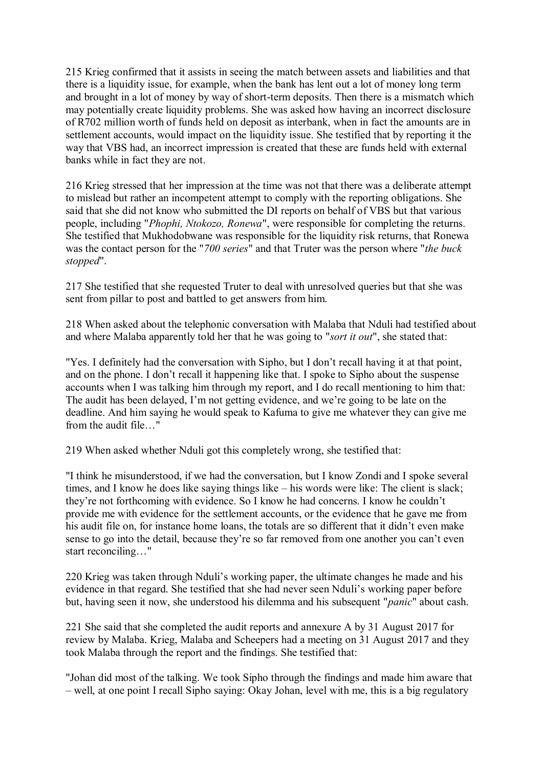215 Krieg confirmed that it assists in seeing the match between assets and liabilities and that there is a liquidity issue, for example, when the bank has lent out a lot of money long term and brought in a lot of money by way of short-term deposits. Then there is a mismatch which may potentially create liquidity problems. She was asked how having an incorrect disclosure of R702 million worth of funds held on deposit as interbank, when in fact the amounts are in settlement accounts, would impact on the liquidity issue. She testified that by reporting it the way that VBS had, an incorrect impression is created that these are funds held with external banks while in fact they are not.

216 Krieg stressed that her impression at the time was not that there was a deliberate attempt to mislead but rather an incompetent attempt to comply with the reporting obligations. She said that she did not know who submitted the DI reports on behalf of VBS but that various people, including "*Phophi, Ntokozo, Ronewa*", were responsible for completing the returns. She testified that Mukhodobwane was responsible for the liquidity risk returns, that Ronewa was the contact person for the "*700 series*" and that Truter was the person where "*the buck stopped*".

217 She testified that she requested Truter to deal with unresolved queries but that she was sent from pillar to post and battled to get answers from him.

218 When asked about the telephonic conversation with Malaba that Nduli had testified about and where Malaba apparently told her that he was going to "*sort it out*", she stated that:

"Yes. I definitely had the conversation with Sipho, but I don't recall having it at that point, and on the phone. I don't recall it happening like that. I spoke to Sipho about the suspense accounts when I was talking him through my report, and I do recall mentioning to him that: The audit has been delayed, I'm not getting evidence, and we're going to be late on the deadline. And him saying he would speak to Kafuma to give me whatever they can give me from the audit file…"

219 When asked whether Nduli got this completely wrong, she testified that:

"I think he misunderstood, if we had the conversation, but I know Zondi and I spoke several times, and I know he does like saying things like – his words were like: The client is slack; they're not forthcoming with evidence. So I know he had concerns. I know he couldn't provide me with evidence for the settlement accounts, or the evidence that he gave me from his audit file on, for instance home loans, the totals are so different that it didn't even make sense to go into the detail, because they're so far removed from one another you can't even start reconciling…"

220 Krieg was taken through Nduli's working paper, the ultimate changes he made and his evidence in that regard. She testified that she had never seen Nduli's working paper before but, having seen it now, she understood his dilemma and his subsequent "*panic*" about cash.

221 She said that she completed the audit reports and annexure A by 31 August 2017 for review by Malaba. Krieg, Malaba and Scheepers had a meeting on 31 August 2017 and they took Malaba through the report and the findings. She testified that:

"Johan did most of the talking. We took Sipho through the findings and made him aware that – well, at one point I recall Sipho saying: Okay Johan, level with me, this is a big regulatory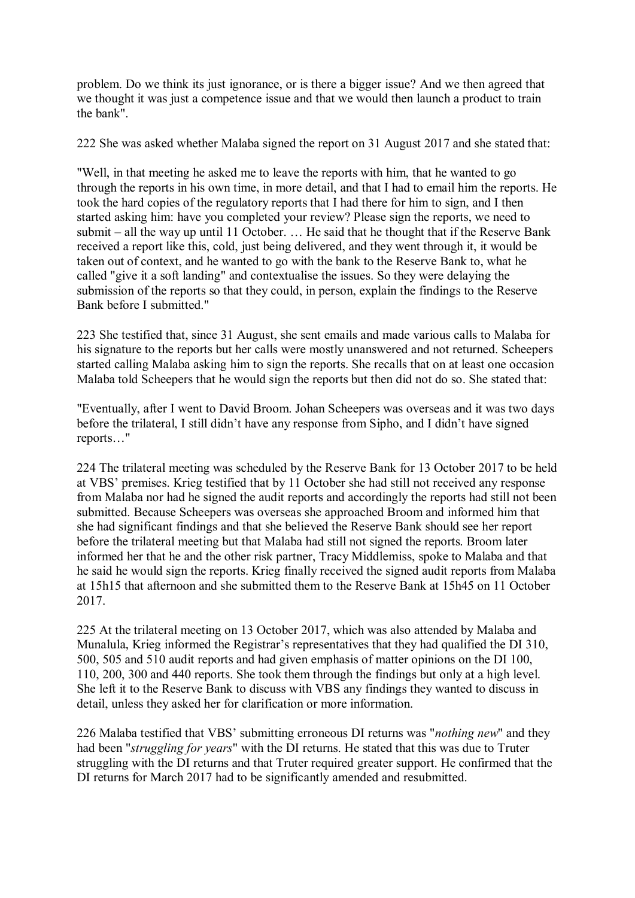problem. Do we think its just ignorance, or is there a bigger issue? And we then agreed that we thought it was just a competence issue and that we would then launch a product to train the bank".

222 She was asked whether Malaba signed the report on 31 August 2017 and she stated that:

"Well, in that meeting he asked me to leave the reports with him, that he wanted to go through the reports in his own time, in more detail, and that I had to email him the reports. He took the hard copies of the regulatory reports that I had there for him to sign, and I then started asking him: have you completed your review? Please sign the reports, we need to submit – all the way up until 11 October. … He said that he thought that if the Reserve Bank received a report like this, cold, just being delivered, and they went through it, it would be taken out of context, and he wanted to go with the bank to the Reserve Bank to, what he called "give it a soft landing" and contextualise the issues. So they were delaying the submission of the reports so that they could, in person, explain the findings to the Reserve Bank before I submitted."

223 She testified that, since 31 August, she sent emails and made various calls to Malaba for his signature to the reports but her calls were mostly unanswered and not returned. Scheepers started calling Malaba asking him to sign the reports. She recalls that on at least one occasion Malaba told Scheepers that he would sign the reports but then did not do so. She stated that:

"Eventually, after I went to David Broom. Johan Scheepers was overseas and it was two days before the trilateral, I still didn't have any response from Sipho, and I didn't have signed reports…"

224 The trilateral meeting was scheduled by the Reserve Bank for 13 October 2017 to be held at VBS' premises. Krieg testified that by 11 October she had still not received any response from Malaba nor had he signed the audit reports and accordingly the reports had still not been submitted. Because Scheepers was overseas she approached Broom and informed him that she had significant findings and that she believed the Reserve Bank should see her report before the trilateral meeting but that Malaba had still not signed the reports. Broom later informed her that he and the other risk partner, Tracy Middlemiss, spoke to Malaba and that he said he would sign the reports. Krieg finally received the signed audit reports from Malaba at 15h15 that afternoon and she submitted them to the Reserve Bank at 15h45 on 11 October 2017.

225 At the trilateral meeting on 13 October 2017, which was also attended by Malaba and Munalula, Krieg informed the Registrar's representatives that they had qualified the DI 310, 500, 505 and 510 audit reports and had given emphasis of matter opinions on the DI 100, 110, 200, 300 and 440 reports. She took them through the findings but only at a high level. She left it to the Reserve Bank to discuss with VBS any findings they wanted to discuss in detail, unless they asked her for clarification or more information.

226 Malaba testified that VBS' submitting erroneous DI returns was "*nothing new*" and they had been "*struggling for years*" with the DI returns. He stated that this was due to Truter struggling with the DI returns and that Truter required greater support. He confirmed that the DI returns for March 2017 had to be significantly amended and resubmitted.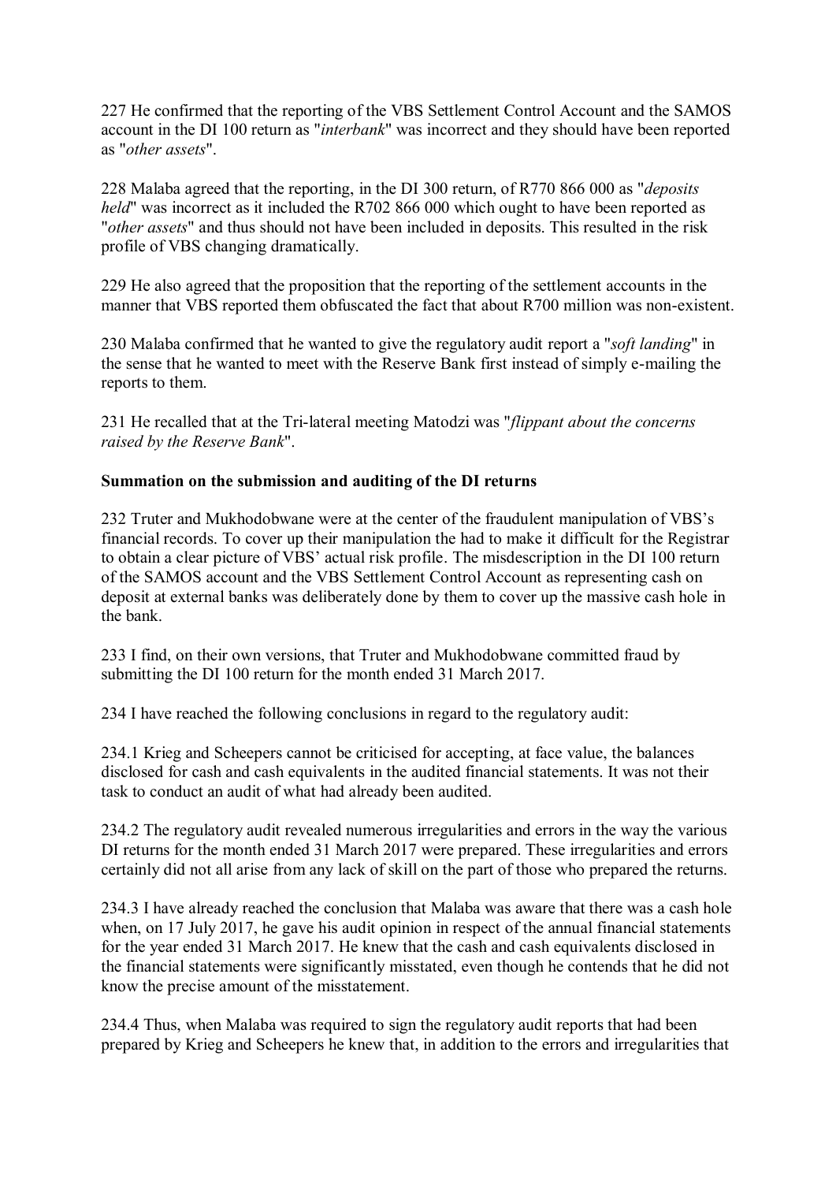227 He confirmed that the reporting of the VBS Settlement Control Account and the SAMOS account in the DI 100 return as "*interbank*" was incorrect and they should have been reported as "*other assets*".

228 Malaba agreed that the reporting, in the DI 300 return, of R770 866 000 as "*deposits held*" was incorrect as it included the R702 866 000 which ought to have been reported as "*other assets*" and thus should not have been included in deposits. This resulted in the risk profile of VBS changing dramatically.

229 He also agreed that the proposition that the reporting of the settlement accounts in the manner that VBS reported them obfuscated the fact that about R700 million was non-existent.

230 Malaba confirmed that he wanted to give the regulatory audit report a "*soft landing*" in the sense that he wanted to meet with the Reserve Bank first instead of simply e-mailing the reports to them.

231 He recalled that at the Tri-lateral meeting Matodzi was "*flippant about the concerns raised by the Reserve Bank*".

**Summation on the submission and auditing of the DI returns**

232 Truter and Mukhodobwane were at the center of the fraudulent manipulation of VBS's financial records. To cover up their manipulation the had to make it difficult for the Registrar to obtain a clear picture of VBS' actual risk profile. The misdescription in the DI 100 return of the SAMOS account and the VBS Settlement Control Account as representing cash on deposit at external banks was deliberately done by them to cover up the massive cash hole in the bank.

233 I find, on their own versions, that Truter and Mukhodobwane committed fraud by submitting the DI 100 return for the month ended 31 March 2017.

234 I have reached the following conclusions in regard to the regulatory audit:

234.1 Krieg and Scheepers cannot be criticised for accepting, at face value, the balances disclosed for cash and cash equivalents in the audited financial statements. It was not their task to conduct an audit of what had already been audited.

234.2 The regulatory audit revealed numerous irregularities and errors in the way the various DI returns for the month ended 31 March 2017 were prepared. These irregularities and errors certainly did not all arise from any lack of skill on the part of those who prepared the returns.

234.3 I have already reached the conclusion that Malaba was aware that there was a cash hole when, on 17 July 2017, he gave his audit opinion in respect of the annual financial statements for the year ended 31 March 2017. He knew that the cash and cash equivalents disclosed in the financial statements were significantly misstated, even though he contends that he did not know the precise amount of the misstatement.

234.4 Thus, when Malaba was required to sign the regulatory audit reports that had been prepared by Krieg and Scheepers he knew that, in addition to the errors and irregularities that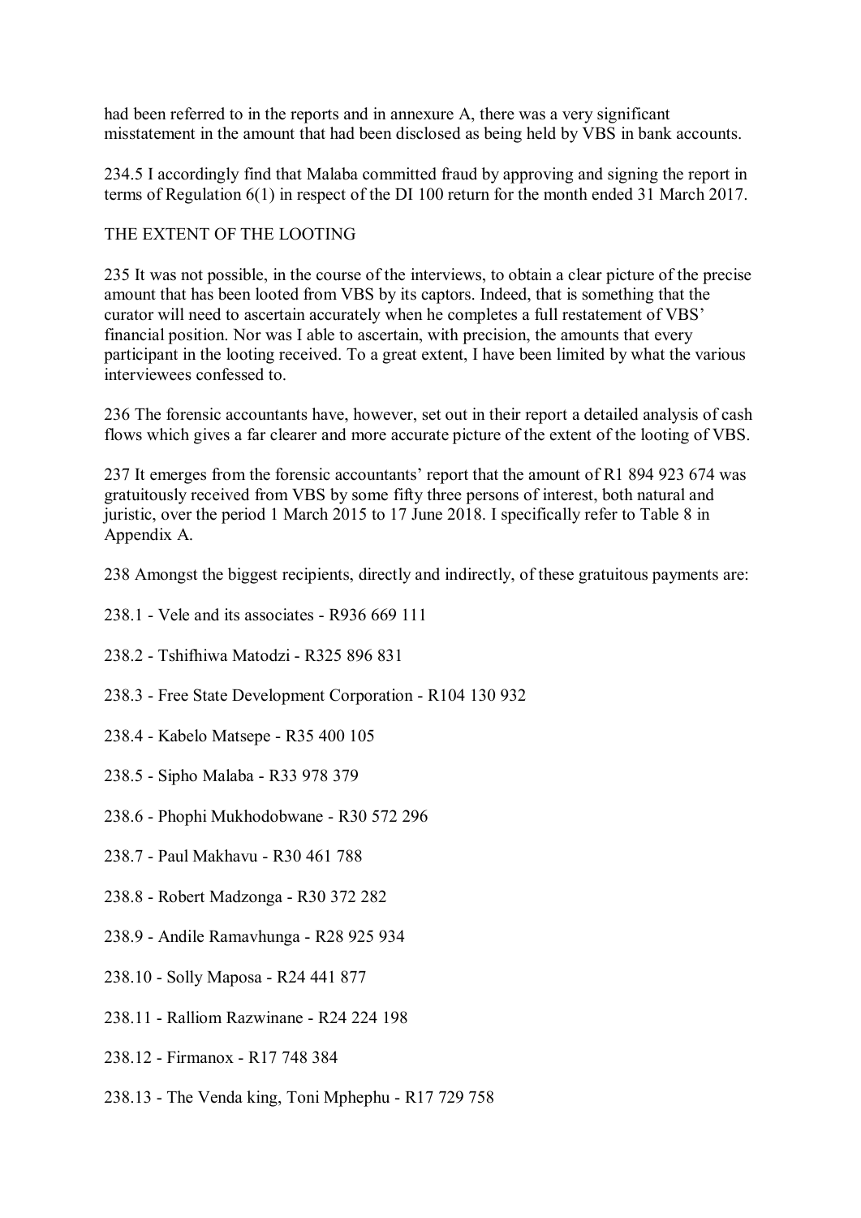had been referred to in the reports and in annexure A, there was a very significant misstatement in the amount that had been disclosed as being held by VBS in bank accounts.

234.5 I accordingly find that Malaba committed fraud by approving and signing the report in terms of Regulation 6(1) in respect of the DI 100 return for the month ended 31 March 2017.

## THE EXTENT OF THE LOOTING

235 It was not possible, in the course of the interviews, to obtain a clear picture of the precise amount that has been looted from VBS by its captors. Indeed, that is something that the curator will need to ascertain accurately when he completes a full restatement of VBS' financial position. Nor was I able to ascertain, with precision, the amounts that every participant in the looting received. To a great extent, I have been limited by what the various interviewees confessed to.

236 The forensic accountants have, however, set out in their report a detailed analysis of cash flows which gives a far clearer and more accurate picture of the extent of the looting of VBS.

237 It emerges from the forensic accountants' report that the amount of R1 894 923 674 was gratuitously received from VBS by some fifty three persons of interest, both natural and juristic, over the period 1 March 2015 to 17 June 2018. I specifically refer to Table 8 in Appendix A.

238 Amongst the biggest recipients, directly and indirectly, of these gratuitous payments are:

238.1 - Vele and its associates - R936 669 111

238.2 - Tshifhiwa Matodzi - R325 896 831

238.3 - Free State Development Corporation - R104 130 932

238.4 - Kabelo Matsepe - R35 400 105

238.5 - Sipho Malaba - R33 978 379

238.6 - Phophi Mukhodobwane - R30 572 296

238.7 - Paul Makhavu - R30 461 788

238.8 - Robert Madzonga - R30 372 282

238.9 - Andile Ramavhunga - R28 925 934

238.10 - Solly Maposa - R24 441 877

238.11 - Ralliom Razwinane - R24 224 198

238.12 - Firmanox - R17 748 384

238.13 - The Venda king, Toni Mphephu - R17 729 758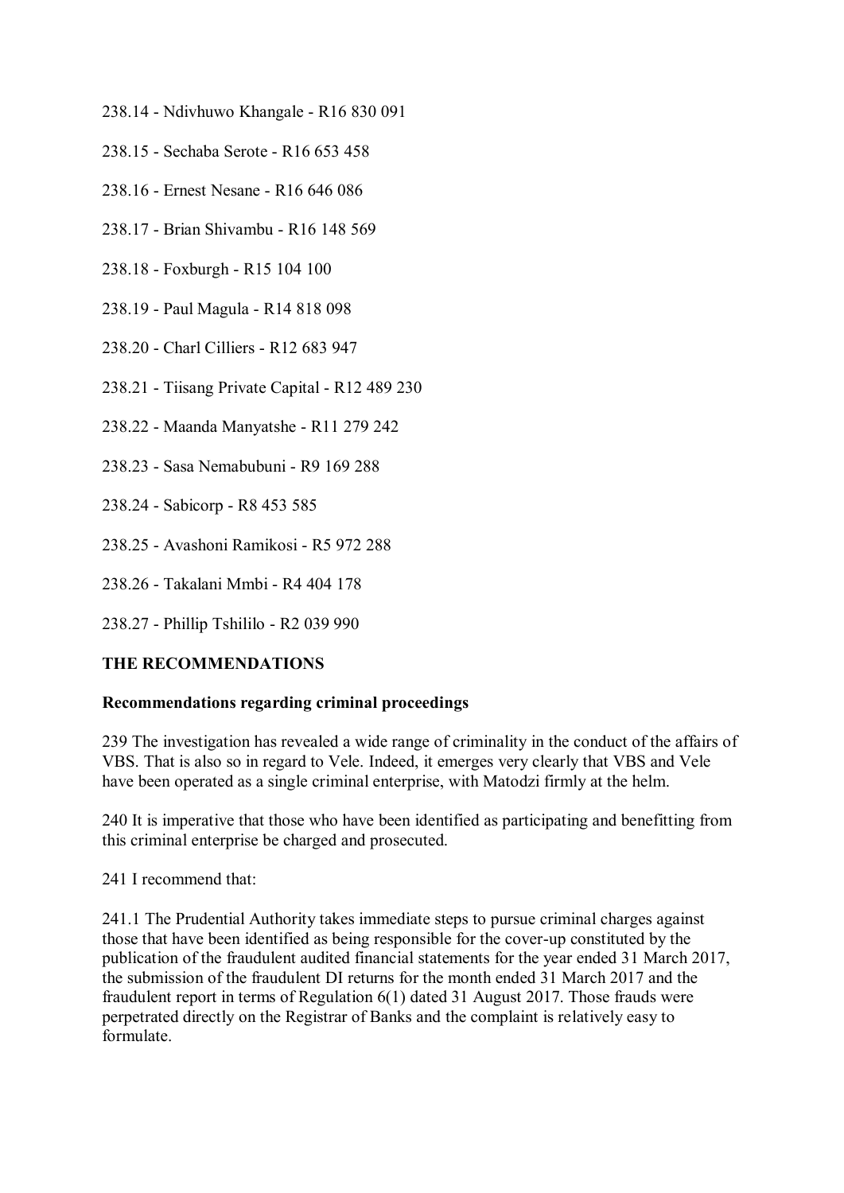238.14 - Ndivhuwo Khangale - R16 830 091

238.15 - Sechaba Serote - R16 653 458

238.16 - Ernest Nesane - R16 646 086

238.17 - Brian Shivambu - R16 148 569

238.18 - Foxburgh - R15 104 100

238.19 - Paul Magula - R14 818 098

238.20 - Charl Cilliers - R12 683 947

238.21 - Tiisang Private Capital - R12 489 230

238.22 - Maanda Manyatshe - R11 279 242

238.23 - Sasa Nemabubuni - R9 169 288

238.24 - Sabicorp - R8 453 585

238.25 - Avashoni Ramikosi - R5 972 288

238.26 - Takalani Mmbi - R4 404 178

238.27 - Phillip Tshililo - R2 039 990

## THE RECOMMENDATIONS

### Recommendations regarding criminal proceedings

239 The investigation has revealed a wide range of criminality in the conduct of the affairs of VBS. That is also so in regard to Vele. Indeed, it emerges very clearly that VBS and Vele have been operated as a single criminal enterprise, with Matodzi firmly at the helm.

240 It is imperative that those who have been identified as participating and benefitting from this criminal enterprise be charged and prosecuted.

241 I recommend that:

241.1 The Prudential Authority takes immediate steps to pursue criminal charges against those that have been identified as being responsible for the cover-up constituted by the publication of the fraudulent audited financial statements for the year ended 31 March 2017, the submission of the fraudulent DI returns for the month ended 31 March 2017 and the fraudulent report in terms of Regulation 6(1) dated 31 August 2017. Those frauds were perpetrated directly on the Registrar of Banks and the complaint is relatively easy to formulate.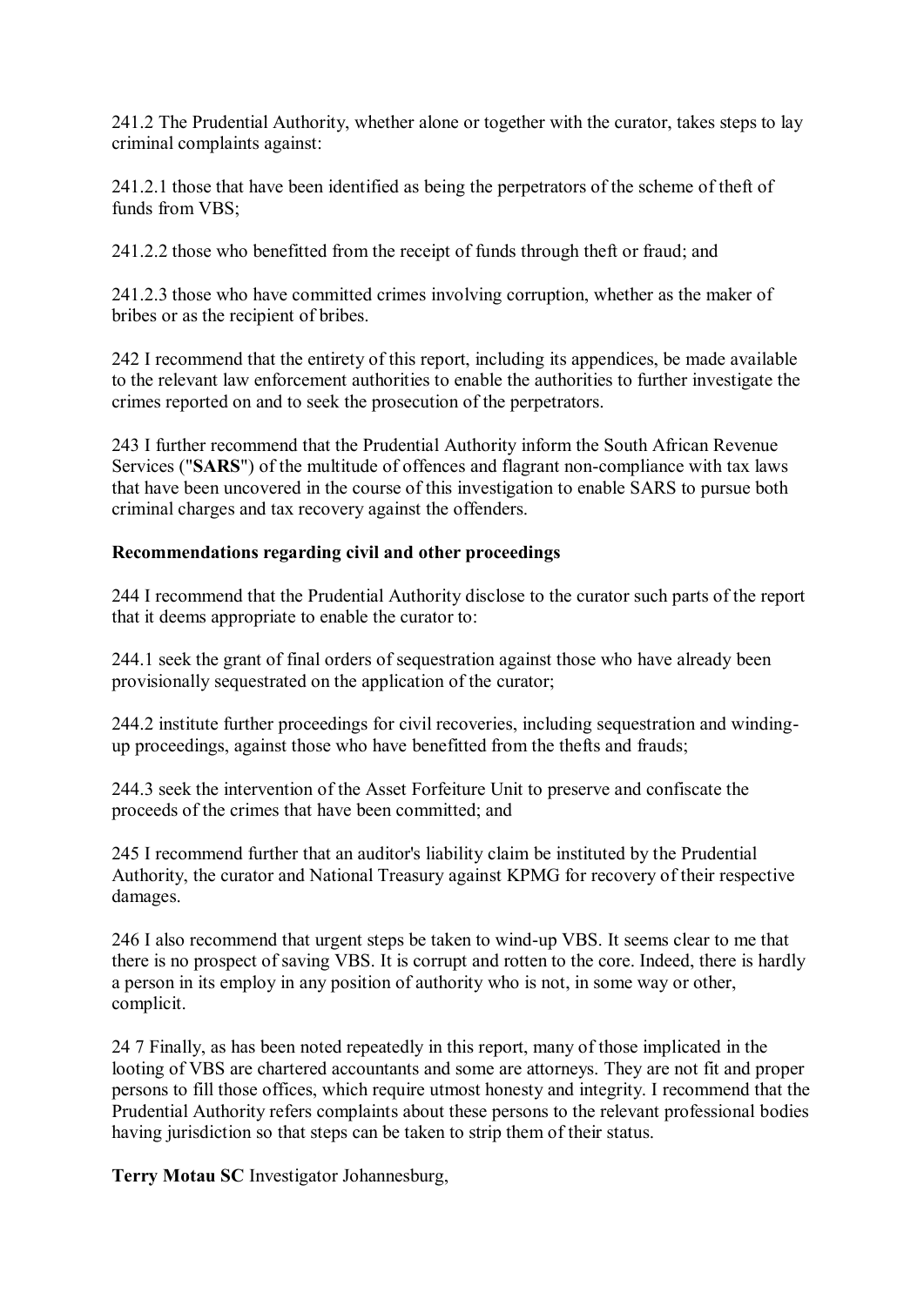241.2 The Prudential Authority, whether alone or together with the curator, takes steps to lay criminal complaints against:

241.2.1 those that have been identified as being the perpetrators of the scheme of theft of funds from VBS;

241.2.2 those who benefitted from the receipt of funds through theft or fraud; and

241.2.3 those who have committed crimes involving corruption, whether as the maker of bribes or as the recipient of bribes.

242 I recommend that the entirety of this report, including its appendices, be made available to the relevant law enforcement authorities to enable the authorities to further investigate the crimes reported on and to seek the prosecution of the perpetrators.

243 I further recommend that the Prudential Authority inform the South African Revenue Services ("**SARS**") of the multitude of offences and flagrant non-compliance with tax laws that have been uncovered in the course of this investigation to enable SARS to pursue both criminal charges and tax recovery against the offenders.

**Recommendations regarding civil and other proceedings**

244 I recommend that the Prudential Authority disclose to the curator such parts of the report that it deems appropriate to enable the curator to:

244.1 seek the grant of final orders of sequestration against those who have already been provisionally sequestrated on the application of the curator;

244.2 institute further proceedings for civil recoveries, including sequestration and winding-up proceedings, against those who have benefitted from the thefts and frauds;

244.3 seek the intervention of the Asset Forfeiture Unit to preserve and confiscate the proceeds of the crimes that have been committed; and

245 I recommend further that an auditor's liability claim be instituted by the Prudential Authority, the curator and National Treasury against KPMG for recovery of their respective damages.

246 I also recommend that urgent steps be taken to wind-up VBS. It seems clear to me that there is no prospect of saving VBS. It is corrupt and rotten to the core. Indeed, there is hardly a person in its employ in any position of authority who is not, in some way or other, complicit.

24 7 Finally, as has been noted repeatedly in this report, many of those implicated in the looting of VBS are chartered accountants and some are attorneys. They are not fit and proper persons to fill those offices, which require utmost honesty and integrity. I recommend that the Prudential Authority refers complaints about these persons to the relevant professional bodies having jurisdiction so that steps can be taken to strip them of their status.

**Terry Motau SC** Investigator Johannesburg,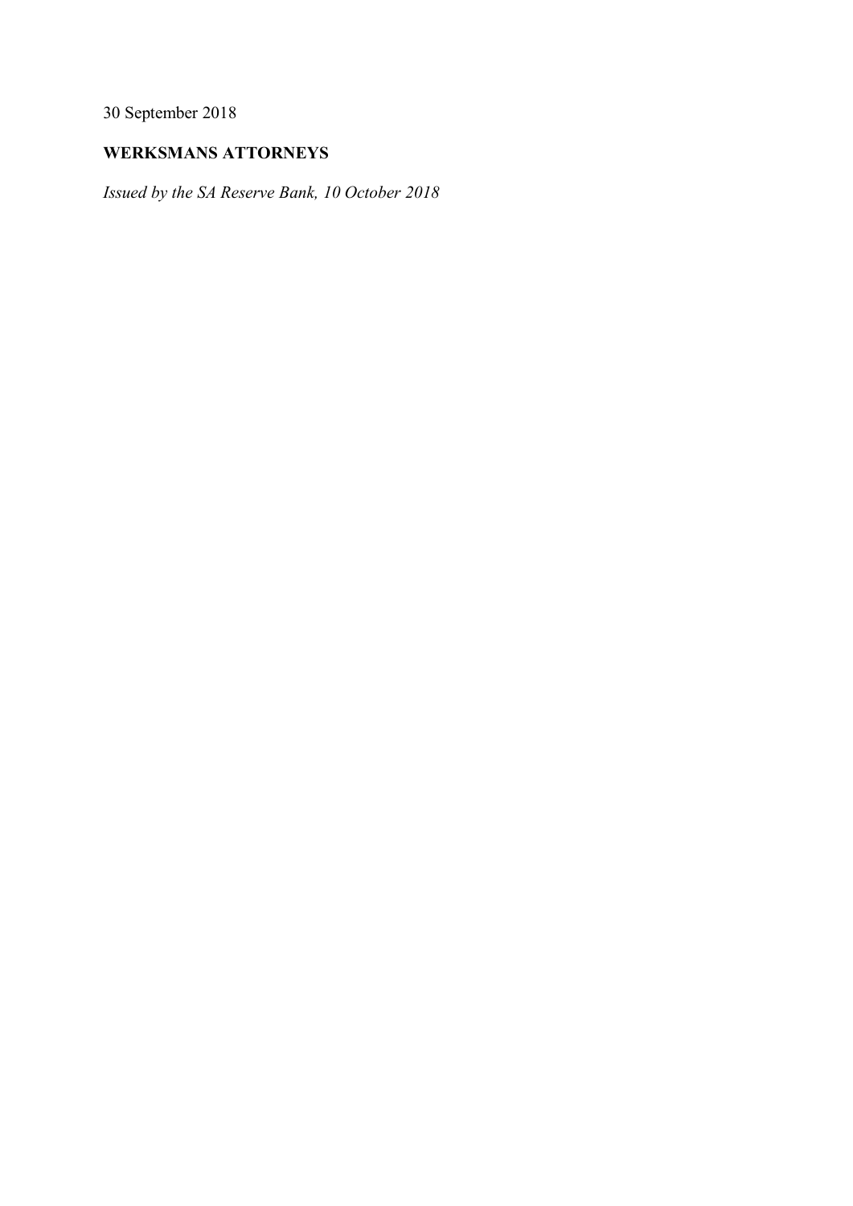30 September 2018

**WERKSMANS ATTORNEYS**

*Issued by the SA Reserve Bank, 10 October 2018*